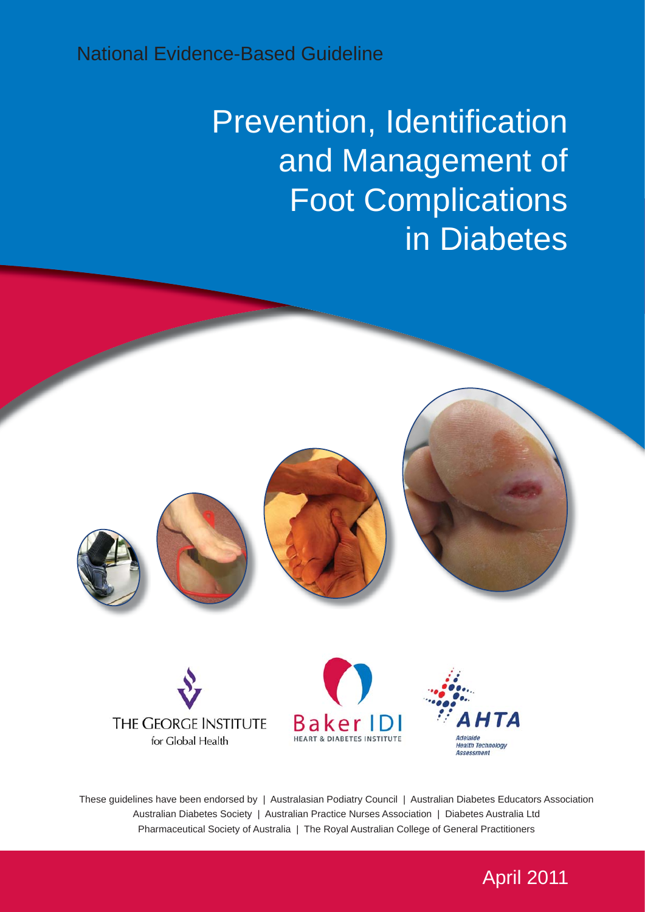National Evidence-Based Guideline

# Prevention, Identification and Management of Foot Complications in Diabetes

THE GEORGE INSTITUTE for Global Health

Baker IDI HEART & DIABETES INSTITUTE

AHTA Adelaide Health Technology Assessment

These guidelines have been endorsed by | Australasian Podiatry Council | Australian Diabetes Educators Association | Australian Diabetes Society | Australian Practice Nurses Association | Diabetes Australia Ltd | Pharmaceutical Society of Australia | The Royal Australian College of General Practitioners

April 2011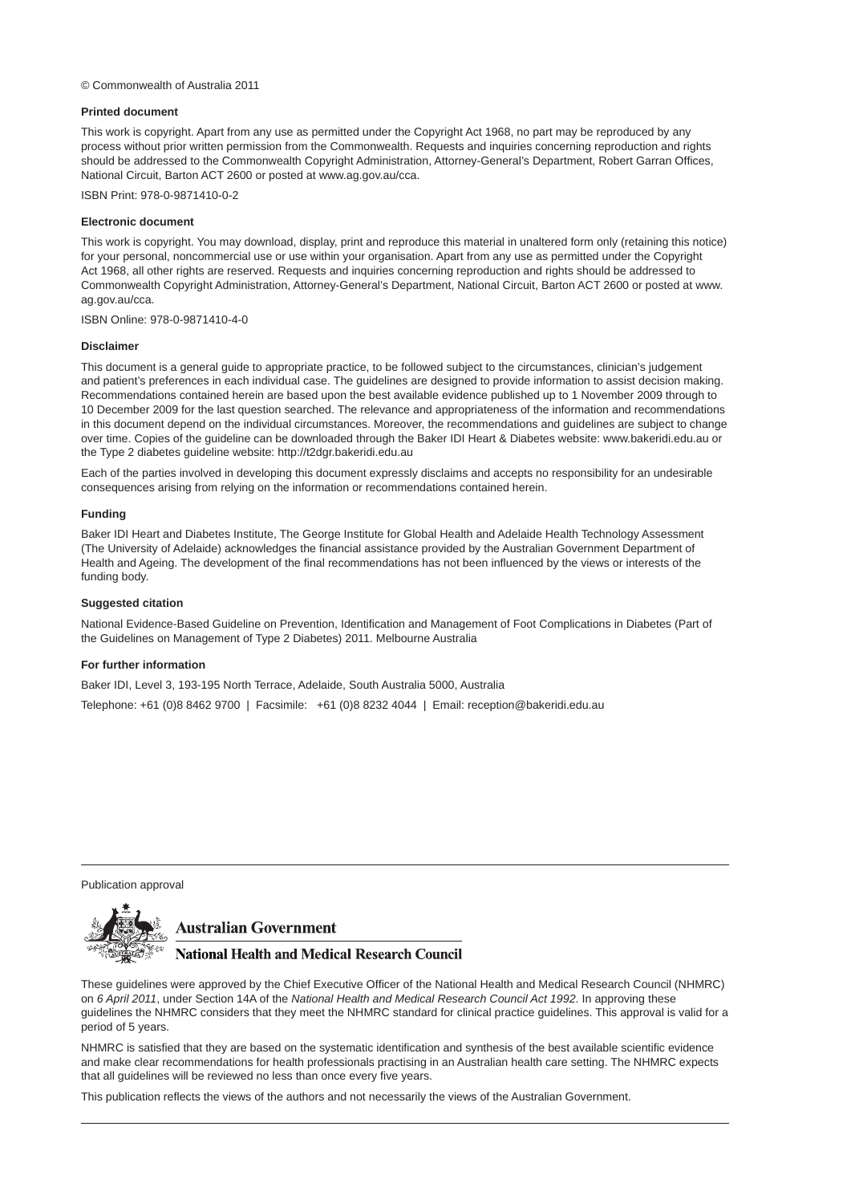© Commonwealth of Australia 2011

**Printed document**

This work is copyright. Apart from any use as permitted under the Copyright Act 1968, no part may be reproduced by any process without prior written permission from the Commonwealth. Requests and inquiries concerning reproduction and rights should be addressed to the Commonwealth Copyright Administration, Attorney-General's Department, Robert Garran Offices, National Circuit, Barton ACT 2600 or posted at www.ag.gov.au/cca.

ISBN Print: 978-0-9871410-0-2

**Electronic document**

This work is copyright. You may download, display, print and reproduce this material in unaltered form only (retaining this notice) for your personal, noncommercial use or use within your organisation. Apart from any use as permitted under the Copyright Act 1968, all other rights are reserved. Requests and inquiries concerning reproduction and rights should be addressed to Commonwealth Copyright Administration, Attorney-General's Department, National Circuit, Barton ACT 2600 or posted at www.ag.gov.au/cca.

ISBN Online: 978-0-9871410-4-0

**Disclaimer**

This document is a general guide to appropriate practice, to be followed subject to the circumstances, clinician's judgement and patient's preferences in each individual case. The guidelines are designed to provide information to assist decision making. Recommendations contained herein are based upon the best available evidence published up to 1 November 2009 through to 10 December 2009 for the last question searched. The relevance and appropriateness of the information and recommendations in this document depend on the individual circumstances. Moreover, the recommendations and guidelines are subject to change over time. Copies of the guideline can be downloaded through the Baker IDI Heart & Diabetes website: www.bakeridi.edu.au or the Type 2 diabetes guideline website: http://t2dgr.bakeridi.edu.au

Each of the parties involved in developing this document expressly disclaims and accepts no responsibility for an undesirable consequences arising from relying on the information or recommendations contained herein.

**Funding**

Baker IDI Heart and Diabetes Institute, The George Institute for Global Health and Adelaide Health Technology Assessment (The University of Adelaide) acknowledges the financial assistance provided by the Australian Government Department of Health and Ageing. The development of the final recommendations has not been influenced by the views or interests of the funding body.

**Suggested citation**

National Evidence-Based Guideline on Prevention, Identification and Management of Foot Complications in Diabetes (Part of the Guidelines on Management of Type 2 Diabetes) 2011. Melbourne Australia

**For further information**

Baker IDI, Level 3, 193-195 North Terrace, Adelaide, South Australia 5000, Australia

Telephone: +61 (0)8 8462 9700 | Facsimile: +61 (0)8 8232 4044 | Email: reception@bakeridi.edu.au

---

Publication approval

**Australian Government**

**National Health and Medical Research Council**

These guidelines were approved by the Chief Executive Officer of the National Health and Medical Research Council (NHMRC) on *6 April 2011*, under Section 14A of the *National Health and Medical Research Council Act 1992*. In approving these guidelines the NHMRC considers that they meet the NHMRC standard for clinical practice guidelines. This approval is valid for a period of 5 years.

NHMRC is satisfied that they are based on the systematic identification and synthesis of the best available scientific evidence and make clear recommendations for health professionals practising in an Australian health care setting. The NHMRC expects that all guidelines will be reviewed no less than once every five years.

This publication reflects the views of the authors and not necessarily the views of the Australian Government.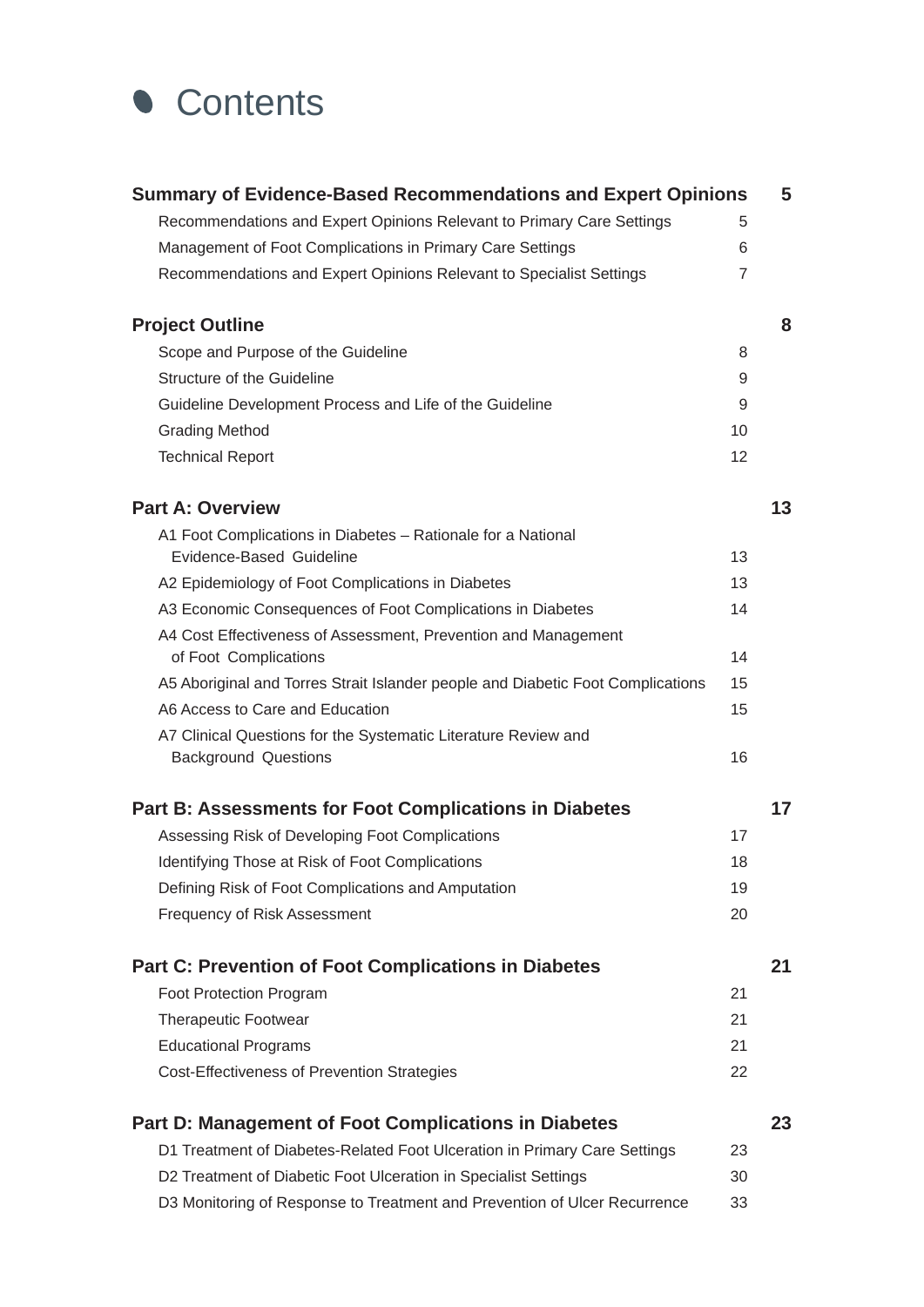# Contents

| | |
|---|---|
| **Summary of Evidence-Based Recommendations and Expert Opinions** | **5** |
| Recommendations and Expert Opinions Relevant to Primary Care Settings | 5 |
| Management of Foot Complications in Primary Care Settings | 6 |
| Recommendations and Expert Opinions Relevant to Specialist Settings | 7 |
| **Project Outline** | **8** |
| Scope and Purpose of the Guideline | 8 |
| Structure of the Guideline | 9 |
| Guideline Development Process and Life of the Guideline | 9 |
| Grading Method | 10 |
| Technical Report | 12 |
| **Part A: Overview** | **13** |
| A1 Foot Complications in Diabetes – Rationale for a National Evidence-Based Guideline | 13 |
| A2 Epidemiology of Foot Complications in Diabetes | 13 |
| A3 Economic Consequences of Foot Complications in Diabetes | 14 |
| A4 Cost Effectiveness of Assessment, Prevention and Management of Foot Complications | 14 |
| A5 Aboriginal and Torres Strait Islander people and Diabetic Foot Complications | 15 |
| A6 Access to Care and Education | 15 |
| A7 Clinical Questions for the Systematic Literature Review and Background Questions | 16 |
| **Part B: Assessments for Foot Complications in Diabetes** | **17** |
| Assessing Risk of Developing Foot Complications | 17 |
| Identifying Those at Risk of Foot Complications | 18 |
| Defining Risk of Foot Complications and Amputation | 19 |
| Frequency of Risk Assessment | 20 |
| **Part C: Prevention of Foot Complications in Diabetes** | **21** |
| Foot Protection Program | 21 |
| Therapeutic Footwear | 21 |
| Educational Programs | 21 |
| Cost-Effectiveness of Prevention Strategies | 22 |
| **Part D: Management of Foot Complications in Diabetes** | **23** |
| D1 Treatment of Diabetes-Related Foot Ulceration in Primary Care Settings | 23 |
| D2 Treatment of Diabetic Foot Ulceration in Specialist Settings | 30 |
| D3 Monitoring of Response to Treatment and Prevention of Ulcer Recurrence | 33 |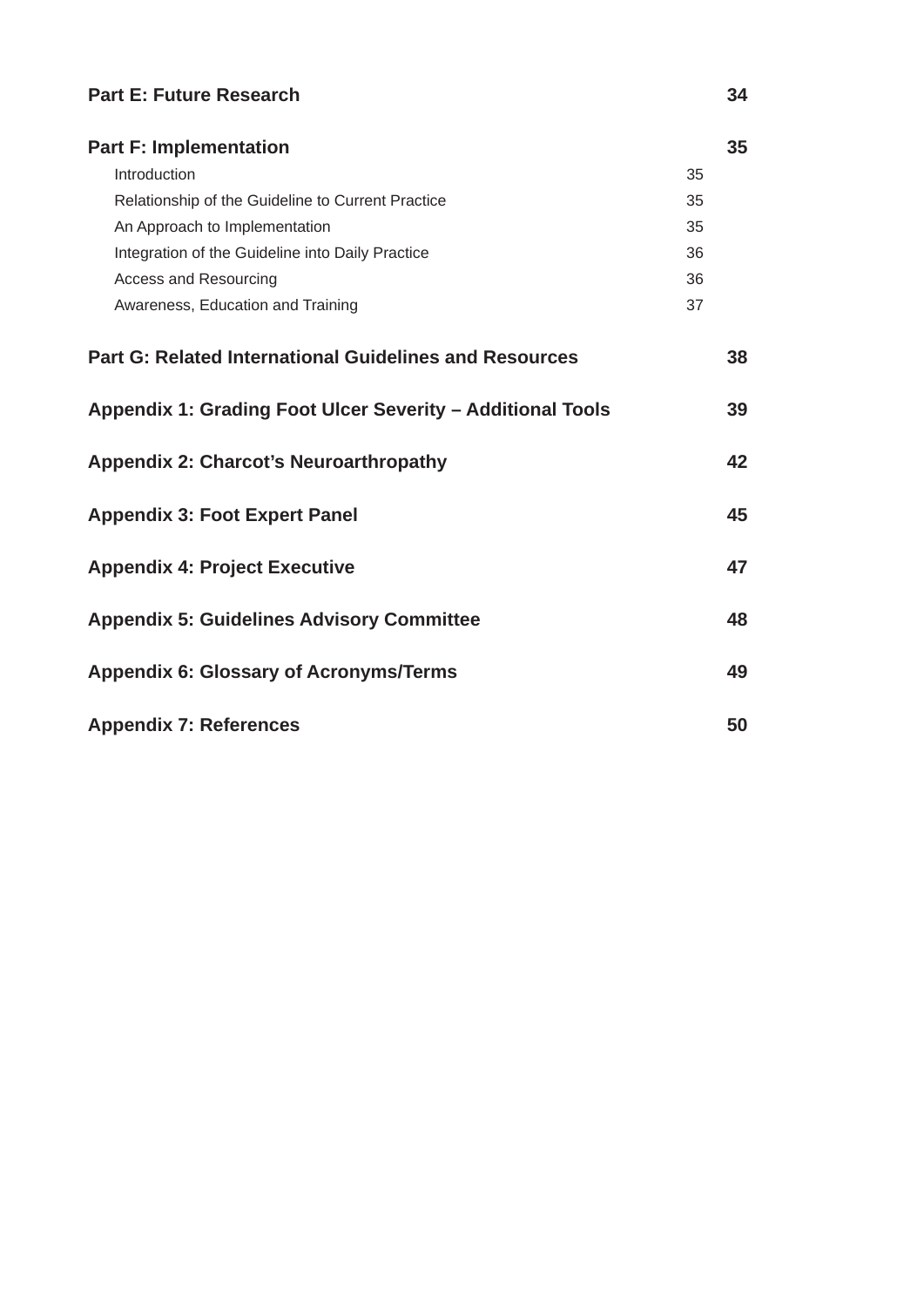| | |
|---|---|
| **Part E: Future Research** | **34** |
| **Part F: Implementation** | **35** |
| Introduction | 35 |
| Relationship of the Guideline to Current Practice | 35 |
| An Approach to Implementation | 35 |
| Integration of the Guideline into Daily Practice | 36 |
| Access and Resourcing | 36 |
| Awareness, Education and Training | 37 |
| **Part G: Related International Guidelines and Resources** | **38** |
| **Appendix 1: Grading Foot Ulcer Severity – Additional Tools** | **39** |
| **Appendix 2: Charcot's Neuroarthropathy** | **42** |
| **Appendix 3: Foot Expert Panel** | **45** |
| **Appendix 4: Project Executive** | **47** |
| **Appendix 5: Guidelines Advisory Committee** | **48** |
| **Appendix 6: Glossary of Acronyms/Terms** | **49** |
| **Appendix 7: References** | **50** |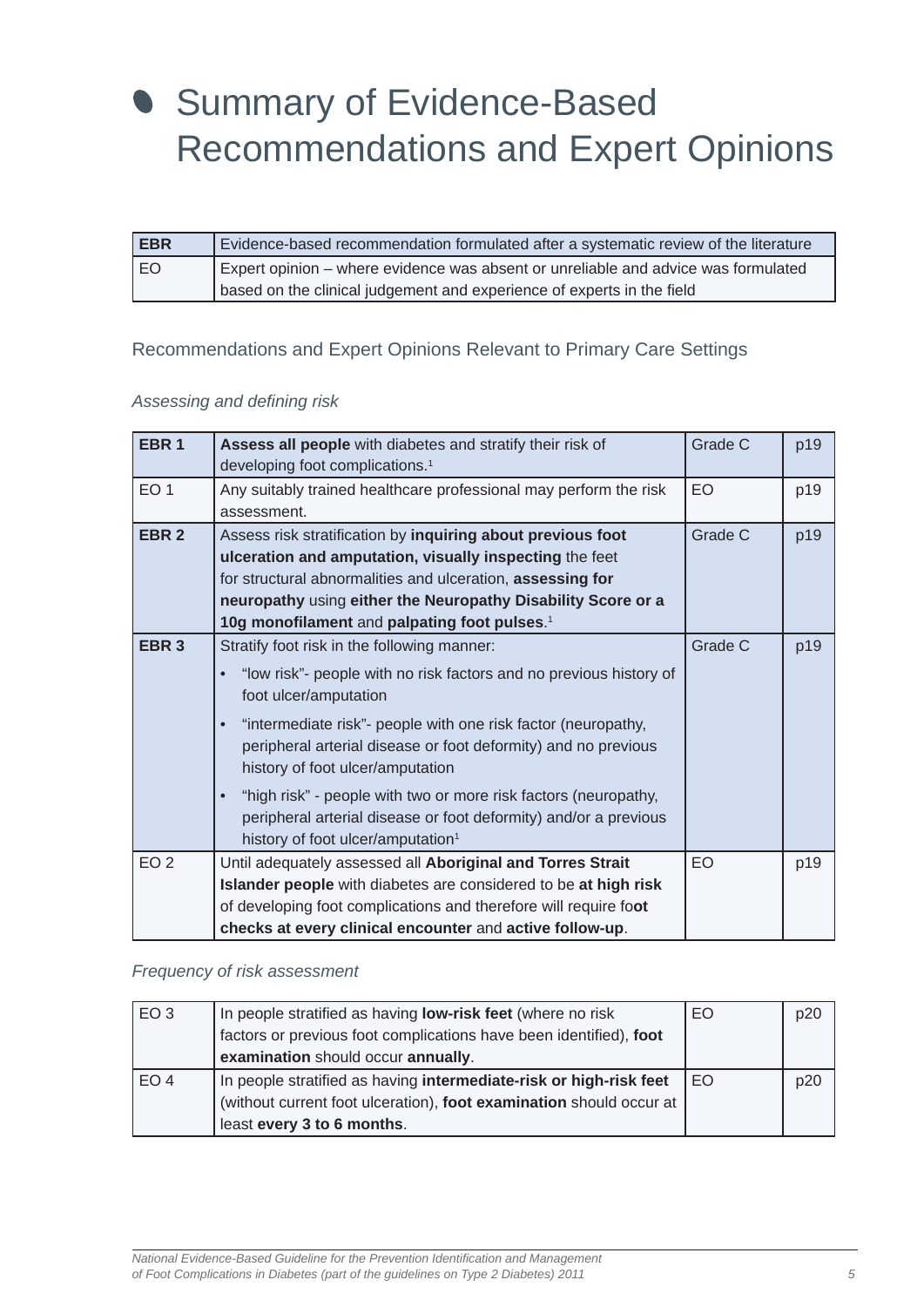# Summary of Evidence-Based Recommendations and Expert Opinions

| **EBR** | Evidence-based recommendation formulated after a systematic review of the literature |
|---|---|
| EO | Expert opinion – where evidence was absent or unreliable and advice was formulated based on the clinical judgement and experience of experts in the field |

## Recommendations and Expert Opinions Relevant to Primary Care Settings

*Assessing and defining risk*

| | | | |
|---|---|---|---|
| **EBR 1** | **Assess all people** with diabetes and stratify their risk of developing foot complications.[1] | Grade C | p19 |
| EO 1 | Any suitably trained healthcare professional may perform the risk assessment. | EO | p19 |
| **EBR 2** | Assess risk stratification by **inquiring about previous foot ulceration and amputation, visually inspecting** the feet for structural abnormalities and ulceration, **assessing for neuropathy** using **either the Neuropathy Disability Score or a 10g monofilament** and **palpating foot pulses**.[1] | Grade C | p19 |
| **EBR 3** | Stratify foot risk in the following manner: <br>• "low risk"- people with no risk factors and no previous history of foot ulcer/amputation <br>• "intermediate risk"- people with one risk factor (neuropathy, peripheral arterial disease or foot deformity) and no previous history of foot ulcer/amputation <br>• "high risk" - people with two or more risk factors (neuropathy, peripheral arterial disease or foot deformity) and/or a previous history of foot ulcer/amputation[1] | Grade C | p19 |
| EO 2 | Until adequately assessed all **Aboriginal and Torres Strait Islander people** with diabetes are considered to be **at high risk** of developing foot complications and therefore will require fo**ot checks at every clinical encounter** and **active follow-up**. | EO | p19 |

*Frequency of risk assessment*

| | | | |
|---|---|---|---|
| EO 3 | In people stratified as having **low-risk feet** (where no risk factors or previous foot complications have been identified), **foot examination** should occur **annually**. | EO | p20 |
| EO 4 | In people stratified as having **intermediate-risk or high-risk feet** (without current foot ulceration), **foot examination** should occur at least **every 3 to 6 months**. | EO | p20 |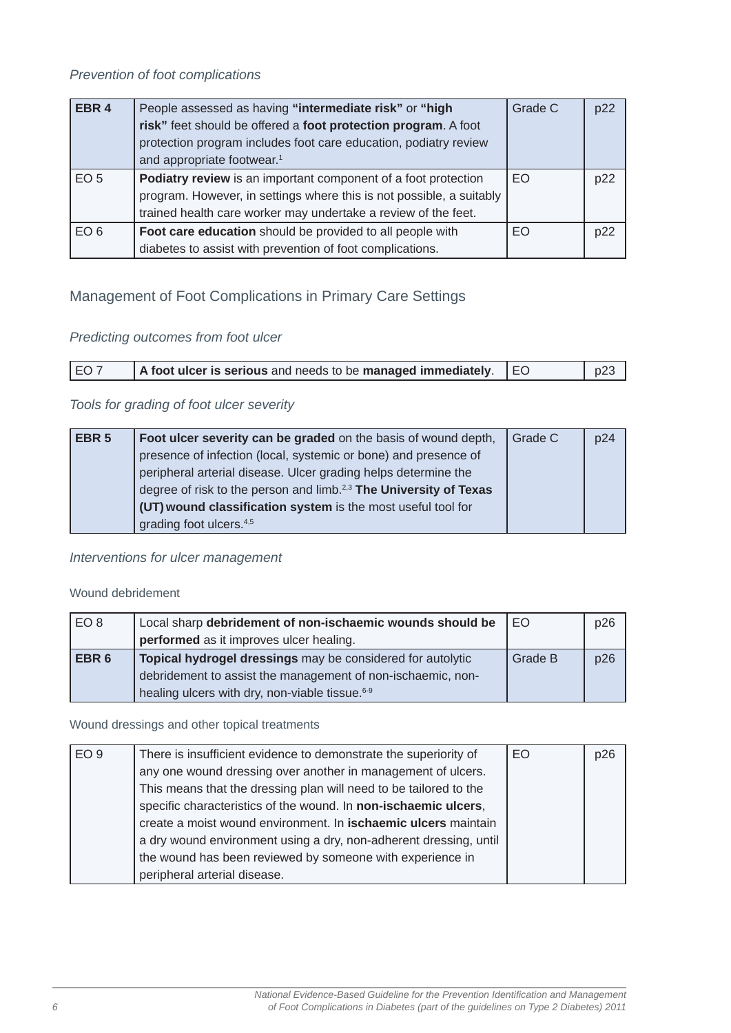*Prevention of foot complications*

| | | | |
|---|---|---|---|
| **EBR 4** | People assessed as having **"intermediate risk"** or **"high risk"** feet should be offered a **foot protection program**. A foot protection program includes foot care education, podiatry review and appropriate footwear.[1] | Grade C | p22 |
| EO 5 | **Podiatry review** is an important component of a foot protection program. However, in settings where this is not possible, a suitably trained health care worker may undertake a review of the feet. | EO | p22 |
| EO 6 | **Foot care education** should be provided to all people with diabetes to assist with prevention of foot complications. | EO | p22 |

## Management of Foot Complications in Primary Care Settings

*Predicting outcomes from foot ulcer*

| | | | |
|---|---|---|---|
| EO 7 | **A foot ulcer is serious** and needs to be **managed immediately**. | EO | p23 |

*Tools for grading of foot ulcer severity*

| | | | |
|---|---|---|---|
| **EBR 5** | **Foot ulcer severity can be graded** on the basis of wound depth, presence of infection (local, systemic or bone) and presence of peripheral arterial disease. Ulcer grading helps determine the degree of risk to the person and limb.[2,3] **The University of Texas (UT) wound classification system** is the most useful tool for grading foot ulcers.[4,5] | Grade C | p24 |

*Interventions for ulcer management*

Wound debridement

| | | | |
|---|---|---|---|
| EO 8 | Local sharp **debridement of non-ischaemic wounds should be performed** as it improves ulcer healing. | EO | p26 |
| **EBR 6** | **Topical hydrogel dressings** may be considered for autolytic debridement to assist the management of non-ischaemic, non-healing ulcers with dry, non-viable tissue.[6-9] | Grade B | p26 |

Wound dressings and other topical treatments

| | | | |
|---|---|---|---|
| EO 9 | There is insufficient evidence to demonstrate the superiority of any one wound dressing over another in management of ulcers. This means that the dressing plan will need to be tailored to the specific characteristics of the wound. In **non-ischaemic ulcers**, create a moist wound environment. In **ischaemic ulcers** maintain a dry wound environment using a dry, non-adherent dressing, until the wound has been reviewed by someone with experience in peripheral arterial disease. | EO | p26 |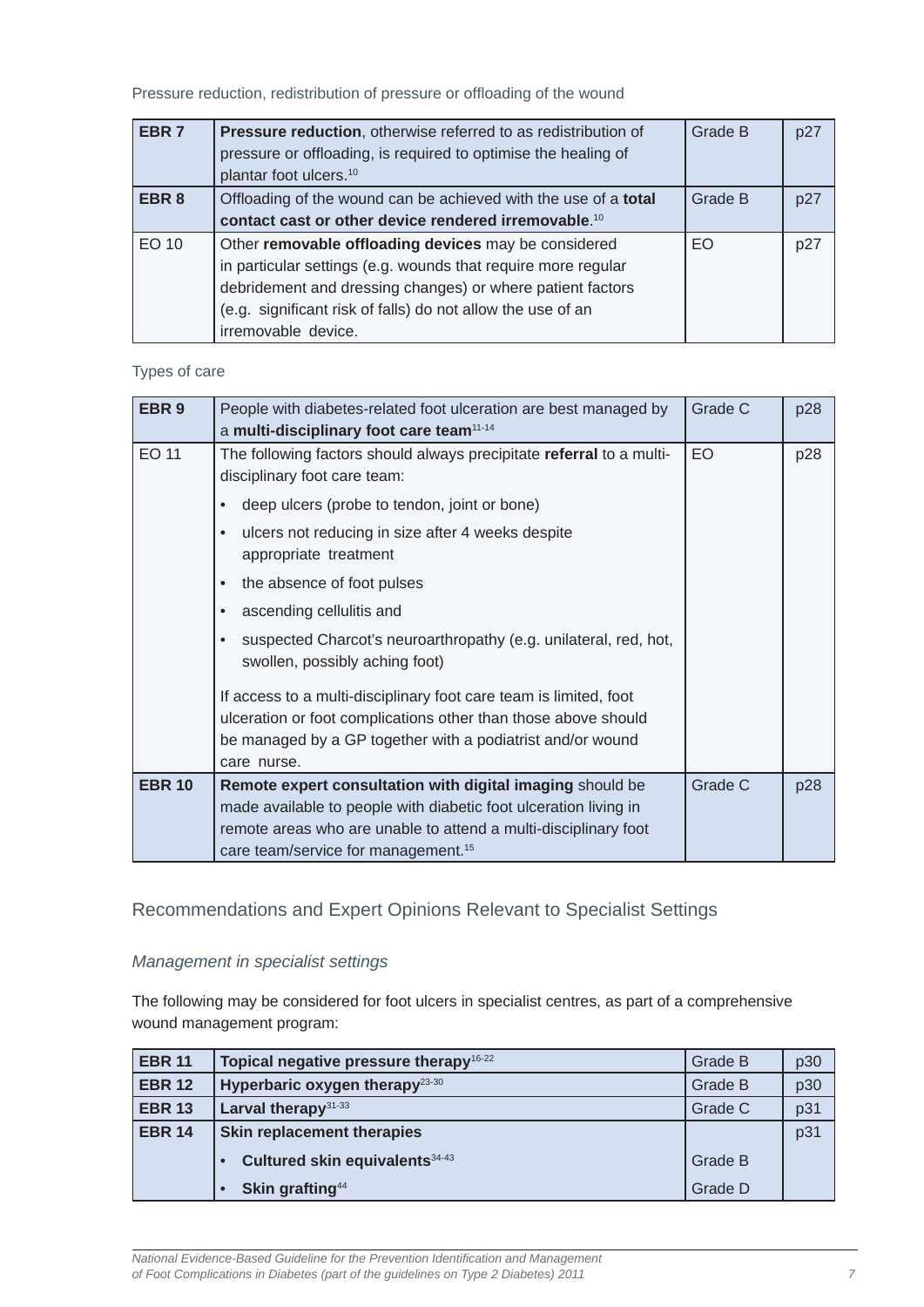Pressure reduction, redistribution of pressure or offloading of the wound

| | | | |
|---|---|---|---|
| **EBR 7** | **Pressure reduction**, otherwise referred to as redistribution of pressure or offloading, is required to optimise the healing of plantar foot ulcers.[10] | Grade B | p27 |
| **EBR 8** | Offloading of the wound can be achieved with the use of a **total contact cast or other device rendered irremovable**.[10] | Grade B | p27 |
| EO 10 | Other **removable offloading devices** may be considered in particular settings (e.g. wounds that require more regular debridement and dressing changes) or where patient factors (e.g. significant risk of falls) do not allow the use of an irremovable device. | EO | p27 |

Types of care

| | | | |
|---|---|---|---|
| **EBR 9** | People with diabetes-related foot ulceration are best managed by a **multi-disciplinary foot care team**[11-14] | Grade C | p28 |
| EO 11 | The following factors should always precipitate **referral** to a multi-disciplinary foot care team:<br>• deep ulcers (probe to tendon, joint or bone)<br>• ulcers not reducing in size after 4 weeks despite appropriate treatment<br>• the absence of foot pulses<br>• ascending cellulitis and<br>• suspected Charcot's neuroarthropathy (e.g. unilateral, red, hot, swollen, possibly aching foot)<br><br>If access to a multi-disciplinary foot care team is limited, foot ulceration or foot complications other than those above should be managed by a GP together with a podiatrist and/or wound care nurse. | EO | p28 |
| **EBR 10** | **Remote expert consultation with digital imaging** should be made available to people with diabetic foot ulceration living in remote areas who are unable to attend a multi-disciplinary foot care team/service for management.[15] | Grade C | p28 |

## Recommendations and Expert Opinions Relevant to Specialist Settings

### *Management in specialist settings*

The following may be considered for foot ulcers in specialist centres, as part of a comprehensive wound management program:

| | | | |
|---|---|---|---|
| **EBR 11** | **Topical negative pressure therapy**[16-22] | Grade B | p30 |
| **EBR 12** | **Hyperbaric oxygen therapy**[23-30] | Grade B | p30 |
| **EBR 13** | **Larval therapy**[31-33] | Grade C | p31 |
| **EBR 14** | **Skin replacement therapies** | | p31 |
| | • **Cultured skin equivalents**[34-43] | Grade B | |
| | • **Skin grafting**[44] | Grade D | |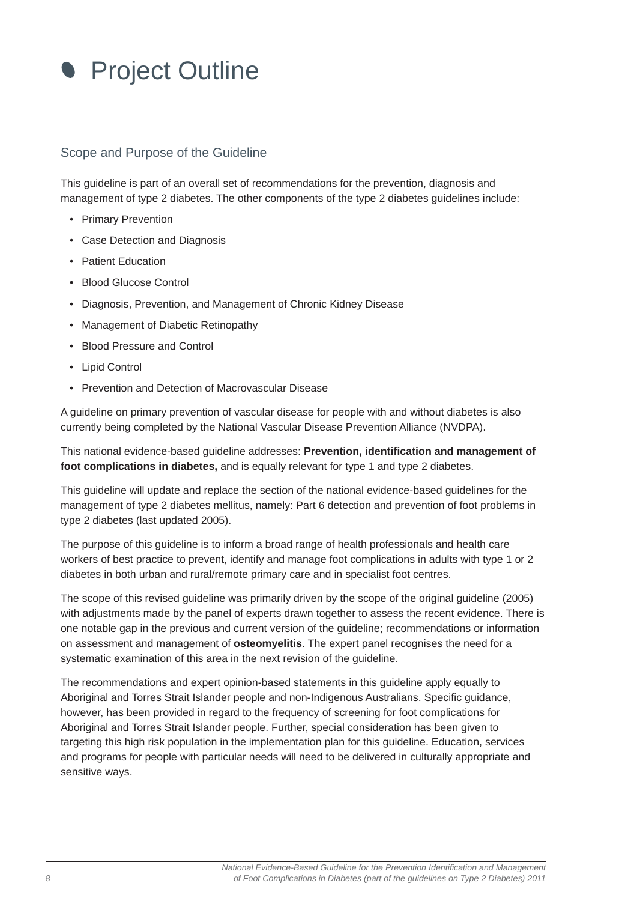# Project Outline

## Scope and Purpose of the Guideline

This guideline is part of an overall set of recommendations for the prevention, diagnosis and management of type 2 diabetes. The other components of the type 2 diabetes guidelines include:

- Primary Prevention
- Case Detection and Diagnosis
- Patient Education
- Blood Glucose Control
- Diagnosis, Prevention, and Management of Chronic Kidney Disease
- Management of Diabetic Retinopathy
- Blood Pressure and Control
- Lipid Control
- Prevention and Detection of Macrovascular Disease

A guideline on primary prevention of vascular disease for people with and without diabetes is also currently being completed by the National Vascular Disease Prevention Alliance (NVDPA).

This national evidence-based guideline addresses: **Prevention, identification and management of foot complications in diabetes,** and is equally relevant for type 1 and type 2 diabetes.

This guideline will update and replace the section of the national evidence-based guidelines for the management of type 2 diabetes mellitus, namely: Part 6 detection and prevention of foot problems in type 2 diabetes (last updated 2005).

The purpose of this guideline is to inform a broad range of health professionals and health care workers of best practice to prevent, identify and manage foot complications in adults with type 1 or 2 diabetes in both urban and rural/remote primary care and in specialist foot centres.

The scope of this revised guideline was primarily driven by the scope of the original guideline (2005) with adjustments made by the panel of experts drawn together to assess the recent evidence. There is one notable gap in the previous and current version of the guideline; recommendations or information on assessment and management of **osteomyelitis**. The expert panel recognises the need for a systematic examination of this area in the next revision of the guideline.

The recommendations and expert opinion-based statements in this guideline apply equally to Aboriginal and Torres Strait Islander people and non-Indigenous Australians. Specific guidance, however, has been provided in regard to the frequency of screening for foot complications for Aboriginal and Torres Strait Islander people. Further, special consideration has been given to targeting this high risk population in the implementation plan for this guideline. Education, services and programs for people with particular needs will need to be delivered in culturally appropriate and sensitive ways.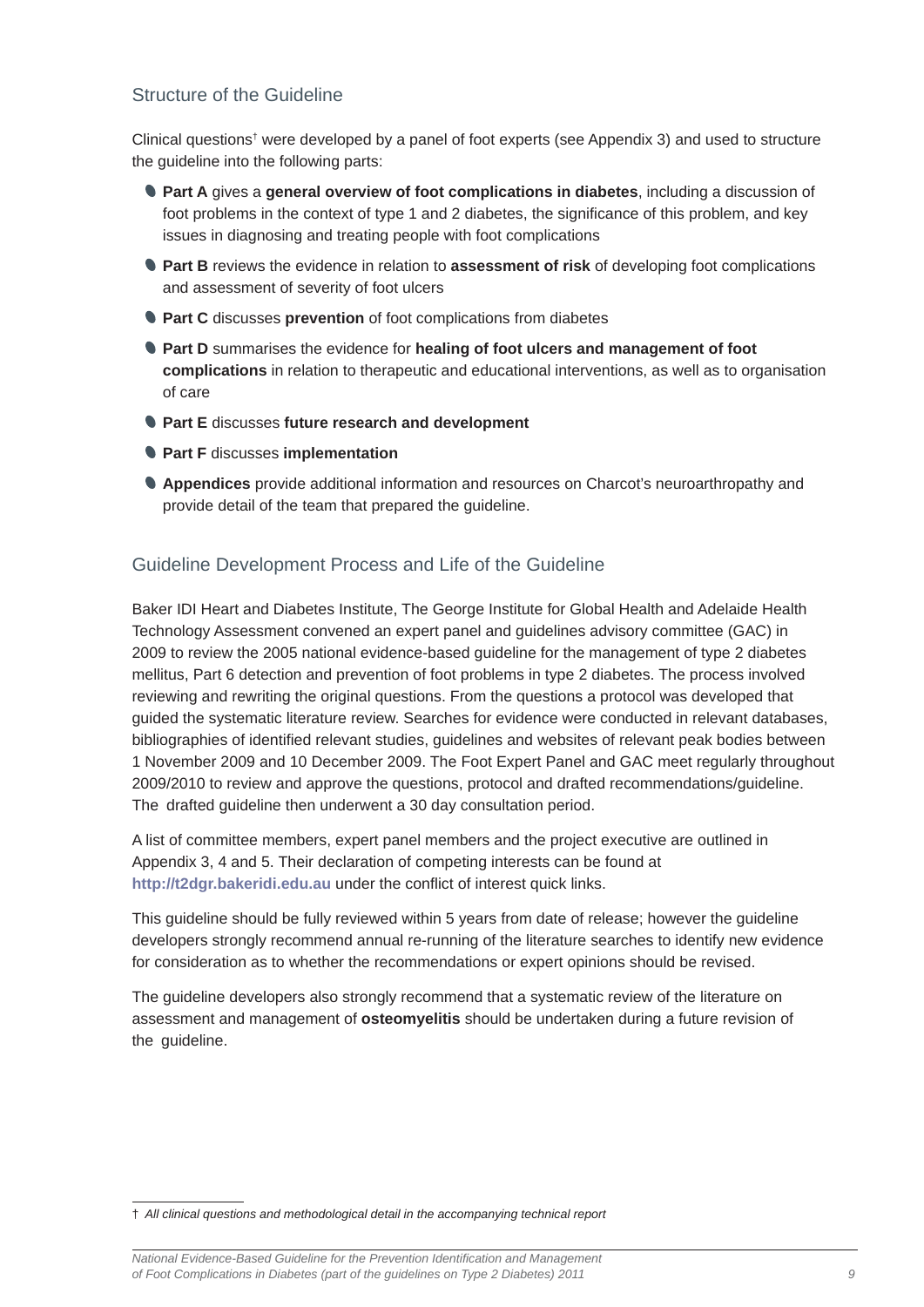## Structure of the Guideline

Clinical questions[†] were developed by a panel of foot experts (see Appendix 3) and used to structure the guideline into the following parts:

- **Part A** gives a **general overview of foot complications in diabetes**, including a discussion of foot problems in the context of type 1 and 2 diabetes, the significance of this problem, and key issues in diagnosing and treating people with foot complications
- **Part B** reviews the evidence in relation to **assessment of risk** of developing foot complications and assessment of severity of foot ulcers
- **Part C** discusses **prevention** of foot complications from diabetes
- **Part D** summarises the evidence for **healing of foot ulcers and management of foot complications** in relation to therapeutic and educational interventions, as well as to organisation of care
- **Part E** discusses **future research and development**
- **Part F** discusses **implementation**
- **Appendices** provide additional information and resources on Charcot's neuroarthropathy and provide detail of the team that prepared the guideline.

## Guideline Development Process and Life of the Guideline

Baker IDI Heart and Diabetes Institute, The George Institute for Global Health and Adelaide Health Technology Assessment convened an expert panel and guidelines advisory committee (GAC) in 2009 to review the 2005 national evidence-based guideline for the management of type 2 diabetes mellitus, Part 6 detection and prevention of foot problems in type 2 diabetes. The process involved reviewing and rewriting the original questions. From the questions a protocol was developed that guided the systematic literature review. Searches for evidence were conducted in relevant databases, bibliographies of identified relevant studies, guidelines and websites of relevant peak bodies between 1 November 2009 and 10 December 2009. The Foot Expert Panel and GAC meet regularly throughout 2009/2010 to review and approve the questions, protocol and drafted recommendations/guideline. The drafted guideline then underwent a 30 day consultation period.

A list of committee members, expert panel members and the project executive are outlined in Appendix 3, 4 and 5. Their declaration of competing interests can be found at **http://t2dgr.bakeridi.edu.au** under the conflict of interest quick links.

This guideline should be fully reviewed within 5 years from date of release; however the guideline developers strongly recommend annual re-running of the literature searches to identify new evidence for consideration as to whether the recommendations or expert opinions should be revised.

The guideline developers also strongly recommend that a systematic review of the literature on assessment and management of **osteomyelitis** should be undertaken during a future revision of the guideline.

---

† *All clinical questions and methodological detail in the accompanying technical report*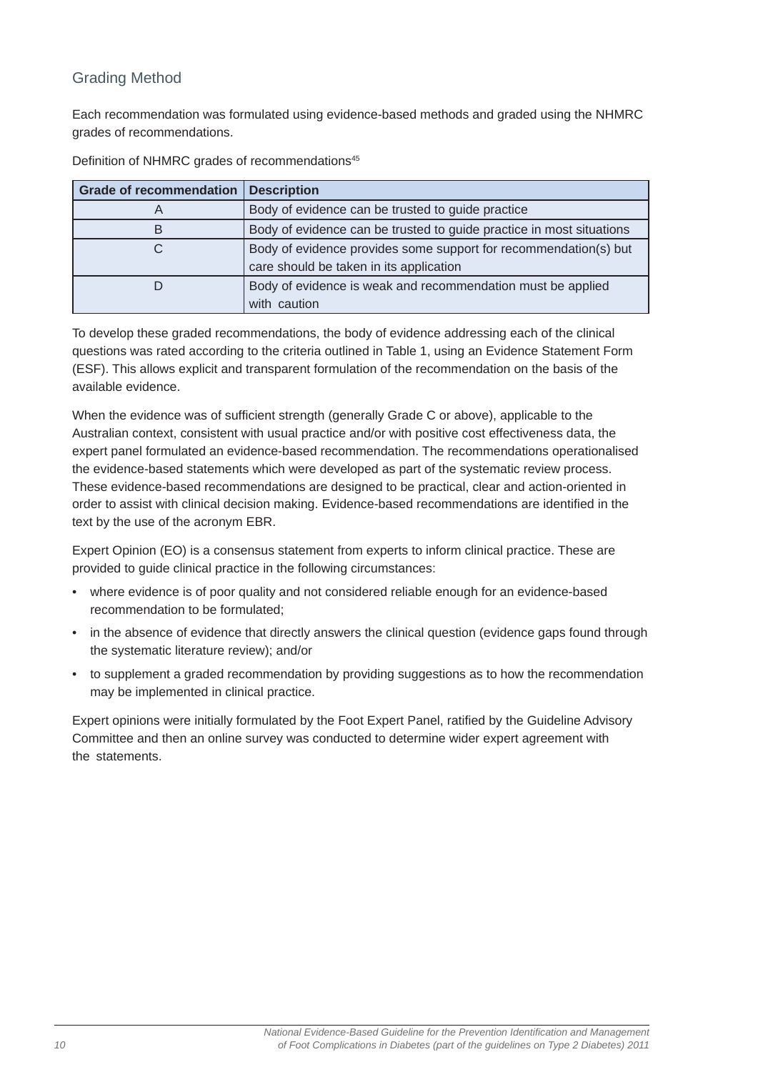## Grading Method

Each recommendation was formulated using evidence-based methods and graded using the NHMRC grades of recommendations.

Definition of NHMRC grades of recommendations[45]

| Grade of recommendation | Description |
|---|---|
| A | Body of evidence can be trusted to guide practice |
| B | Body of evidence can be trusted to guide practice in most situations |
| C | Body of evidence provides some support for recommendation(s) but care should be taken in its application |
| D | Body of evidence is weak and recommendation must be applied with caution |

To develop these graded recommendations, the body of evidence addressing each of the clinical questions was rated according to the criteria outlined in Table 1, using an Evidence Statement Form (ESF). This allows explicit and transparent formulation of the recommendation on the basis of the available evidence.

When the evidence was of sufficient strength (generally Grade C or above), applicable to the Australian context, consistent with usual practice and/or with positive cost effectiveness data, the expert panel formulated an evidence-based recommendation. The recommendations operationalised the evidence-based statements which were developed as part of the systematic review process. These evidence-based recommendations are designed to be practical, clear and action-oriented in order to assist with clinical decision making. Evidence-based recommendations are identified in the text by the use of the acronym EBR.

Expert Opinion (EO) is a consensus statement from experts to inform clinical practice. These are provided to guide clinical practice in the following circumstances:

- where evidence is of poor quality and not considered reliable enough for an evidence-based recommendation to be formulated;
- in the absence of evidence that directly answers the clinical question (evidence gaps found through the systematic literature review); and/or
- to supplement a graded recommendation by providing suggestions as to how the recommendation may be implemented in clinical practice.

Expert opinions were initially formulated by the Foot Expert Panel, ratified by the Guideline Advisory Committee and then an online survey was conducted to determine wider expert agreement with the statements.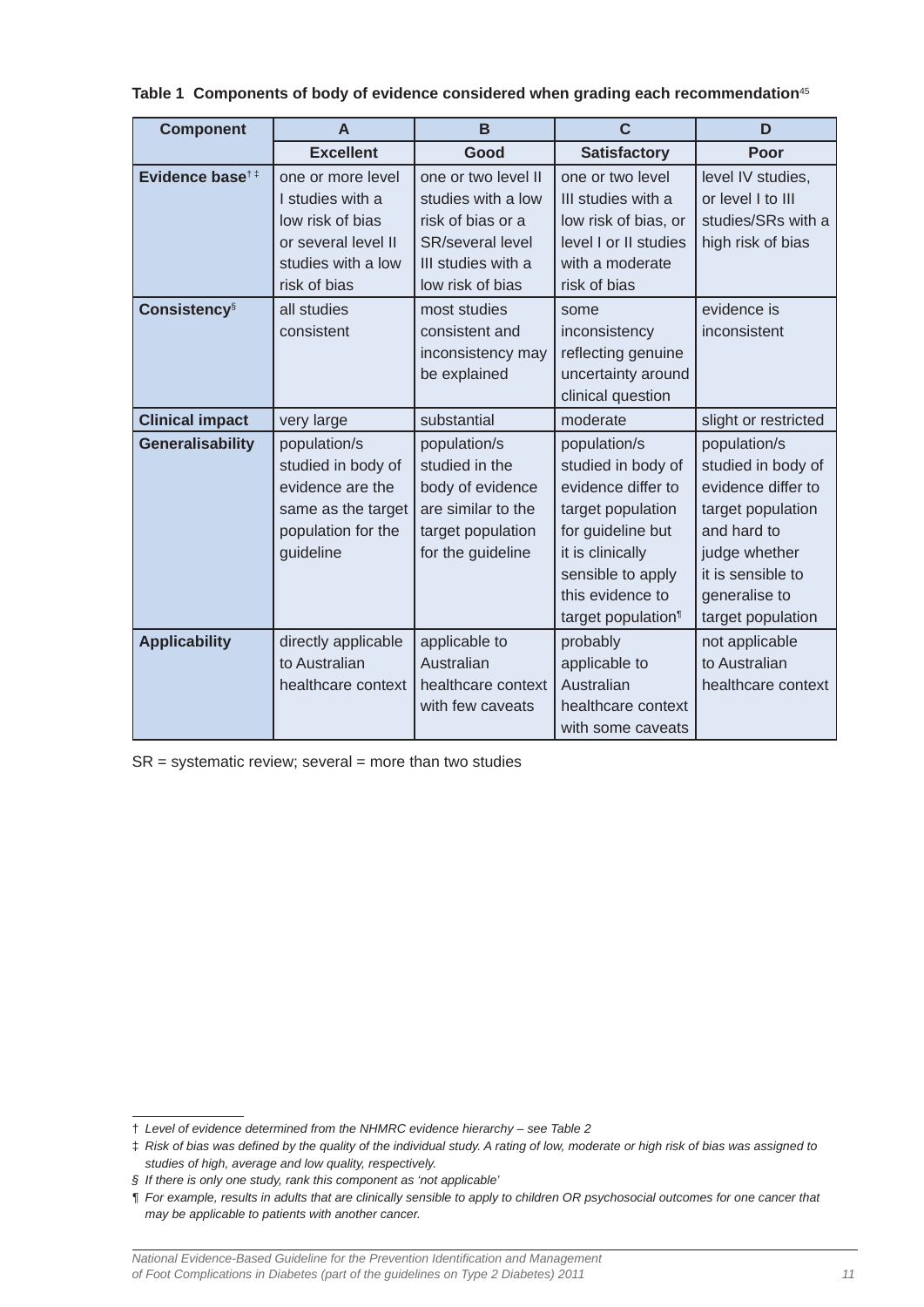**Table 1 Components of body of evidence considered when grading each recommendation**[45]

| Component | A | B | C | D |
|---|---|---|---|---|
| | **Excellent** | **Good** | **Satisfactory** | **Poor** |
| **Evidence base**[†‡] | one or more level I studies with a low risk of bias or several level II studies with a low risk of bias | one or two level II studies with a low risk of bias or a SR/several level III studies with a low risk of bias | one or two level III studies with a low risk of bias, or level I or II studies with a moderate risk of bias | level IV studies, or level I to III studies/SRs with a high risk of bias |
| **Consistency**[§] | all studies consistent | most studies consistent and inconsistency may be explained | some inconsistency reflecting genuine uncertainty around clinical question | evidence is inconsistent |
| **Clinical impact** | very large | substantial | moderate | slight or restricted |
| **Generalisability** | population/s studied in body of evidence are the same as the target population for the guideline | population/s studied in the body of evidence are similar to the target population for the guideline | population/s studied in body of evidence differ to target population for guideline but it is clinically sensible to apply this evidence to target population[¶] | population/s studied in body of evidence differ to target population and hard to judge whether it is sensible to generalise to target population |
| **Applicability** | directly applicable to Australian healthcare context | applicable to Australian healthcare context with few caveats | probably applicable to Australian healthcare context with some caveats | not applicable to Australian healthcare context |

SR = systematic review; several = more than two studies

† *Level of evidence determined from the NHMRC evidence hierarchy – see Table 2*

‡ *Risk of bias was defined by the quality of the individual study. A rating of low, moderate or high risk of bias was assigned to studies of high, average and low quality, respectively.*

§ *If there is only one study, rank this component as 'not applicable'*

¶ *For example, results in adults that are clinically sensible to apply to children OR psychosocial outcomes for one cancer that may be applicable to patients with another cancer.*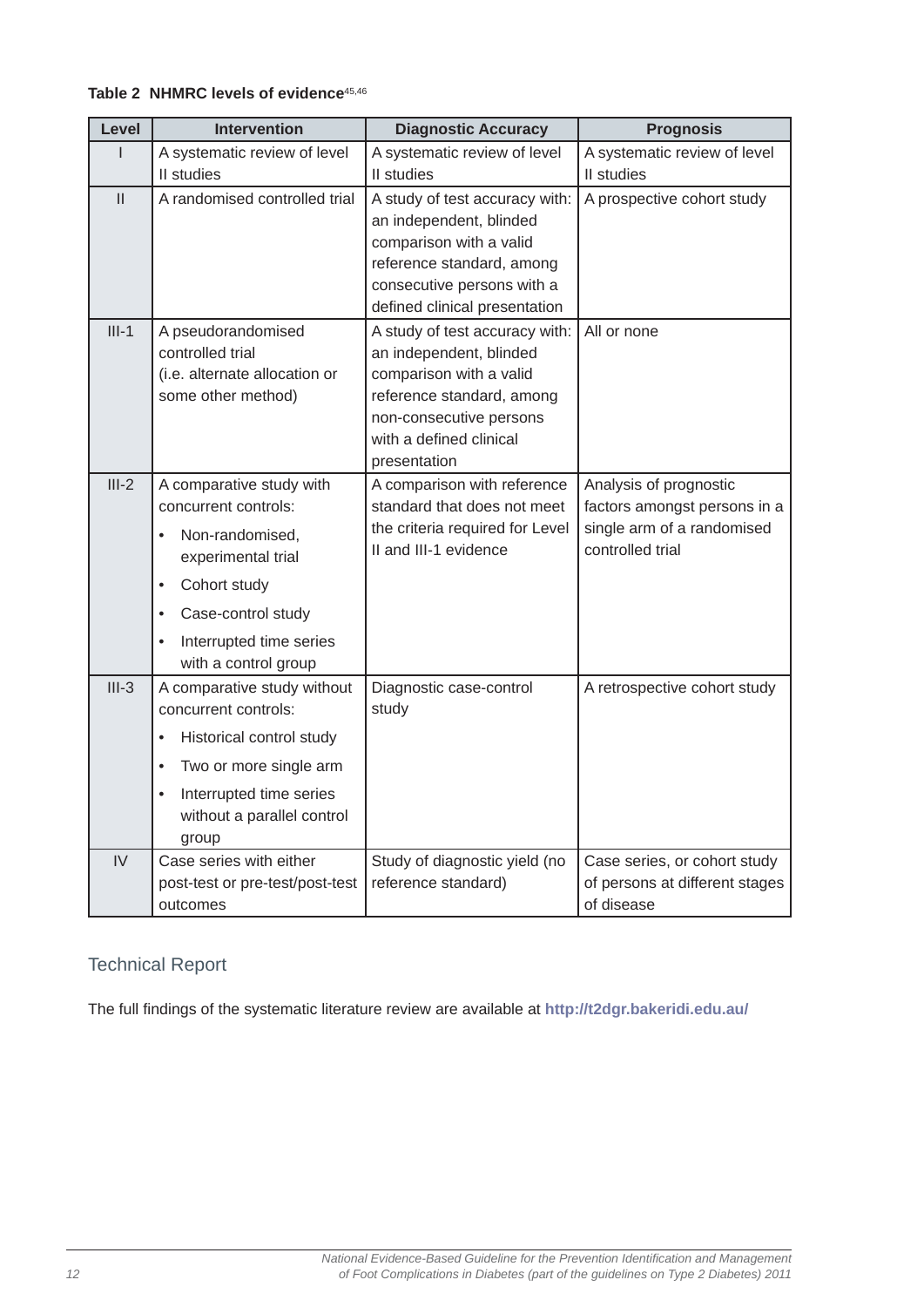**Table 2 NHMRC levels of evidence**[45,46]

| Level | Intervention | Diagnostic Accuracy | Prognosis |
|---|---|---|---|
| I | A systematic review of level II studies | A systematic review of level II studies | A systematic review of level II studies |
| II | A randomised controlled trial | A study of test accuracy with: an independent, blinded comparison with a valid reference standard, among consecutive persons with a defined clinical presentation | A prospective cohort study |
| III-1 | A pseudorandomised controlled trial (i.e. alternate allocation or some other method) | A study of test accuracy with: an independent, blinded comparison with a valid reference standard, among non-consecutive persons with a defined clinical presentation | All or none |
| III-2 | A comparative study with concurrent controls: • Non-randomised, experimental trial • Cohort study • Case-control study • Interrupted time series with a control group | A comparison with reference standard that does not meet the criteria required for Level II and III-1 evidence | Analysis of prognostic factors amongst persons in a single arm of a randomised controlled trial |
| III-3 | A comparative study without concurrent controls: • Historical control study • Two or more single arm • Interrupted time series without a parallel control group | Diagnostic case-control study | A retrospective cohort study |
| IV | Case series with either post-test or pre-test/post-test outcomes | Study of diagnostic yield (no reference standard) | Case series, or cohort study of persons at different stages of disease |

## Technical Report

The full findings of the systematic literature review are available at **http://t2dgr.bakeridi.edu.au/**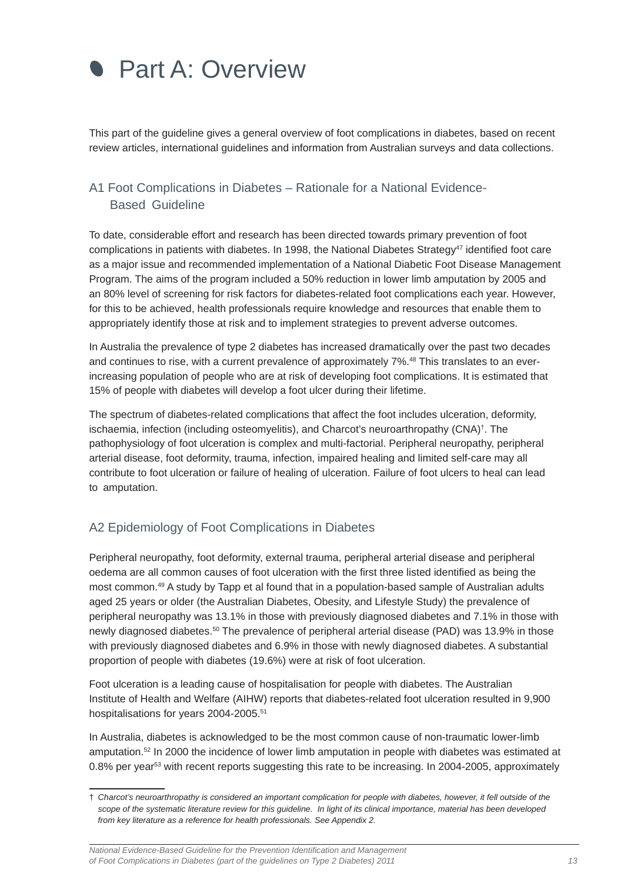# Part A: Overview

This part of the guideline gives a general overview of foot complications in diabetes, based on recent review articles, international guidelines and information from Australian surveys and data collections.

## A1 Foot Complications in Diabetes – Rationale for a National Evidence-Based Guideline

To date, considerable effort and research has been directed towards primary prevention of foot complications in patients with diabetes. In 1998, the National Diabetes Strategy[47] identified foot care as a major issue and recommended implementation of a National Diabetic Foot Disease Management Program. The aims of the program included a 50% reduction in lower limb amputation by 2005 and an 80% level of screening for risk factors for diabetes-related foot complications each year. However, for this to be achieved, health professionals require knowledge and resources that enable them to appropriately identify those at risk and to implement strategies to prevent adverse outcomes.

In Australia the prevalence of type 2 diabetes has increased dramatically over the past two decades and continues to rise, with a current prevalence of approximately 7%.[48] This translates to an ever-increasing population of people who are at risk of developing foot complications. It is estimated that 15% of people with diabetes will develop a foot ulcer during their lifetime.

The spectrum of diabetes-related complications that affect the foot includes ulceration, deformity, ischaemia, infection (including osteomyelitis), and Charcot's neuroarthropathy (CNA)[†]. The pathophysiology of foot ulceration is complex and multi-factorial. Peripheral neuropathy, peripheral arterial disease, foot deformity, trauma, infection, impaired healing and limited self-care may all contribute to foot ulceration or failure of healing of ulceration. Failure of foot ulcers to heal can lead to amputation.

## A2 Epidemiology of Foot Complications in Diabetes

Peripheral neuropathy, foot deformity, external trauma, peripheral arterial disease and peripheral oedema are all common causes of foot ulceration with the first three listed identified as being the most common.[49] A study by Tapp et al found that in a population-based sample of Australian adults aged 25 years or older (the Australian Diabetes, Obesity, and Lifestyle Study) the prevalence of peripheral neuropathy was 13.1% in those with previously diagnosed diabetes and 7.1% in those with newly diagnosed diabetes.[50] The prevalence of peripheral arterial disease (PAD) was 13.9% in those with previously diagnosed diabetes and 6.9% in those with newly diagnosed diabetes. A substantial proportion of people with diabetes (19.6%) were at risk of foot ulceration.

Foot ulceration is a leading cause of hospitalisation for people with diabetes. The Australian Institute of Health and Welfare (AIHW) reports that diabetes-related foot ulceration resulted in 9,900 hospitalisations for years 2004-2005.[51]

In Australia, diabetes is acknowledged to be the most common cause of non-traumatic lower-limb amputation.[52] In 2000 the incidence of lower limb amputation in people with diabetes was estimated at 0.8% per year[53] with recent reports suggesting this rate to be increasing. In 2004-2005, approximately

† *Charcot's neuroarthropathy is considered an important complication for people with diabetes, however, it fell outside of the scope of the systematic literature review for this guideline. In light of its clinical importance, material has been developed from key literature as a reference for health professionals. See Appendix 2.*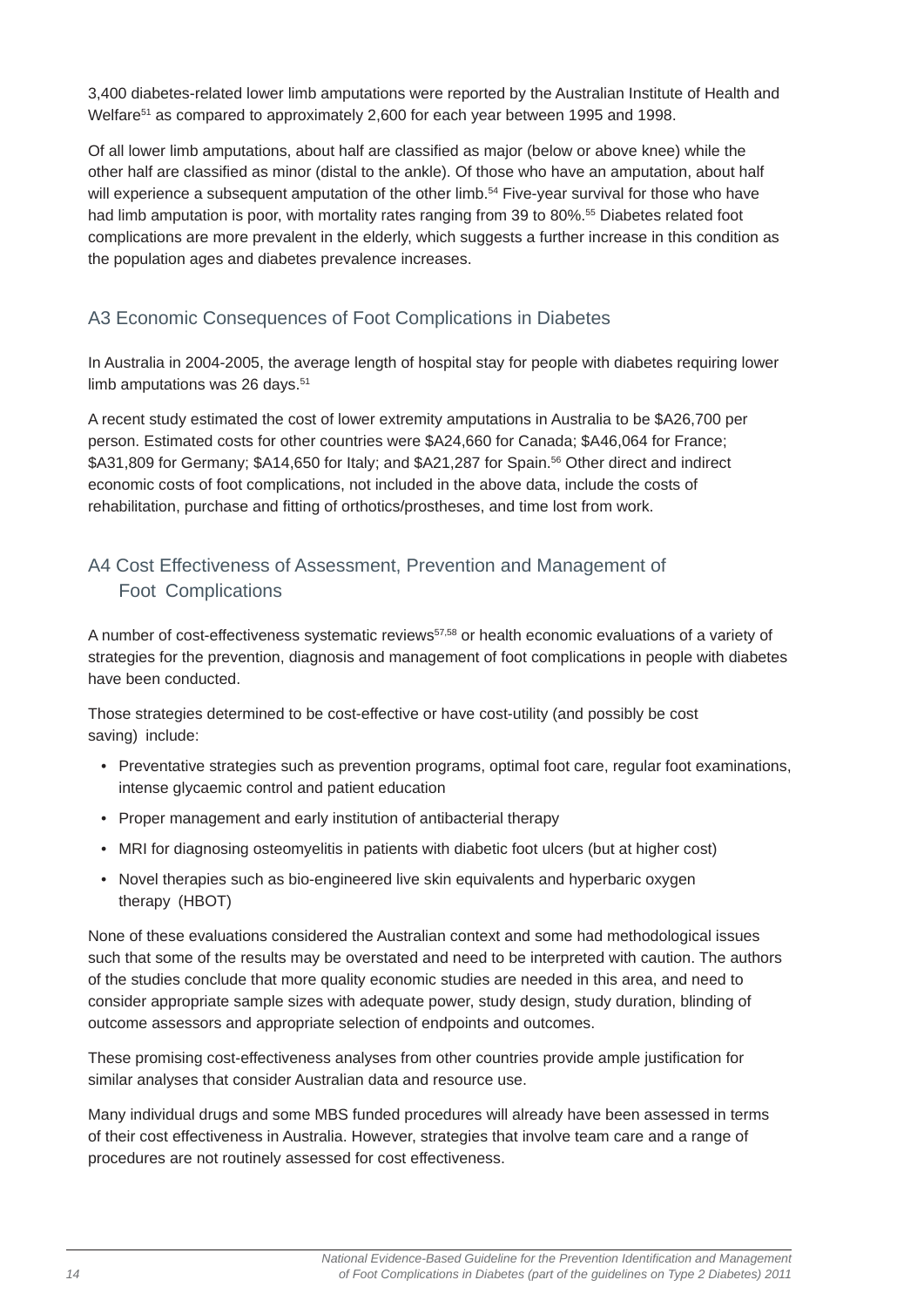3,400 diabetes-related lower limb amputations were reported by the Australian Institute of Health and Welfare[51] as compared to approximately 2,600 for each year between 1995 and 1998.

Of all lower limb amputations, about half are classified as major (below or above knee) while the other half are classified as minor (distal to the ankle). Of those who have an amputation, about half will experience a subsequent amputation of the other limb.[54] Five-year survival for those who have had limb amputation is poor, with mortality rates ranging from 39 to 80%.[55] Diabetes related foot complications are more prevalent in the elderly, which suggests a further increase in this condition as the population ages and diabetes prevalence increases.

## A3 Economic Consequences of Foot Complications in Diabetes

In Australia in 2004-2005, the average length of hospital stay for people with diabetes requiring lower limb amputations was 26 days.[51]

A recent study estimated the cost of lower extremity amputations in Australia to be $A26,700 per person. Estimated costs for other countries were $A24,660 for Canada; $A46,064 for France; $A31,809 for Germany; $A14,650 for Italy; and $A21,287 for Spain.[56] Other direct and indirect economic costs of foot complications, not included in the above data, include the costs of rehabilitation, purchase and fitting of orthotics/prostheses, and time lost from work.

## A4 Cost Effectiveness of Assessment, Prevention and Management of Foot Complications

A number of cost-effectiveness systematic reviews[57,58] or health economic evaluations of a variety of strategies for the prevention, diagnosis and management of foot complications in people with diabetes have been conducted.

Those strategies determined to be cost-effective or have cost-utility (and possibly be cost saving) include:

- Preventative strategies such as prevention programs, optimal foot care, regular foot examinations, intense glycaemic control and patient education
- Proper management and early institution of antibacterial therapy
- MRI for diagnosing osteomyelitis in patients with diabetic foot ulcers (but at higher cost)
- Novel therapies such as bio-engineered live skin equivalents and hyperbaric oxygen therapy (HBOT)

None of these evaluations considered the Australian context and some had methodological issues such that some of the results may be overstated and need to be interpreted with caution. The authors of the studies conclude that more quality economic studies are needed in this area, and need to consider appropriate sample sizes with adequate power, study design, study duration, blinding of outcome assessors and appropriate selection of endpoints and outcomes.

These promising cost-effectiveness analyses from other countries provide ample justification for similar analyses that consider Australian data and resource use.

Many individual drugs and some MBS funded procedures will already have been assessed in terms of their cost effectiveness in Australia. However, strategies that involve team care and a range of procedures are not routinely assessed for cost effectiveness.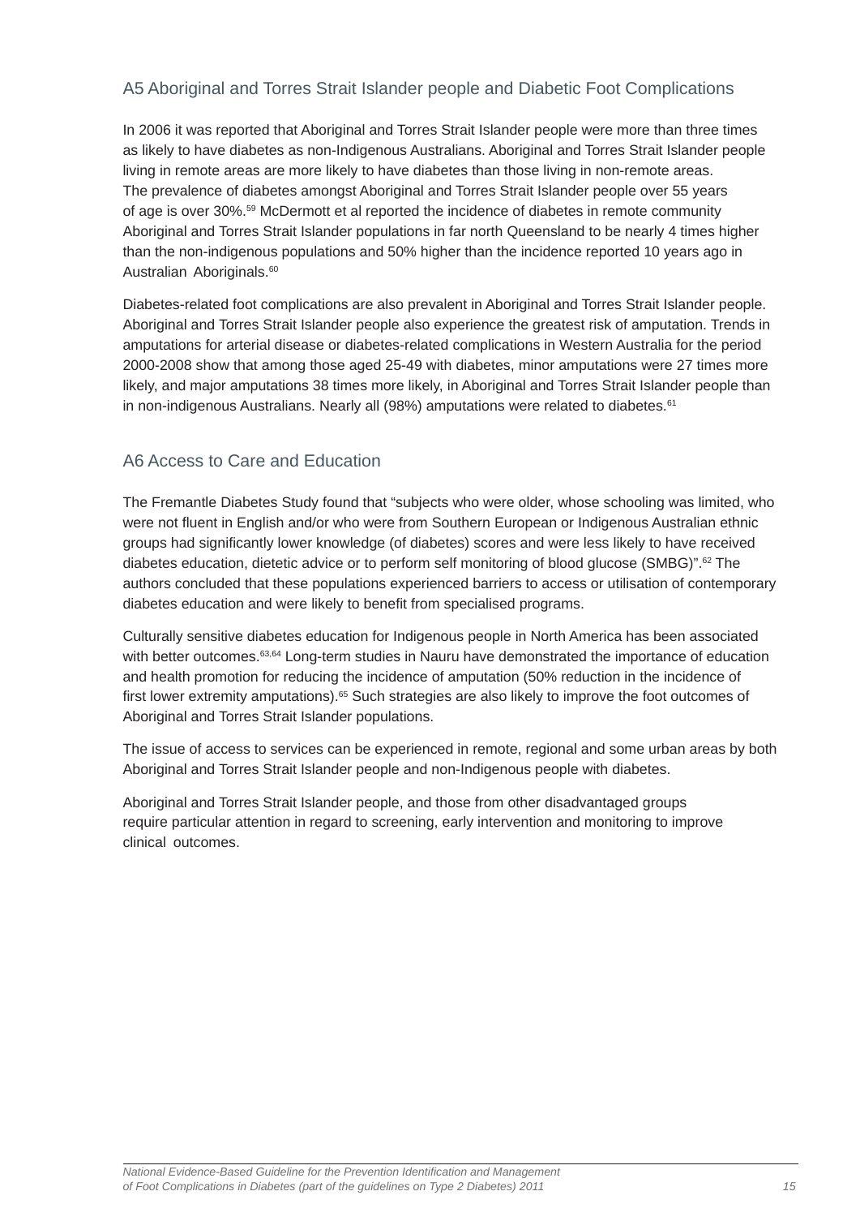## A5 Aboriginal and Torres Strait Islander people and Diabetic Foot Complications

In 2006 it was reported that Aboriginal and Torres Strait Islander people were more than three times as likely to have diabetes as non-Indigenous Australians. Aboriginal and Torres Strait Islander people living in remote areas are more likely to have diabetes than those living in non-remote areas. The prevalence of diabetes amongst Aboriginal and Torres Strait Islander people over 55 years of age is over 30%.[59] McDermott et al reported the incidence of diabetes in remote community Aboriginal and Torres Strait Islander populations in far north Queensland to be nearly 4 times higher than the non-indigenous populations and 50% higher than the incidence reported 10 years ago in Australian Aboriginals.[60]

Diabetes-related foot complications are also prevalent in Aboriginal and Torres Strait Islander people. Aboriginal and Torres Strait Islander people also experience the greatest risk of amputation. Trends in amputations for arterial disease or diabetes-related complications in Western Australia for the period 2000-2008 show that among those aged 25-49 with diabetes, minor amputations were 27 times more likely, and major amputations 38 times more likely, in Aboriginal and Torres Strait Islander people than in non-indigenous Australians. Nearly all (98%) amputations were related to diabetes.[61]

## A6 Access to Care and Education

The Fremantle Diabetes Study found that "subjects who were older, whose schooling was limited, who were not fluent in English and/or who were from Southern European or Indigenous Australian ethnic groups had significantly lower knowledge (of diabetes) scores and were less likely to have received diabetes education, dietetic advice or to perform self monitoring of blood glucose (SMBG)".[62] The authors concluded that these populations experienced barriers to access or utilisation of contemporary diabetes education and were likely to benefit from specialised programs.

Culturally sensitive diabetes education for Indigenous people in North America has been associated with better outcomes.[63,64] Long-term studies in Nauru have demonstrated the importance of education and health promotion for reducing the incidence of amputation (50% reduction in the incidence of first lower extremity amputations).[65] Such strategies are also likely to improve the foot outcomes of Aboriginal and Torres Strait Islander populations.

The issue of access to services can be experienced in remote, regional and some urban areas by both Aboriginal and Torres Strait Islander people and non-Indigenous people with diabetes.

Aboriginal and Torres Strait Islander people, and those from other disadvantaged groups require particular attention in regard to screening, early intervention and monitoring to improve clinical outcomes.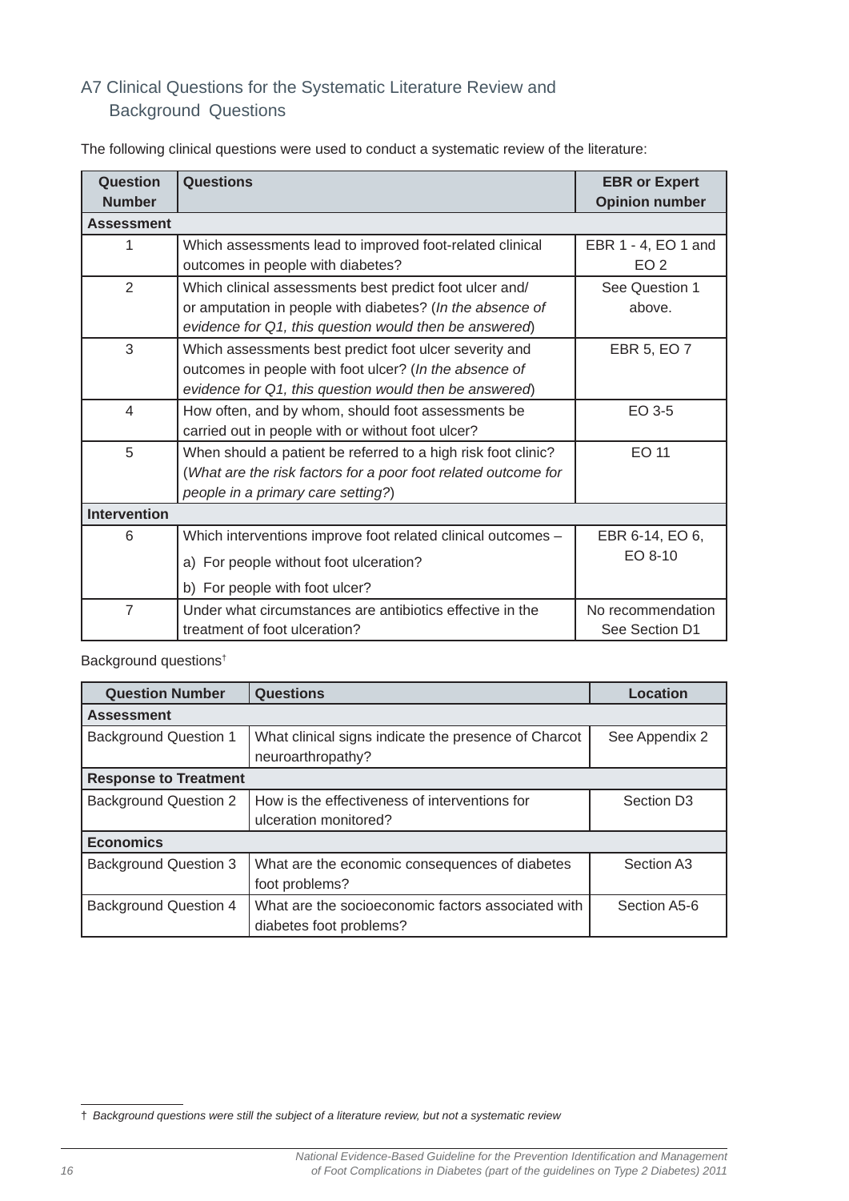## A7 Clinical Questions for the Systematic Literature Review and Background Questions

The following clinical questions were used to conduct a systematic review of the literature:

| Question Number | Questions | EBR or Expert Opinion number |
|---|---|---|
| **Assessment** | | |
| 1 | Which assessments lead to improved foot-related clinical outcomes in people with diabetes? | EBR 1 - 4, EO 1 and EO 2 |
| 2 | Which clinical assessments best predict foot ulcer and/ or amputation in people with diabetes? (*In the absence of evidence for Q1, this question would then be answered*) | See Question 1 above. |
| 3 | Which assessments best predict foot ulcer severity and outcomes in people with foot ulcer? (*In the absence of evidence for Q1, this question would then be answered*) | EBR 5, EO 7 |
| 4 | How often, and by whom, should foot assessments be carried out in people with or without foot ulcer? | EO 3-5 |
| 5 | When should a patient be referred to a high risk foot clinic? (*What are the risk factors for a poor foot related outcome for people in a primary care setting?*) | EO 11 |
| **Intervention** | | |
| 6 | Which interventions improve foot related clinical outcomes – a) For people without foot ulceration? b) For people with foot ulcer? | EBR 6-14, EO 6, EO 8-10 |
| 7 | Under what circumstances are antibiotics effective in the treatment of foot ulceration? | No recommendation See Section D1 |

Background questions†

| Question Number | Questions | Location |
|---|---|---|
| **Assessment** | | |
| Background Question 1 | What clinical signs indicate the presence of Charcot neuroarthropathy? | See Appendix 2 |
| **Response to Treatment** | | |
| Background Question 2 | How is the effectiveness of interventions for ulceration monitored? | Section D3 |
| **Economics** | | |
| Background Question 3 | What are the economic consequences of diabetes foot problems? | Section A3 |
| Background Question 4 | What are the socioeconomic factors associated with diabetes foot problems? | Section A5-6 |

† *Background questions were still the subject of a literature review, but not a systematic review*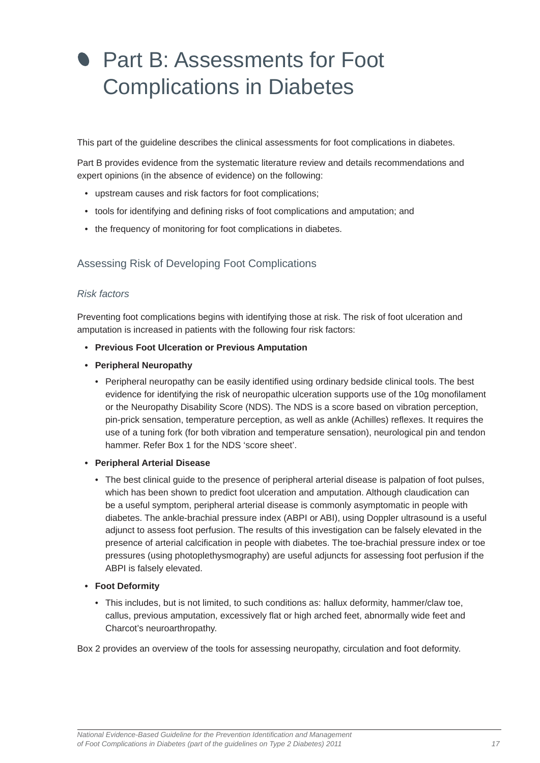# Part B: Assessments for Foot Complications in Diabetes

This part of the guideline describes the clinical assessments for foot complications in diabetes.

Part B provides evidence from the systematic literature review and details recommendations and expert opinions (in the absence of evidence) on the following:

- upstream causes and risk factors for foot complications;
- tools for identifying and defining risks of foot complications and amputation; and
- the frequency of monitoring for foot complications in diabetes.

## Assessing Risk of Developing Foot Complications

### *Risk factors*

Preventing foot complications begins with identifying those at risk. The risk of foot ulceration and amputation is increased in patients with the following four risk factors:

- **Previous Foot Ulceration or Previous Amputation**
- **Peripheral Neuropathy**
  - Peripheral neuropathy can be easily identified using ordinary bedside clinical tools. The best evidence for identifying the risk of neuropathic ulceration supports use of the 10g monofilament or the Neuropathy Disability Score (NDS). The NDS is a score based on vibration perception, pin-prick sensation, temperature perception, as well as ankle (Achilles) reflexes. It requires the use of a tuning fork (for both vibration and temperature sensation), neurological pin and tendon hammer. Refer Box 1 for the NDS 'score sheet'.
- **Peripheral Arterial Disease**
  - The best clinical guide to the presence of peripheral arterial disease is palpation of foot pulses, which has been shown to predict foot ulceration and amputation. Although claudication can be a useful symptom, peripheral arterial disease is commonly asymptomatic in people with diabetes. The ankle-brachial pressure index (ABPI or ABI), using Doppler ultrasound is a useful adjunct to assess foot perfusion. The results of this investigation can be falsely elevated in the presence of arterial calcification in people with diabetes. The toe-brachial pressure index or toe pressures (using photoplethysmography) are useful adjuncts for assessing foot perfusion if the ABPI is falsely elevated.
- **Foot Deformity**
  - This includes, but is not limited, to such conditions as: hallux deformity, hammer/claw toe, callus, previous amputation, excessively flat or high arched feet, abnormally wide feet and Charcot's neuroarthropathy.

Box 2 provides an overview of the tools for assessing neuropathy, circulation and foot deformity.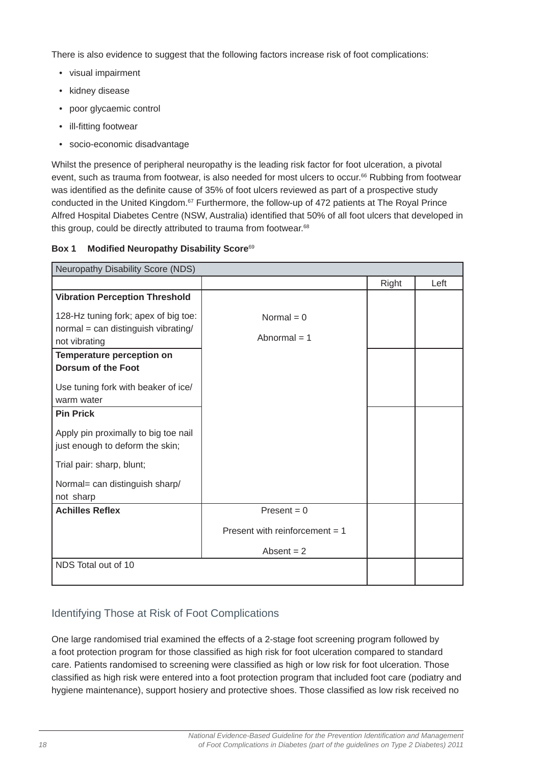There is also evidence to suggest that the following factors increase risk of foot complications:

- visual impairment
- kidney disease
- poor glycaemic control
- ill-fitting footwear
- socio-economic disadvantage

Whilst the presence of peripheral neuropathy is the leading risk factor for foot ulceration, a pivotal event, such as trauma from footwear, is also needed for most ulcers to occur.[66] Rubbing from footwear was identified as the definite cause of 35% of foot ulcers reviewed as part of a prospective study conducted in the United Kingdom.[67] Furthermore, the follow-up of 472 patients at The Royal Prince Alfred Hospital Diabetes Centre (NSW, Australia) identified that 50% of all foot ulcers that developed in this group, could be directly attributed to trauma from footwear.[68]

**Box 1 Modified Neuropathy Disability Score**[69]

| Neuropathy Disability Score (NDS) | | | |
|---|---|---|---|
| | | Right | Left |
| **Vibration Perception Threshold**<br><br>128-Hz tuning fork; apex of big toe: normal = can distinguish vibrating/ not vibrating | Normal = 0<br><br>Abnormal = 1 | | |
| **Temperature perception on Dorsum of the Foot**<br><br>Use tuning fork with beaker of ice/ warm water | | | |
| **Pin Prick**<br><br>Apply pin proximally to big toe nail just enough to deform the skin;<br><br>Trial pair: sharp, blunt;<br><br>Normal= can distinguish sharp/ not sharp | | | |
| **Achilles Reflex** | Present = 0<br><br>Present with reinforcement = 1<br><br>Absent = 2 | | |
| NDS Total out of 10 | | | |

## Identifying Those at Risk of Foot Complications

One large randomised trial examined the effects of a 2-stage foot screening program followed by a foot protection program for those classified as high risk for foot ulceration compared to standard care. Patients randomised to screening were classified as high or low risk for foot ulceration. Those classified as high risk were entered into a foot protection program that included foot care (podiatry and hygiene maintenance), support hosiery and protective shoes. Those classified as low risk received no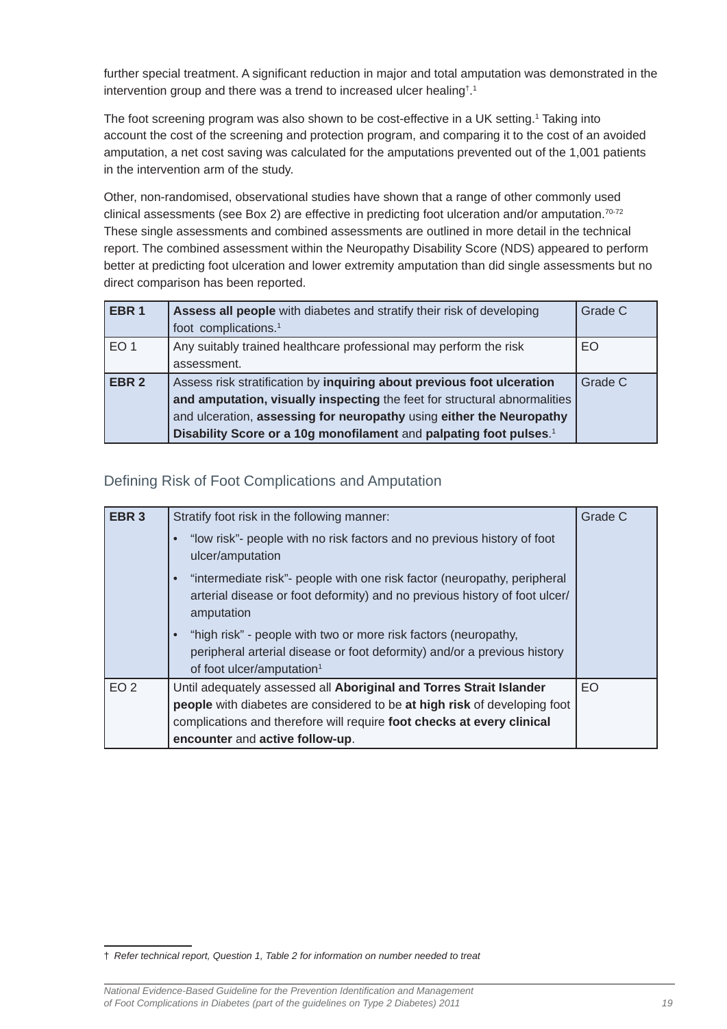further special treatment. A significant reduction in major and total amputation was demonstrated in the intervention group and there was a trend to increased ulcer healing†.[1]

The foot screening program was also shown to be cost-effective in a UK setting.[1] Taking into account the cost of the screening and protection program, and comparing it to the cost of an avoided amputation, a net cost saving was calculated for the amputations prevented out of the 1,001 patients in the intervention arm of the study.

Other, non-randomised, observational studies have shown that a range of other commonly used clinical assessments (see Box 2) are effective in predicting foot ulceration and/or amputation.[70-72] These single assessments and combined assessments are outlined in more detail in the technical report. The combined assessment within the Neuropathy Disability Score (NDS) appeared to perform better at predicting foot ulceration and lower extremity amputation than did single assessments but no direct comparison has been reported.

| | | |
|---|---|---|
| **EBR 1** | **Assess all people** with diabetes and stratify their risk of developing foot complications.[1] | Grade C |
| EO 1 | Any suitably trained healthcare professional may perform the risk assessment. | EO |
| **EBR 2** | Assess risk stratification by **inquiring about previous foot ulceration and amputation, visually inspecting** the feet for structural abnormalities and ulceration, **assessing for neuropathy** using **either the Neuropathy Disability Score or a 10g monofilament** and **palpating foot pulses**.[1] | Grade C |

## Defining Risk of Foot Complications and Amputation

| | | |
|---|---|---|
| **EBR 3** | Stratify foot risk in the following manner:<br>• "low risk"- people with no risk factors and no previous history of foot ulcer/amputation<br>• "intermediate risk"- people with one risk factor (neuropathy, peripheral arterial disease or foot deformity) and no previous history of foot ulcer/ amputation<br>• "high risk" - people with two or more risk factors (neuropathy, peripheral arterial disease or foot deformity) and/or a previous history of foot ulcer/amputation[1] | Grade C |
| EO 2 | Until adequately assessed all **Aboriginal and Torres Strait Islander people** with diabetes are considered to be **at high risk** of developing foot complications and therefore will require **foot checks at every clinical encounter** and **active follow-up**. | EO |

† *Refer technical report, Question 1, Table 2 for information on number needed to treat*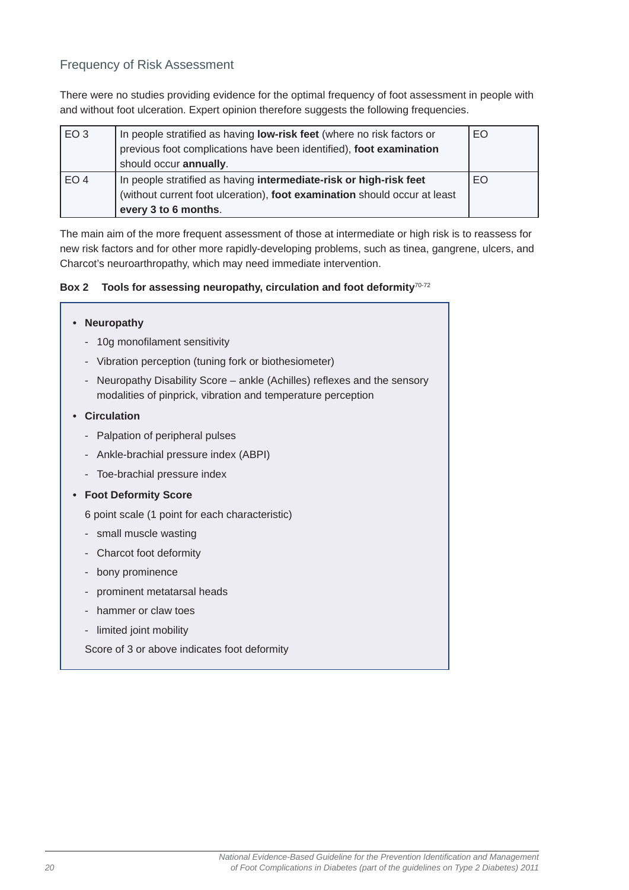## Frequency of Risk Assessment

There were no studies providing evidence for the optimal frequency of foot assessment in people with and without foot ulceration. Expert opinion therefore suggests the following frequencies.

| | | |
|---|---|---|
| EO 3 | In people stratified as having **low-risk feet** (where no risk factors or previous foot complications have been identified), **foot examination** should occur **annually**. | EO |
| EO 4 | In people stratified as having **intermediate-risk or high-risk feet** (without current foot ulceration), **foot examination** should occur at least **every 3 to 6 months**. | EO |

The main aim of the more frequent assessment of those at intermediate or high risk is to reassess for new risk factors and for other more rapidly-developing problems, such as tinea, gangrene, ulcers, and Charcot's neuroarthropathy, which may need immediate intervention.

**Box 2 Tools for assessing neuropathy, circulation and foot deformity**[70-72]

- **Neuropathy**
  - 10g monofilament sensitivity
  - Vibration perception (tuning fork or biothesiometer)
  - Neuropathy Disability Score – ankle (Achilles) reflexes and the sensory modalities of pinprick, vibration and temperature perception
- **Circulation**
  - Palpation of peripheral pulses
  - Ankle-brachial pressure index (ABPI)
  - Toe-brachial pressure index
- **Foot Deformity Score**

  6 point scale (1 point for each characteristic)
  - small muscle wasting
  - Charcot foot deformity
  - bony prominence
  - prominent metatarsal heads
  - hammer or claw toes
  - limited joint mobility

  Score of 3 or above indicates foot deformity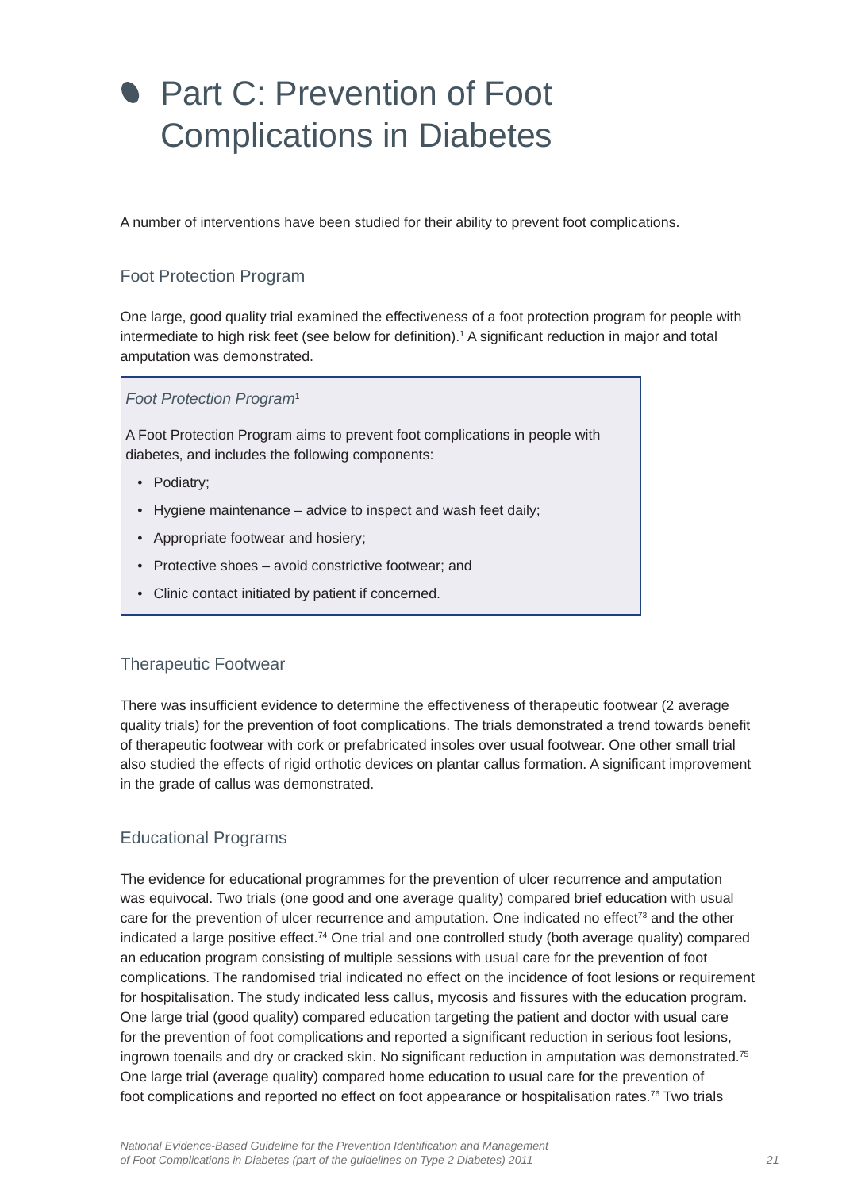# Part C: Prevention of Foot Complications in Diabetes

A number of interventions have been studied for their ability to prevent foot complications.

## Foot Protection Program

One large, good quality trial examined the effectiveness of a foot protection program for people with intermediate to high risk feet (see below for definition).[1] A significant reduction in major and total amputation was demonstrated.

> *Foot Protection Program*[1]
>
> A Foot Protection Program aims to prevent foot complications in people with diabetes, and includes the following components:
>
> - Podiatry;
> - Hygiene maintenance – advice to inspect and wash feet daily;
> - Appropriate footwear and hosiery;
> - Protective shoes – avoid constrictive footwear; and
> - Clinic contact initiated by patient if concerned.

## Therapeutic Footwear

There was insufficient evidence to determine the effectiveness of therapeutic footwear (2 average quality trials) for the prevention of foot complications. The trials demonstrated a trend towards benefit of therapeutic footwear with cork or prefabricated insoles over usual footwear. One other small trial also studied the effects of rigid orthotic devices on plantar callus formation. A significant improvement in the grade of callus was demonstrated.

## Educational Programs

The evidence for educational programmes for the prevention of ulcer recurrence and amputation was equivocal. Two trials (one good and one average quality) compared brief education with usual care for the prevention of ulcer recurrence and amputation. One indicated no effect[73] and the other indicated a large positive effect.[74] One trial and one controlled study (both average quality) compared an education program consisting of multiple sessions with usual care for the prevention of foot complications. The randomised trial indicated no effect on the incidence of foot lesions or requirement for hospitalisation. The study indicated less callus, mycosis and fissures with the education program. One large trial (good quality) compared education targeting the patient and doctor with usual care for the prevention of foot complications and reported a significant reduction in serious foot lesions, ingrown toenails and dry or cracked skin. No significant reduction in amputation was demonstrated.[75] One large trial (average quality) compared home education to usual care for the prevention of foot complications and reported no effect on foot appearance or hospitalisation rates.[76] Two trials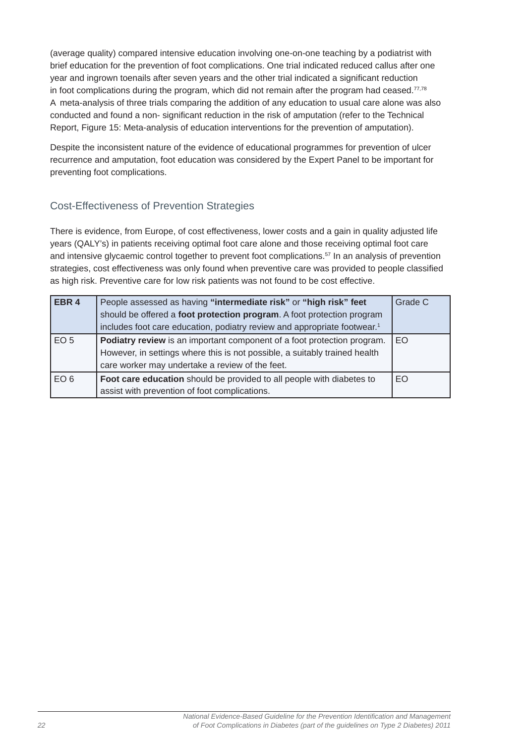(average quality) compared intensive education involving one-on-one teaching by a podiatrist with brief education for the prevention of foot complications. One trial indicated reduced callus after one year and ingrown toenails after seven years and the other trial indicated a significant reduction in foot complications during the program, which did not remain after the program had ceased.[77,78] A meta-analysis of three trials comparing the addition of any education to usual care alone was also conducted and found a non- significant reduction in the risk of amputation (refer to the Technical Report, Figure 15: Meta-analysis of education interventions for the prevention of amputation).

Despite the inconsistent nature of the evidence of educational programmes for prevention of ulcer recurrence and amputation, foot education was considered by the Expert Panel to be important for preventing foot complications.

## Cost-Effectiveness of Prevention Strategies

There is evidence, from Europe, of cost effectiveness, lower costs and a gain in quality adjusted life years (QALY's) in patients receiving optimal foot care alone and those receiving optimal foot care and intensive glycaemic control together to prevent foot complications.[57] In an analysis of prevention strategies, cost effectiveness was only found when preventive care was provided to people classified as high risk. Preventive care for low risk patients was not found to be cost effective.

| **EBR 4** | People assessed as having **"intermediate risk"** or **"high risk" feet** should be offered a **foot protection program**. A foot protection program includes foot care education, podiatry review and appropriate footwear.[1] | Grade C |
|---|---|---|
| EO 5 | **Podiatry review** is an important component of a foot protection program. However, in settings where this is not possible, a suitably trained health care worker may undertake a review of the feet. | EO |
| EO 6 | **Foot care education** should be provided to all people with diabetes to assist with prevention of foot complications. | EO |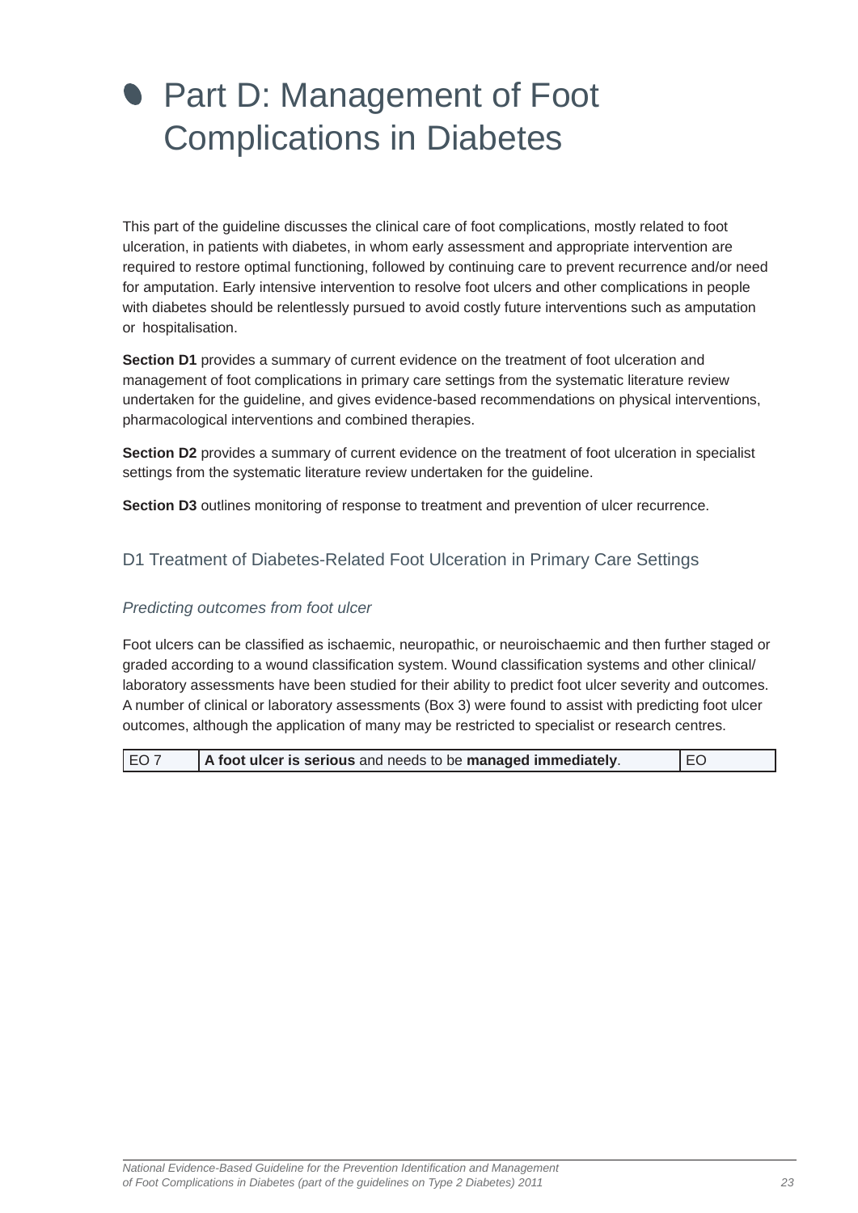# Part D: Management of Foot Complications in Diabetes

This part of the guideline discusses the clinical care of foot complications, mostly related to foot ulceration, in patients with diabetes, in whom early assessment and appropriate intervention are required to restore optimal functioning, followed by continuing care to prevent recurrence and/or need for amputation. Early intensive intervention to resolve foot ulcers and other complications in people with diabetes should be relentlessly pursued to avoid costly future interventions such as amputation or hospitalisation.

**Section D1** provides a summary of current evidence on the treatment of foot ulceration and management of foot complications in primary care settings from the systematic literature review undertaken for the guideline, and gives evidence-based recommendations on physical interventions, pharmacological interventions and combined therapies.

**Section D2** provides a summary of current evidence on the treatment of foot ulceration in specialist settings from the systematic literature review undertaken for the guideline.

**Section D3** outlines monitoring of response to treatment and prevention of ulcer recurrence.

## D1 Treatment of Diabetes-Related Foot Ulceration in Primary Care Settings

### *Predicting outcomes from foot ulcer*

Foot ulcers can be classified as ischaemic, neuropathic, or neuroischaemic and then further staged or graded according to a wound classification system. Wound classification systems and other clinical/laboratory assessments have been studied for their ability to predict foot ulcer severity and outcomes. A number of clinical or laboratory assessments (Box 3) were found to assist with predicting foot ulcer outcomes, although the application of many may be restricted to specialist or research centres.

| EO 7 | **A foot ulcer is serious** and needs to be **managed immediately**. | EO |
|---|---|---|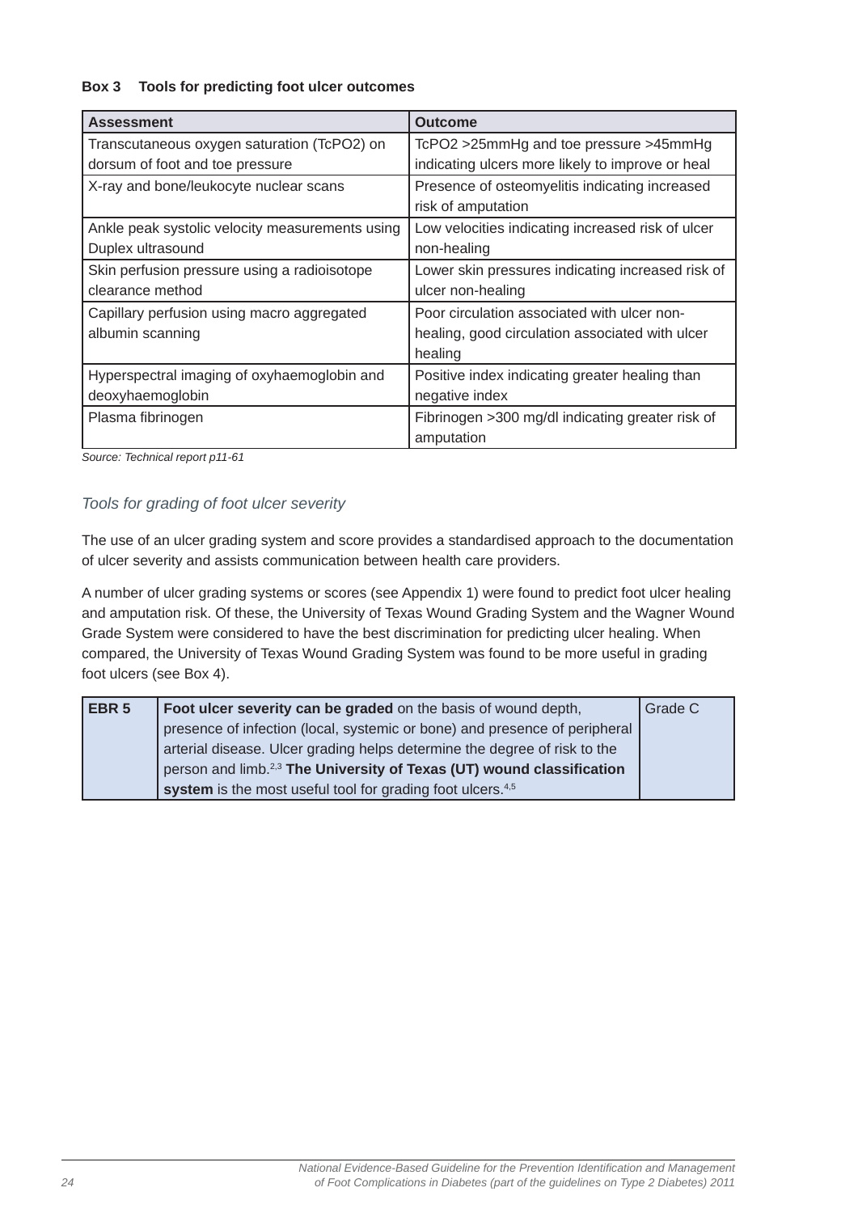**Box 3 Tools for predicting foot ulcer outcomes**

| Assessment | Outcome |
|---|---|
| Transcutaneous oxygen saturation (TcPO2) on dorsum of foot and toe pressure | TcPO2 >25mmHg and toe pressure >45mmHg indicating ulcers more likely to improve or heal |
| X-ray and bone/leukocyte nuclear scans | Presence of osteomyelitis indicating increased risk of amputation |
| Ankle peak systolic velocity measurements using Duplex ultrasound | Low velocities indicating increased risk of ulcer non-healing |
| Skin perfusion pressure using a radioisotope clearance method | Lower skin pressures indicating increased risk of ulcer non-healing |
| Capillary perfusion using macro aggregated albumin scanning | Poor circulation associated with ulcer non-healing, good circulation associated with ulcer healing |
| Hyperspectral imaging of oxyhaemoglobin and deoxyhaemoglobin | Positive index indicating greater healing than negative index |
| Plasma fibrinogen | Fibrinogen >300 mg/dl indicating greater risk of amputation |

*Source: Technical report p11-61*

### *Tools for grading of foot ulcer severity*

The use of an ulcer grading system and score provides a standardised approach to the documentation of ulcer severity and assists communication between health care providers.

A number of ulcer grading systems or scores (see Appendix 1) were found to predict foot ulcer healing and amputation risk. Of these, the University of Texas Wound Grading System and the Wagner Wound Grade System were considered to have the best discrimination for predicting ulcer healing. When compared, the University of Texas Wound Grading System was found to be more useful in grading foot ulcers (see Box 4).

| EBR 5 | **Foot ulcer severity can be graded** on the basis of wound depth, presence of infection (local, systemic or bone) and presence of peripheral arterial disease. Ulcer grading helps determine the degree of risk to the person and limb.[2,3] **The University of Texas (UT) wound classification system** is the most useful tool for grading foot ulcers.[4,5] | Grade C |
|---|---|---|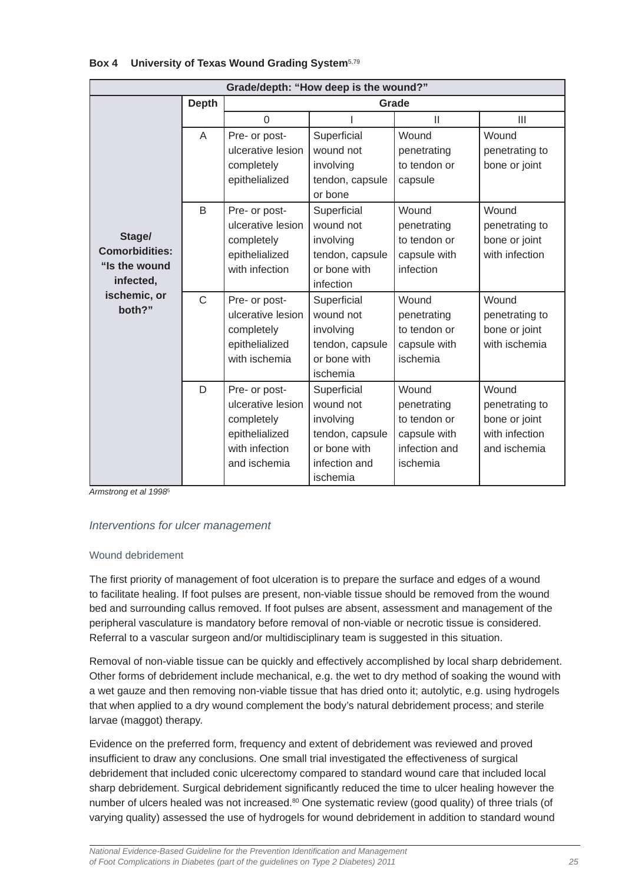**Box 4 University of Texas Wound Grading System**[5,79]

| Grade/depth: "How deep is the wound?" | | | | | |
|---|---|---|---|---|---|
| | **Depth** | **Grade** | | | |
| | | 0 | I | II | III |
| **Stage/ Comorbidities: "Is the wound infected, ischemic, or both?"** | A | Pre- or post-ulcerative lesion completely epithelialized | Superficial wound not involving tendon, capsule or bone | Wound penetrating to tendon or capsule | Wound penetrating to bone or joint |
| | B | Pre- or post-ulcerative lesion completely epithelialized with infection | Superficial wound not involving tendon, capsule or bone with infection | Wound penetrating to tendon or capsule with infection | Wound penetrating to bone or joint with infection |
| | C | Pre- or post-ulcerative lesion completely epithelialized with ischemia | Superficial wound not involving tendon, capsule or bone with ischemia | Wound penetrating to tendon or capsule with ischemia | Wound penetrating to bone or joint with ischemia |
| | D | Pre- or post-ulcerative lesion completely epithelialized with infection and ischemia | Superficial wound not involving tendon, capsule or bone with infection and ischemia | Wound penetrating to tendon or capsule with infection and ischemia | Wound penetrating to bone or joint with infection and ischemia |

*Armstrong et al 1998*[5]

### *Interventions for ulcer management*

#### Wound debridement

The first priority of management of foot ulceration is to prepare the surface and edges of a wound to facilitate healing. If foot pulses are present, non-viable tissue should be removed from the wound bed and surrounding callus removed. If foot pulses are absent, assessment and management of the peripheral vasculature is mandatory before removal of non-viable or necrotic tissue is considered. Referral to a vascular surgeon and/or multidisciplinary team is suggested in this situation.

Removal of non-viable tissue can be quickly and effectively accomplished by local sharp debridement. Other forms of debridement include mechanical, e.g. the wet to dry method of soaking the wound with a wet gauze and then removing non-viable tissue that has dried onto it; autolytic, e.g. using hydrogels that when applied to a dry wound complement the body's natural debridement process; and sterile larvae (maggot) therapy.

Evidence on the preferred form, frequency and extent of debridement was reviewed and proved insufficient to draw any conclusions. One small trial investigated the effectiveness of surgical debridement that included conic ulcerectomy compared to standard wound care that included local sharp debridement. Surgical debridement significantly reduced the time to ulcer healing however the number of ulcers healed was not increased.[80] One systematic review (good quality) of three trials (of varying quality) assessed the use of hydrogels for wound debridement in addition to standard wound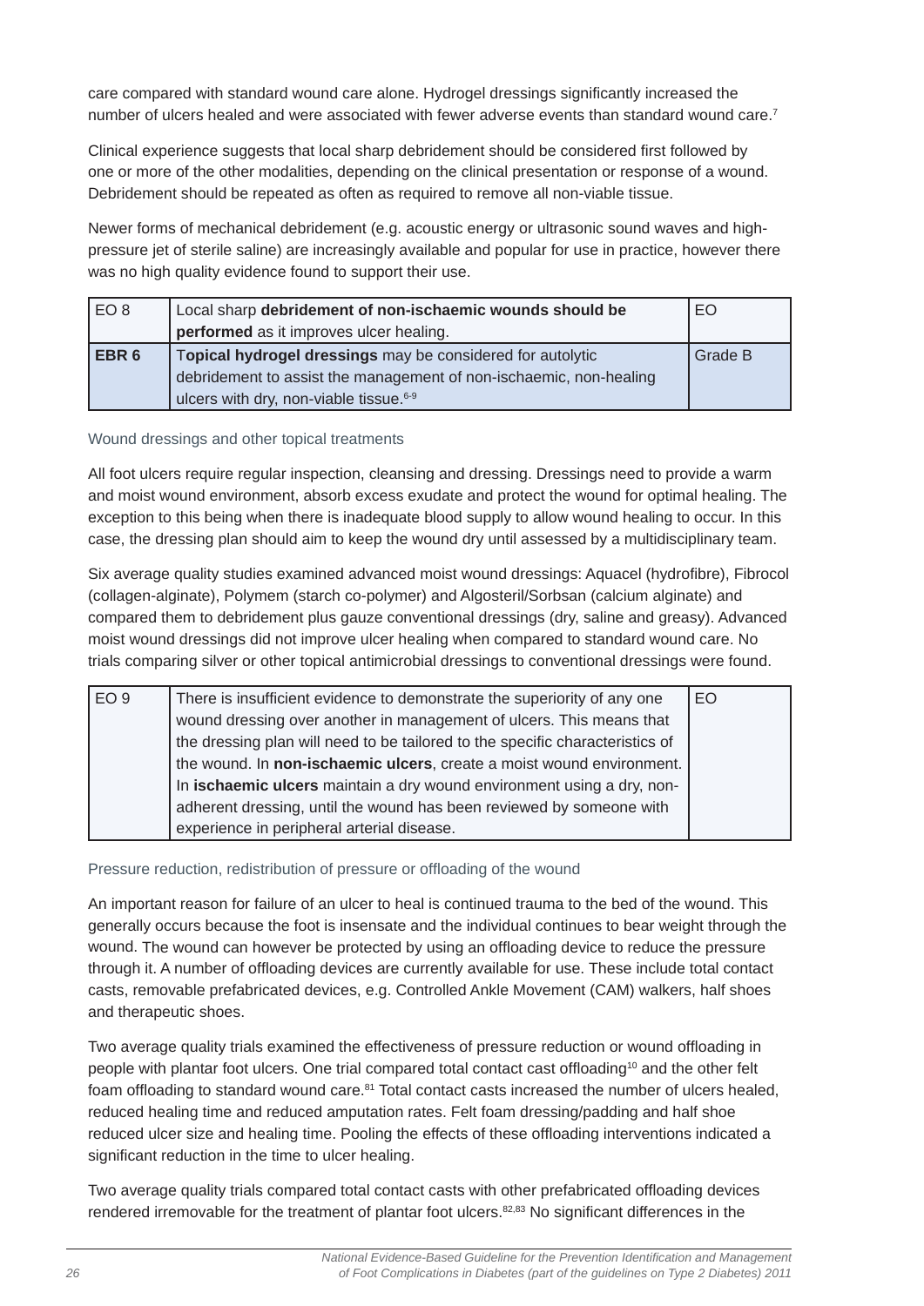care compared with standard wound care alone. Hydrogel dressings significantly increased the number of ulcers healed and were associated with fewer adverse events than standard wound care.[7]

Clinical experience suggests that local sharp debridement should be considered first followed by one or more of the other modalities, depending on the clinical presentation or response of a wound. Debridement should be repeated as often as required to remove all non-viable tissue.

Newer forms of mechanical debridement (e.g. acoustic energy or ultrasonic sound waves and high-pressure jet of sterile saline) are increasingly available and popular for use in practice, however there was no high quality evidence found to support their use.

| EO 8 | Local sharp **debridement of non-ischaemic wounds should be performed** as it improves ulcer healing. | EO |
|---|---|---|
| **EBR 6** | T**opical hydrogel dressings** may be considered for autolytic debridement to assist the management of non-ischaemic, non-healing ulcers with dry, non-viable tissue.[6-9] | Grade B |

### Wound dressings and other topical treatments

All foot ulcers require regular inspection, cleansing and dressing. Dressings need to provide a warm and moist wound environment, absorb excess exudate and protect the wound for optimal healing. The exception to this being when there is inadequate blood supply to allow wound healing to occur. In this case, the dressing plan should aim to keep the wound dry until assessed by a multidisciplinary team.

Six average quality studies examined advanced moist wound dressings: Aquacel (hydrofibre), Fibrocol (collagen-alginate), Polymem (starch co-polymer) and Algosteril/Sorbsan (calcium alginate) and compared them to debridement plus gauze conventional dressings (dry, saline and greasy). Advanced moist wound dressings did not improve ulcer healing when compared to standard wound care. No trials comparing silver or other topical antimicrobial dressings to conventional dressings were found.

| EO 9 | There is insufficient evidence to demonstrate the superiority of any one wound dressing over another in management of ulcers. This means that the dressing plan will need to be tailored to the specific characteristics of the wound. In **non-ischaemic ulcers**, create a moist wound environment. In **ischaemic ulcers** maintain a dry wound environment using a dry, non-adherent dressing, until the wound has been reviewed by someone with experience in peripheral arterial disease. | EO |
|---|---|---|

### Pressure reduction, redistribution of pressure or offloading of the wound

An important reason for failure of an ulcer to heal is continued trauma to the bed of the wound. This generally occurs because the foot is insensate and the individual continues to bear weight through the wound. The wound can however be protected by using an offloading device to reduce the pressure through it. A number of offloading devices are currently available for use. These include total contact casts, removable prefabricated devices, e.g. Controlled Ankle Movement (CAM) walkers, half shoes and therapeutic shoes.

Two average quality trials examined the effectiveness of pressure reduction or wound offloading in people with plantar foot ulcers. One trial compared total contact cast offloading[10] and the other felt foam offloading to standard wound care.[81] Total contact casts increased the number of ulcers healed, reduced healing time and reduced amputation rates. Felt foam dressing/padding and half shoe reduced ulcer size and healing time. Pooling the effects of these offloading interventions indicated a significant reduction in the time to ulcer healing.

Two average quality trials compared total contact casts with other prefabricated offloading devices rendered irremovable for the treatment of plantar foot ulcers.[82,83] No significant differences in the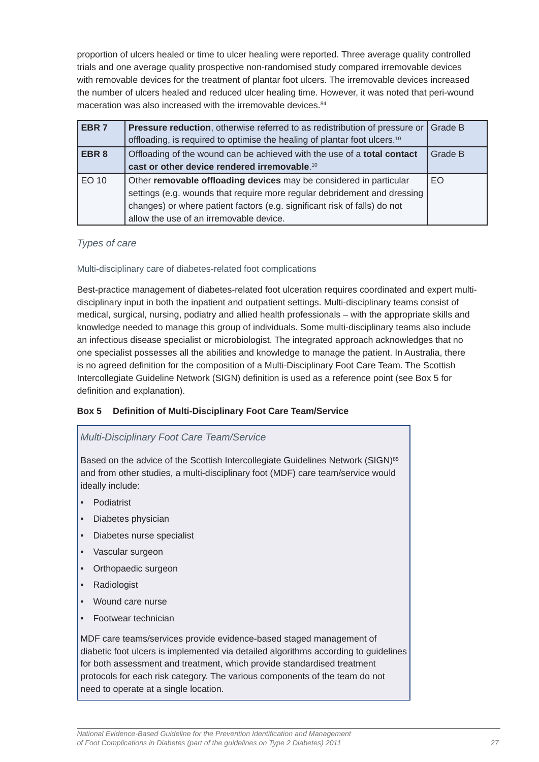proportion of ulcers healed or time to ulcer healing were reported. Three average quality controlled trials and one average quality prospective non-randomised study compared irremovable devices with removable devices for the treatment of plantar foot ulcers. The irremovable devices increased the number of ulcers healed and reduced ulcer healing time. However, it was noted that peri-wound maceration was also increased with the irremovable devices.[84]

| | | |
|---|---|---|
| **EBR 7** | **Pressure reduction**, otherwise referred to as redistribution of pressure or offloading, is required to optimise the healing of plantar foot ulcers.[10] | Grade B |
| **EBR 8** | Offloading of the wound can be achieved with the use of a **total contact cast or other device rendered irremovable**.[10] | Grade B |
| EO 10 | Other **removable offloading devices** may be considered in particular settings (e.g. wounds that require more regular debridement and dressing changes) or where patient factors (e.g. significant risk of falls) do not allow the use of an irremovable device. | EO |

### *Types of care*

#### Multi-disciplinary care of diabetes-related foot complications

Best-practice management of diabetes-related foot ulceration requires coordinated and expert multi-disciplinary input in both the inpatient and outpatient settings. Multi-disciplinary teams consist of medical, surgical, nursing, podiatry and allied health professionals – with the appropriate skills and knowledge needed to manage this group of individuals. Some multi-disciplinary teams also include an infectious disease specialist or microbiologist. The integrated approach acknowledges that no one specialist possesses all the abilities and knowledge to manage the patient. In Australia, there is no agreed definition for the composition of a Multi-Disciplinary Foot Care Team. The Scottish Intercollegiate Guideline Network (SIGN) definition is used as a reference point (see Box 5 for definition and explanation).

**Box 5 Definition of Multi-Disciplinary Foot Care Team/Service**

*Multi-Disciplinary Foot Care Team/Service*

Based on the advice of the Scottish Intercollegiate Guidelines Network (SIGN)[85] and from other studies, a multi-disciplinary foot (MDF) care team/service would ideally include:

- Podiatrist
- Diabetes physician
- Diabetes nurse specialist
- Vascular surgeon
- Orthopaedic surgeon
- Radiologist
- Wound care nurse
- Footwear technician

MDF care teams/services provide evidence-based staged management of diabetic foot ulcers is implemented via detailed algorithms according to guidelines for both assessment and treatment, which provide standardised treatment protocols for each risk category. The various components of the team do not need to operate at a single location.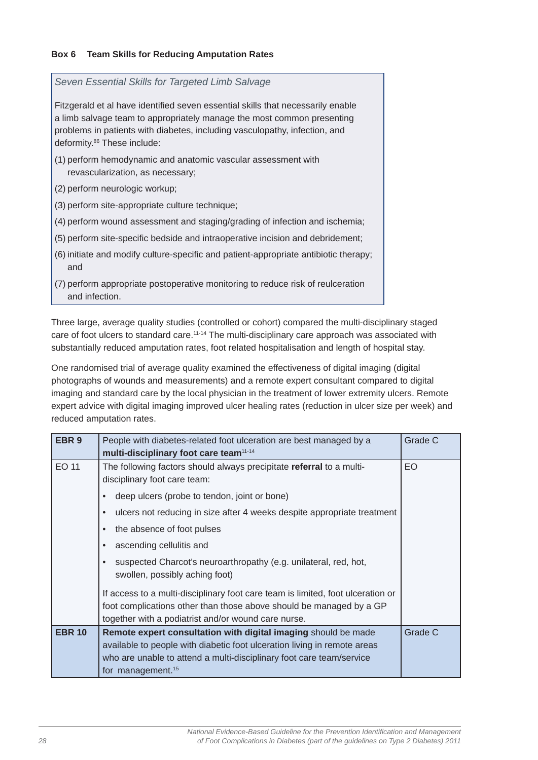**Box 6 Team Skills for Reducing Amputation Rates**

*Seven Essential Skills for Targeted Limb Salvage*

Fitzgerald et al have identified seven essential skills that necessarily enable a limb salvage team to appropriately manage the most common presenting problems in patients with diabetes, including vasculopathy, infection, and deformity.[86] These include:

(1) perform hemodynamic and anatomic vascular assessment with revascularization, as necessary;

(2) perform neurologic workup;

(3) perform site-appropriate culture technique;

(4) perform wound assessment and staging/grading of infection and ischemia;

(5) perform site-specific bedside and intraoperative incision and debridement;

(6) initiate and modify culture-specific and patient-appropriate antibiotic therapy; and

(7) perform appropriate postoperative monitoring to reduce risk of reulceration and infection.

Three large, average quality studies (controlled or cohort) compared the multi-disciplinary staged care of foot ulcers to standard care.[11-14] The multi-disciplinary care approach was associated with substantially reduced amputation rates, foot related hospitalisation and length of hospital stay.

One randomised trial of average quality examined the effectiveness of digital imaging (digital photographs of wounds and measurements) and a remote expert consultant compared to digital imaging and standard care by the local physician in the treatment of lower extremity ulcers. Remote expert advice with digital imaging improved ulcer healing rates (reduction in ulcer size per week) and reduced amputation rates.

| | | |
|---|---|---|
| **EBR 9** | People with diabetes-related foot ulceration are best managed by a **multi-disciplinary foot care team**[11-14] | Grade C |
| EO 11 | The following factors should always precipitate **referral** to a multi-disciplinary foot care team:<br>• deep ulcers (probe to tendon, joint or bone)<br>• ulcers not reducing in size after 4 weeks despite appropriate treatment<br>• the absence of foot pulses<br>• ascending cellulitis and<br>• suspected Charcot's neuroarthropathy (e.g. unilateral, red, hot, swollen, possibly aching foot)<br><br>If access to a multi-disciplinary foot care team is limited, foot ulceration or foot complications other than those above should be managed by a GP together with a podiatrist and/or wound care nurse. | EO |
| **EBR 10** | **Remote expert consultation with digital imaging** should be made available to people with diabetic foot ulceration living in remote areas who are unable to attend a multi-disciplinary foot care team/service for management.[15] | Grade C |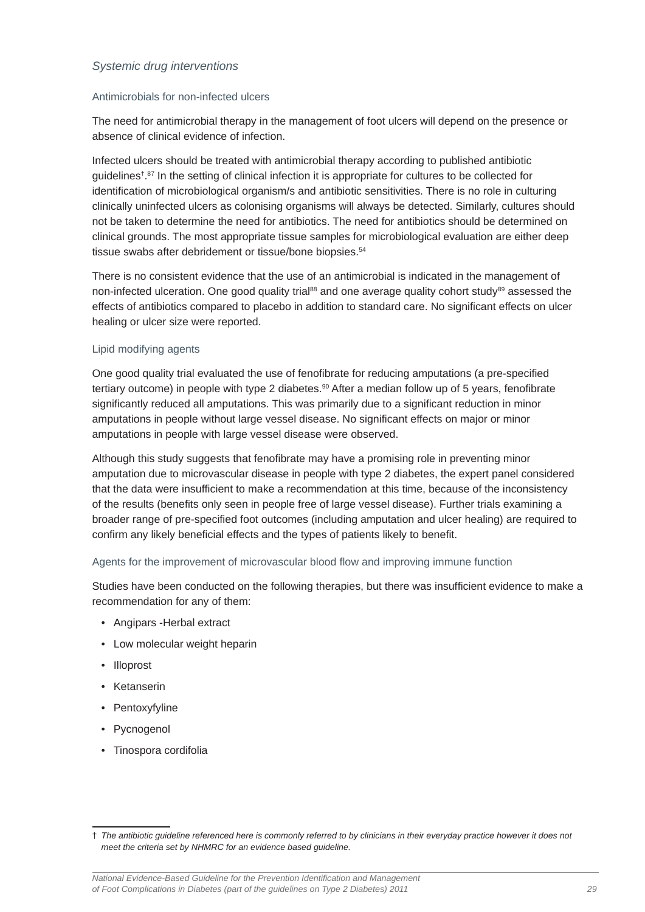### *Systemic drug interventions*

#### Antimicrobials for non-infected ulcers

The need for antimicrobial therapy in the management of foot ulcers will depend on the presence or absence of clinical evidence of infection.

Infected ulcers should be treated with antimicrobial therapy according to published antibiotic guidelines†.[87] In the setting of clinical infection it is appropriate for cultures to be collected for identification of microbiological organism/s and antibiotic sensitivities. There is no role in culturing clinically uninfected ulcers as colonising organisms will always be detected. Similarly, cultures should not be taken to determine the need for antibiotics. The need for antibiotics should be determined on clinical grounds. The most appropriate tissue samples for microbiological evaluation are either deep tissue swabs after debridement or tissue/bone biopsies.[54]

There is no consistent evidence that the use of an antimicrobial is indicated in the management of non-infected ulceration. One good quality trial[88] and one average quality cohort study[89] assessed the effects of antibiotics compared to placebo in addition to standard care. No significant effects on ulcer healing or ulcer size were reported.

#### Lipid modifying agents

One good quality trial evaluated the use of fenofibrate for reducing amputations (a pre-specified tertiary outcome) in people with type 2 diabetes.[90] After a median follow up of 5 years, fenofibrate significantly reduced all amputations. This was primarily due to a significant reduction in minor amputations in people without large vessel disease. No significant effects on major or minor amputations in people with large vessel disease were observed.

Although this study suggests that fenofibrate may have a promising role in preventing minor amputation due to microvascular disease in people with type 2 diabetes, the expert panel considered that the data were insufficient to make a recommendation at this time, because of the inconsistency of the results (benefits only seen in people free of large vessel disease). Further trials examining a broader range of pre-specified foot outcomes (including amputation and ulcer healing) are required to confirm any likely beneficial effects and the types of patients likely to benefit.

#### Agents for the improvement of microvascular blood flow and improving immune function

Studies have been conducted on the following therapies, but there was insufficient evidence to make a recommendation for any of them:

- Angipars -Herbal extract
- Low molecular weight heparin
- Illoprost
- Ketanserin
- Pentoxyfyline
- Pycnogenol
- Tinospora cordifolia

† *The antibiotic guideline referenced here is commonly referred to by clinicians in their everyday practice however it does not meet the criteria set by NHMRC for an evidence based guideline.*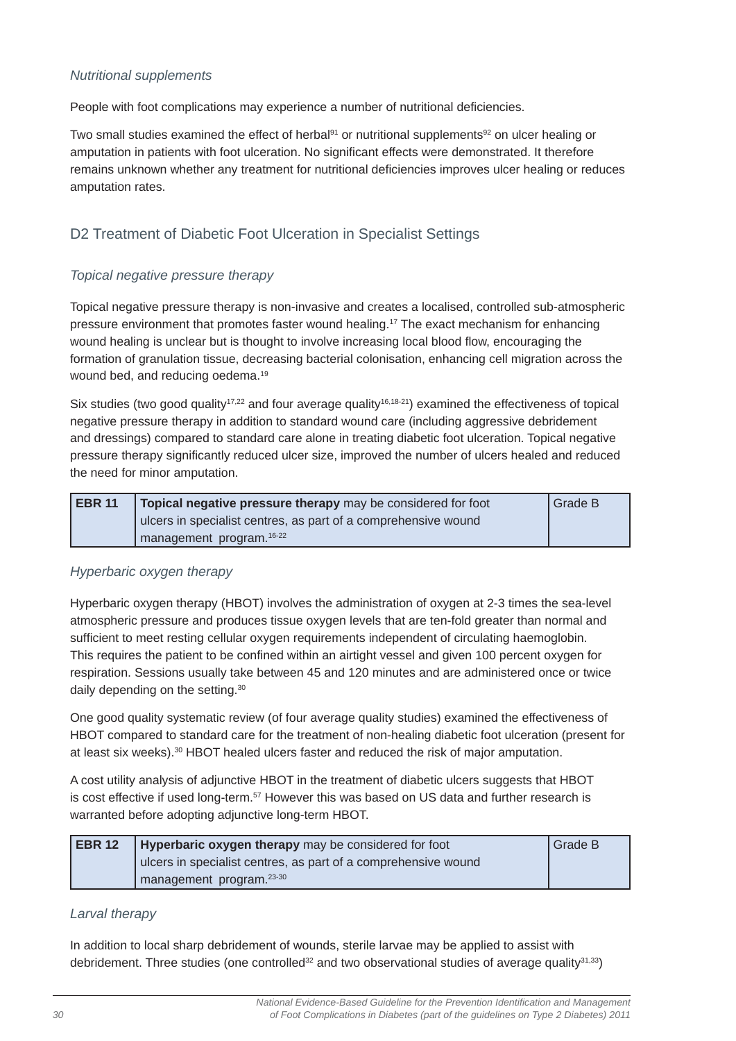*Nutritional supplements*

People with foot complications may experience a number of nutritional deficiencies.

Two small studies examined the effect of herbal[91] or nutritional supplements[92] on ulcer healing or amputation in patients with foot ulceration. No significant effects were demonstrated. It therefore remains unknown whether any treatment for nutritional deficiencies improves ulcer healing or reduces amputation rates.

## D2 Treatment of Diabetic Foot Ulceration in Specialist Settings

*Topical negative pressure therapy*

Topical negative pressure therapy is non-invasive and creates a localised, controlled sub-atmospheric pressure environment that promotes faster wound healing.[17] The exact mechanism for enhancing wound healing is unclear but is thought to involve increasing local blood flow, encouraging the formation of granulation tissue, decreasing bacterial colonisation, enhancing cell migration across the wound bed, and reducing oedema.[19]

Six studies (two good quality[17,22] and four average quality[16,18-21]) examined the effectiveness of topical negative pressure therapy in addition to standard wound care (including aggressive debridement and dressings) compared to standard care alone in treating diabetic foot ulceration. Topical negative pressure therapy significantly reduced ulcer size, improved the number of ulcers healed and reduced the need for minor amputation.

| EBR 11 | **Topical negative pressure therapy** may be considered for foot ulcers in specialist centres, as part of a comprehensive wound management program.[16-22] | Grade B |
|---|---|---|

*Hyperbaric oxygen therapy*

Hyperbaric oxygen therapy (HBOT) involves the administration of oxygen at 2-3 times the sea-level atmospheric pressure and produces tissue oxygen levels that are ten-fold greater than normal and sufficient to meet resting cellular oxygen requirements independent of circulating haemoglobin. This requires the patient to be confined within an airtight vessel and given 100 percent oxygen for respiration. Sessions usually take between 45 and 120 minutes and are administered once or twice daily depending on the setting.[30]

One good quality systematic review (of four average quality studies) examined the effectiveness of HBOT compared to standard care for the treatment of non-healing diabetic foot ulceration (present for at least six weeks).[30] HBOT healed ulcers faster and reduced the risk of major amputation.

A cost utility analysis of adjunctive HBOT in the treatment of diabetic ulcers suggests that HBOT is cost effective if used long-term.[57] However this was based on US data and further research is warranted before adopting adjunctive long-term HBOT.

| EBR 12 | **Hyperbaric oxygen therapy** may be considered for foot ulcers in specialist centres, as part of a comprehensive wound management program.[23-30] | Grade B |
|---|---|---|

*Larval therapy*

In addition to local sharp debridement of wounds, sterile larvae may be applied to assist with debridement. Three studies (one controlled[32] and two observational studies of average quality[31,33])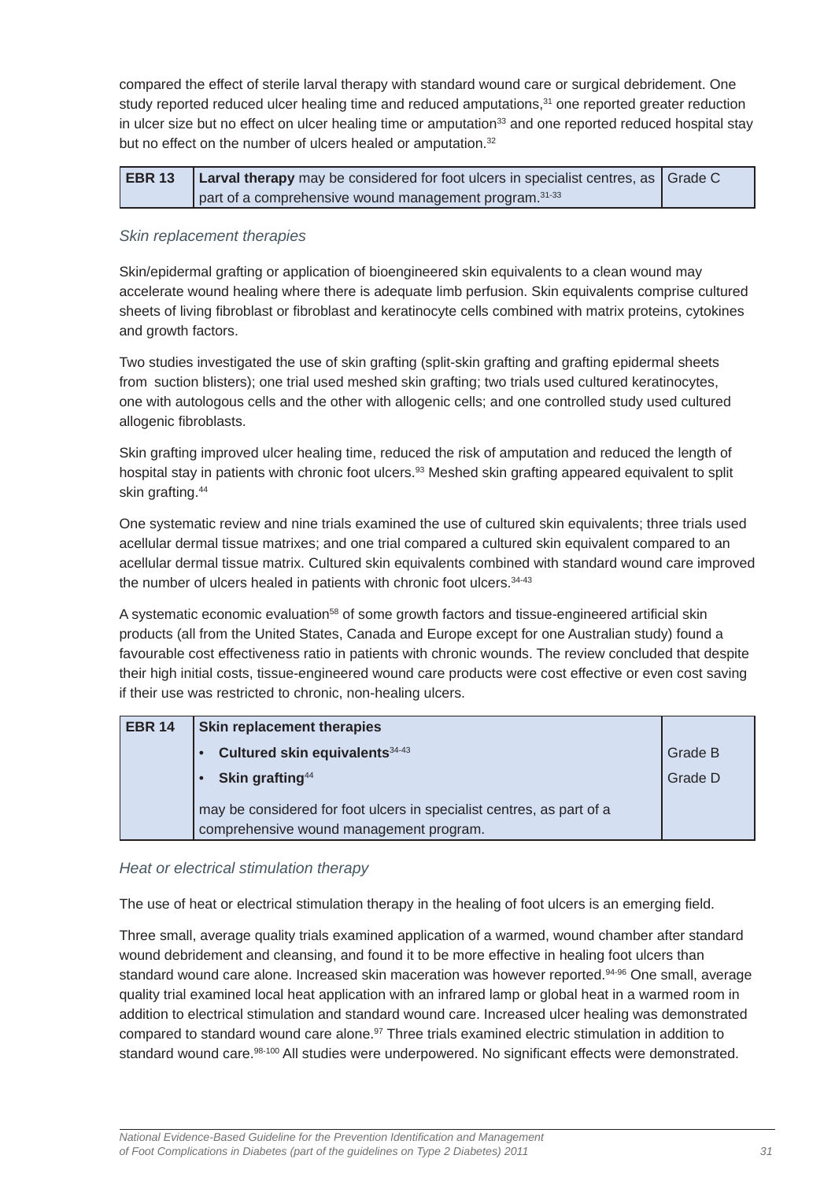compared the effect of sterile larval therapy with standard wound care or surgical debridement. One study reported reduced ulcer healing time and reduced amputations,[31] one reported greater reduction in ulcer size but no effect on ulcer healing time or amputation[33] and one reported reduced hospital stay but no effect on the number of ulcers healed or amputation.[32]

| EBR 13 | **Larval therapy** may be considered for foot ulcers in specialist centres, as part of a comprehensive wound management program.[31-33] | Grade C |
|---|---|---|

### *Skin replacement therapies*

Skin/epidermal grafting or application of bioengineered skin equivalents to a clean wound may accelerate wound healing where there is adequate limb perfusion. Skin equivalents comprise cultured sheets of living fibroblast or fibroblast and keratinocyte cells combined with matrix proteins, cytokines and growth factors.

Two studies investigated the use of skin grafting (split-skin grafting and grafting epidermal sheets from suction blisters); one trial used meshed skin grafting; two trials used cultured keratinocytes, one with autologous cells and the other with allogenic cells; and one controlled study used cultured allogenic fibroblasts.

Skin grafting improved ulcer healing time, reduced the risk of amputation and reduced the length of hospital stay in patients with chronic foot ulcers.[93] Meshed skin grafting appeared equivalent to split skin grafting.[44]

One systematic review and nine trials examined the use of cultured skin equivalents; three trials used acellular dermal tissue matrixes; and one trial compared a cultured skin equivalent compared to an acellular dermal tissue matrix. Cultured skin equivalents combined with standard wound care improved the number of ulcers healed in patients with chronic foot ulcers.[34-43]

A systematic economic evaluation[58] of some growth factors and tissue-engineered artificial skin products (all from the United States, Canada and Europe except for one Australian study) found a favourable cost effectiveness ratio in patients with chronic wounds. The review concluded that despite their high initial costs, tissue-engineered wound care products were cost effective or even cost saving if their use was restricted to chronic, non-healing ulcers.

| EBR 14 | **Skin replacement therapies** | |
|---|---|---|
| | • **Cultured skin equivalents**[34-43] | Grade B |
| | • **Skin grafting**[44] | Grade D |
| | may be considered for foot ulcers in specialist centres, as part of a comprehensive wound management program. | |

### *Heat or electrical stimulation therapy*

The use of heat or electrical stimulation therapy in the healing of foot ulcers is an emerging field.

Three small, average quality trials examined application of a warmed, wound chamber after standard wound debridement and cleansing, and found it to be more effective in healing foot ulcers than standard wound care alone. Increased skin maceration was however reported.[94-96] One small, average quality trial examined local heat application with an infrared lamp or global heat in a warmed room in addition to electrical stimulation and standard wound care. Increased ulcer healing was demonstrated compared to standard wound care alone.[97] Three trials examined electric stimulation in addition to standard wound care.[98-100] All studies were underpowered. No significant effects were demonstrated.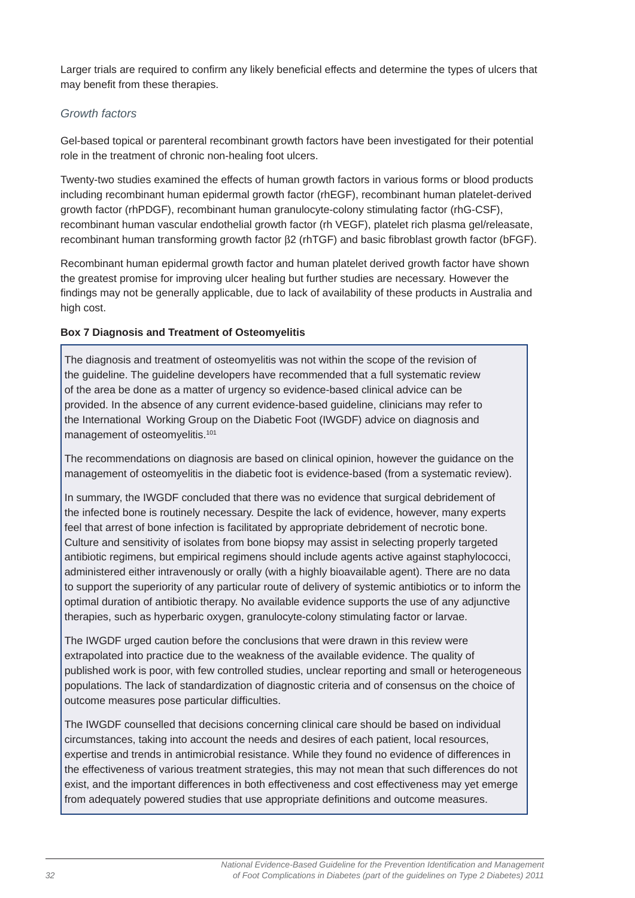Larger trials are required to confirm any likely beneficial effects and determine the types of ulcers that may benefit from these therapies.

### *Growth factors*

Gel-based topical or parenteral recombinant growth factors have been investigated for their potential role in the treatment of chronic non-healing foot ulcers.

Twenty-two studies examined the effects of human growth factors in various forms or blood products including recombinant human epidermal growth factor (rhEGF), recombinant human platelet-derived growth factor (rhPDGF), recombinant human granulocyte-colony stimulating factor (rhG-CSF), recombinant human vascular endothelial growth factor (rh VEGF), platelet rich plasma gel/releasate, recombinant human transforming growth factor β2 (rhTGF) and basic fibroblast growth factor (bFGF).

Recombinant human epidermal growth factor and human platelet derived growth factor have shown the greatest promise for improving ulcer healing but further studies are necessary. However the findings may not be generally applicable, due to lack of availability of these products in Australia and high cost.

**Box 7 Diagnosis and Treatment of Osteomyelitis**

The diagnosis and treatment of osteomyelitis was not within the scope of the revision of the guideline. The guideline developers have recommended that a full systematic review of the area be done as a matter of urgency so evidence-based clinical advice can be provided. In the absence of any current evidence-based guideline, clinicians may refer to the International Working Group on the Diabetic Foot (IWGDF) advice on diagnosis and management of osteomyelitis.[101]

The recommendations on diagnosis are based on clinical opinion, however the guidance on the management of osteomyelitis in the diabetic foot is evidence-based (from a systematic review).

In summary, the IWGDF concluded that there was no evidence that surgical debridement of the infected bone is routinely necessary. Despite the lack of evidence, however, many experts feel that arrest of bone infection is facilitated by appropriate debridement of necrotic bone. Culture and sensitivity of isolates from bone biopsy may assist in selecting properly targeted antibiotic regimens, but empirical regimens should include agents active against staphylococci, administered either intravenously or orally (with a highly bioavailable agent). There are no data to support the superiority of any particular route of delivery of systemic antibiotics or to inform the optimal duration of antibiotic therapy. No available evidence supports the use of any adjunctive therapies, such as hyperbaric oxygen, granulocyte-colony stimulating factor or larvae.

The IWGDF urged caution before the conclusions that were drawn in this review were extrapolated into practice due to the weakness of the available evidence. The quality of published work is poor, with few controlled studies, unclear reporting and small or heterogeneous populations. The lack of standardization of diagnostic criteria and of consensus on the choice of outcome measures pose particular difficulties.

The IWGDF counselled that decisions concerning clinical care should be based on individual circumstances, taking into account the needs and desires of each patient, local resources, expertise and trends in antimicrobial resistance. While they found no evidence of differences in the effectiveness of various treatment strategies, this may not mean that such differences do not exist, and the important differences in both effectiveness and cost effectiveness may yet emerge from adequately powered studies that use appropriate definitions and outcome measures.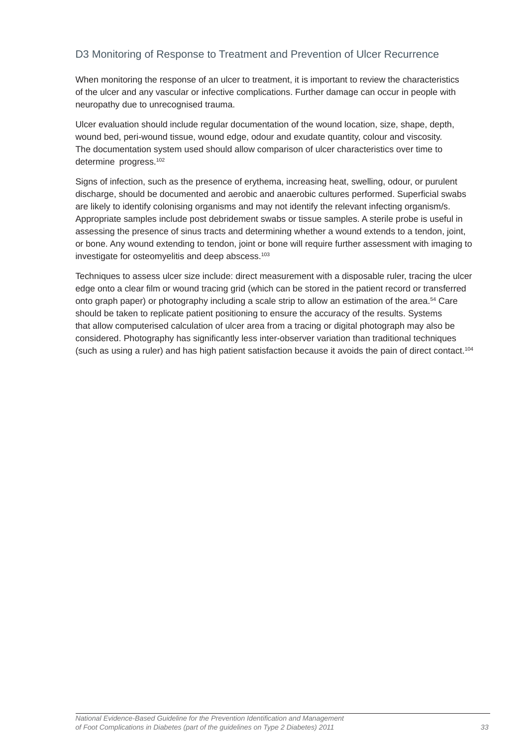## D3 Monitoring of Response to Treatment and Prevention of Ulcer Recurrence

When monitoring the response of an ulcer to treatment, it is important to review the characteristics of the ulcer and any vascular or infective complications. Further damage can occur in people with neuropathy due to unrecognised trauma.

Ulcer evaluation should include regular documentation of the wound location, size, shape, depth, wound bed, peri-wound tissue, wound edge, odour and exudate quantity, colour and viscosity. The documentation system used should allow comparison of ulcer characteristics over time to determine progress.[102]

Signs of infection, such as the presence of erythema, increasing heat, swelling, odour, or purulent discharge, should be documented and aerobic and anaerobic cultures performed. Superficial swabs are likely to identify colonising organisms and may not identify the relevant infecting organism/s. Appropriate samples include post debridement swabs or tissue samples. A sterile probe is useful in assessing the presence of sinus tracts and determining whether a wound extends to a tendon, joint, or bone. Any wound extending to tendon, joint or bone will require further assessment with imaging to investigate for osteomyelitis and deep abscess.[103]

Techniques to assess ulcer size include: direct measurement with a disposable ruler, tracing the ulcer edge onto a clear film or wound tracing grid (which can be stored in the patient record or transferred onto graph paper) or photography including a scale strip to allow an estimation of the area.[54] Care should be taken to replicate patient positioning to ensure the accuracy of the results. Systems that allow computerised calculation of ulcer area from a tracing or digital photograph may also be considered. Photography has significantly less inter-observer variation than traditional techniques (such as using a ruler) and has high patient satisfaction because it avoids the pain of direct contact.[104]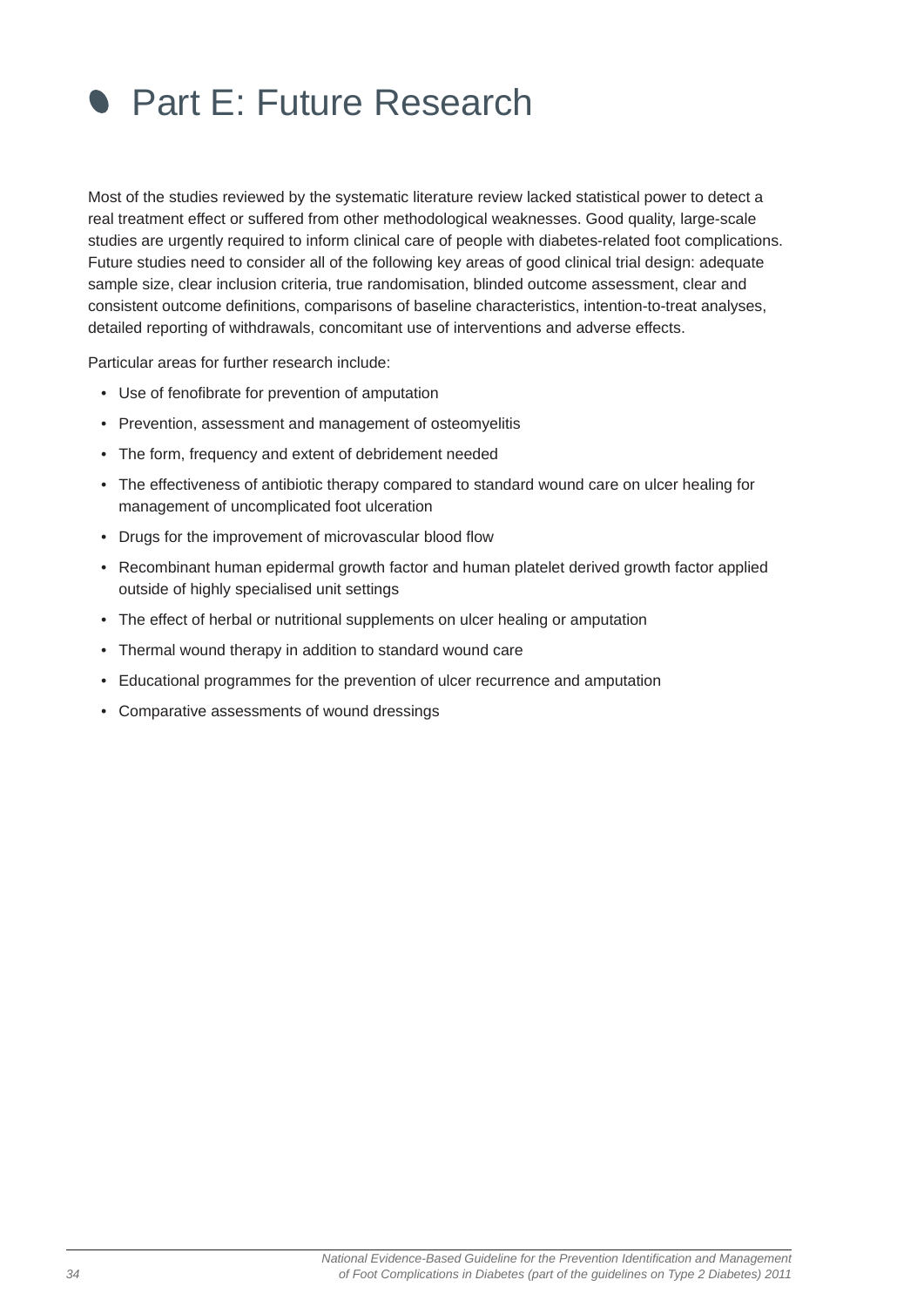# Part E: Future Research

Most of the studies reviewed by the systematic literature review lacked statistical power to detect a real treatment effect or suffered from other methodological weaknesses. Good quality, large-scale studies are urgently required to inform clinical care of people with diabetes-related foot complications. Future studies need to consider all of the following key areas of good clinical trial design: adequate sample size, clear inclusion criteria, true randomisation, blinded outcome assessment, clear and consistent outcome definitions, comparisons of baseline characteristics, intention-to-treat analyses, detailed reporting of withdrawals, concomitant use of interventions and adverse effects.

Particular areas for further research include:

- Use of fenofibrate for prevention of amputation
- Prevention, assessment and management of osteomyelitis
- The form, frequency and extent of debridement needed
- The effectiveness of antibiotic therapy compared to standard wound care on ulcer healing for management of uncomplicated foot ulceration
- Drugs for the improvement of microvascular blood flow
- Recombinant human epidermal growth factor and human platelet derived growth factor applied outside of highly specialised unit settings
- The effect of herbal or nutritional supplements on ulcer healing or amputation
- Thermal wound therapy in addition to standard wound care
- Educational programmes for the prevention of ulcer recurrence and amputation
- Comparative assessments of wound dressings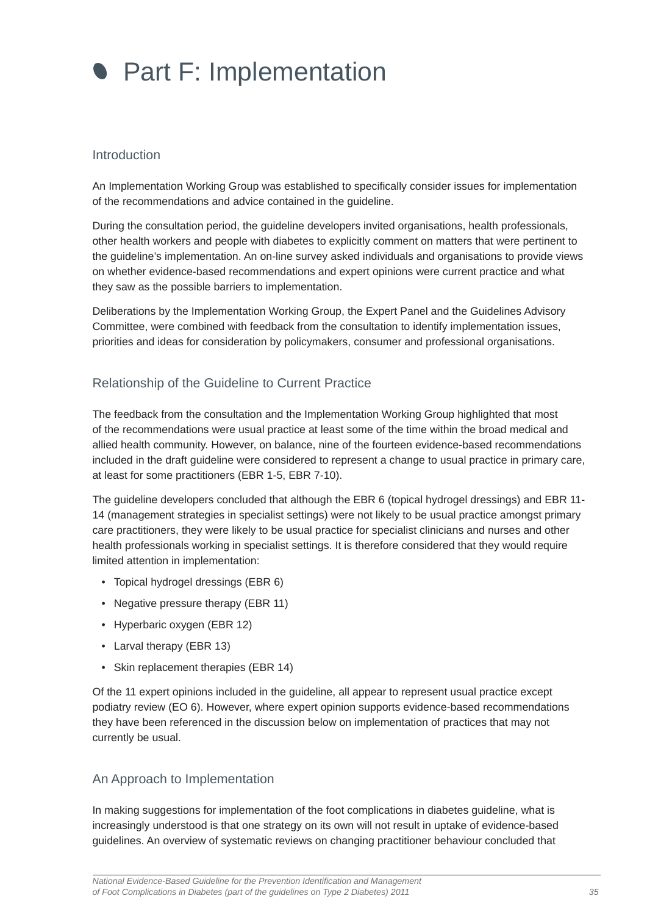# Part F: Implementation

## Introduction

An Implementation Working Group was established to specifically consider issues for implementation of the recommendations and advice contained in the guideline.

During the consultation period, the guideline developers invited organisations, health professionals, other health workers and people with diabetes to explicitly comment on matters that were pertinent to the guideline's implementation. An on-line survey asked individuals and organisations to provide views on whether evidence-based recommendations and expert opinions were current practice and what they saw as the possible barriers to implementation.

Deliberations by the Implementation Working Group, the Expert Panel and the Guidelines Advisory Committee, were combined with feedback from the consultation to identify implementation issues, priorities and ideas for consideration by policymakers, consumer and professional organisations.

## Relationship of the Guideline to Current Practice

The feedback from the consultation and the Implementation Working Group highlighted that most of the recommendations were usual practice at least some of the time within the broad medical and allied health community. However, on balance, nine of the fourteen evidence-based recommendations included in the draft guideline were considered to represent a change to usual practice in primary care, at least for some practitioners (EBR 1-5, EBR 7-10).

The guideline developers concluded that although the EBR 6 (topical hydrogel dressings) and EBR 11-14 (management strategies in specialist settings) were not likely to be usual practice amongst primary care practitioners, they were likely to be usual practice for specialist clinicians and nurses and other health professionals working in specialist settings. It is therefore considered that they would require limited attention in implementation:

- Topical hydrogel dressings (EBR 6)
- Negative pressure therapy (EBR 11)
- Hyperbaric oxygen (EBR 12)
- Larval therapy (EBR 13)
- Skin replacement therapies (EBR 14)

Of the 11 expert opinions included in the guideline, all appear to represent usual practice except podiatry review (EO 6). However, where expert opinion supports evidence-based recommendations they have been referenced in the discussion below on implementation of practices that may not currently be usual.

## An Approach to Implementation

In making suggestions for implementation of the foot complications in diabetes guideline, what is increasingly understood is that one strategy on its own will not result in uptake of evidence-based guidelines. An overview of systematic reviews on changing practitioner behaviour concluded that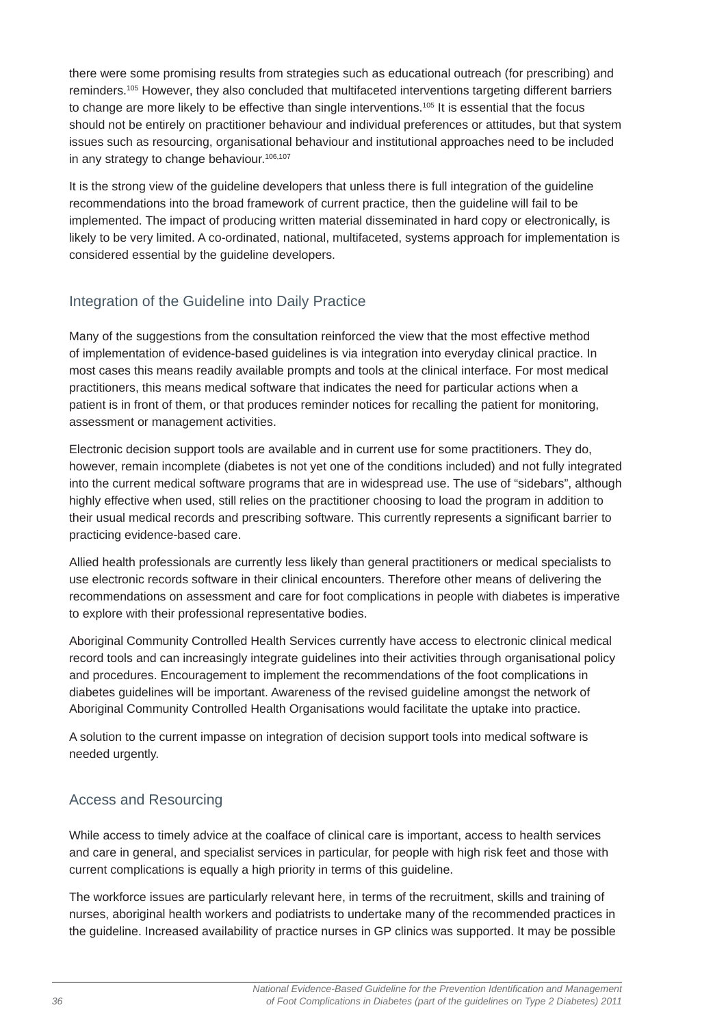there were some promising results from strategies such as educational outreach (for prescribing) and reminders.[105] However, they also concluded that multifaceted interventions targeting different barriers to change are more likely to be effective than single interventions.[105] It is essential that the focus should not be entirely on practitioner behaviour and individual preferences or attitudes, but that system issues such as resourcing, organisational behaviour and institutional approaches need to be included in any strategy to change behaviour.[106,107]

It is the strong view of the guideline developers that unless there is full integration of the guideline recommendations into the broad framework of current practice, then the guideline will fail to be implemented. The impact of producing written material disseminated in hard copy or electronically, is likely to be very limited. A co-ordinated, national, multifaceted, systems approach for implementation is considered essential by the guideline developers.

## Integration of the Guideline into Daily Practice

Many of the suggestions from the consultation reinforced the view that the most effective method of implementation of evidence-based guidelines is via integration into everyday clinical practice. In most cases this means readily available prompts and tools at the clinical interface. For most medical practitioners, this means medical software that indicates the need for particular actions when a patient is in front of them, or that produces reminder notices for recalling the patient for monitoring, assessment or management activities.

Electronic decision support tools are available and in current use for some practitioners. They do, however, remain incomplete (diabetes is not yet one of the conditions included) and not fully integrated into the current medical software programs that are in widespread use. The use of "sidebars", although highly effective when used, still relies on the practitioner choosing to load the program in addition to their usual medical records and prescribing software. This currently represents a significant barrier to practicing evidence-based care.

Allied health professionals are currently less likely than general practitioners or medical specialists to use electronic records software in their clinical encounters. Therefore other means of delivering the recommendations on assessment and care for foot complications in people with diabetes is imperative to explore with their professional representative bodies.

Aboriginal Community Controlled Health Services currently have access to electronic clinical medical record tools and can increasingly integrate guidelines into their activities through organisational policy and procedures. Encouragement to implement the recommendations of the foot complications in diabetes guidelines will be important. Awareness of the revised guideline amongst the network of Aboriginal Community Controlled Health Organisations would facilitate the uptake into practice.

A solution to the current impasse on integration of decision support tools into medical software is needed urgently.

## Access and Resourcing

While access to timely advice at the coalface of clinical care is important, access to health services and care in general, and specialist services in particular, for people with high risk feet and those with current complications is equally a high priority in terms of this guideline.

The workforce issues are particularly relevant here, in terms of the recruitment, skills and training of nurses, aboriginal health workers and podiatrists to undertake many of the recommended practices in the guideline. Increased availability of practice nurses in GP clinics was supported. It may be possible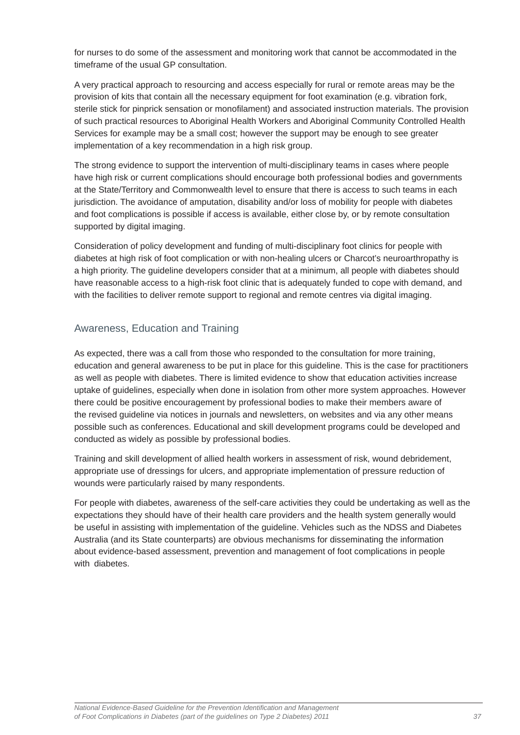for nurses to do some of the assessment and monitoring work that cannot be accommodated in the timeframe of the usual GP consultation.

A very practical approach to resourcing and access especially for rural or remote areas may be the provision of kits that contain all the necessary equipment for foot examination (e.g. vibration fork, sterile stick for pinprick sensation or monofilament) and associated instruction materials. The provision of such practical resources to Aboriginal Health Workers and Aboriginal Community Controlled Health Services for example may be a small cost; however the support may be enough to see greater implementation of a key recommendation in a high risk group.

The strong evidence to support the intervention of multi-disciplinary teams in cases where people have high risk or current complications should encourage both professional bodies and governments at the State/Territory and Commonwealth level to ensure that there is access to such teams in each jurisdiction. The avoidance of amputation, disability and/or loss of mobility for people with diabetes and foot complications is possible if access is available, either close by, or by remote consultation supported by digital imaging.

Consideration of policy development and funding of multi-disciplinary foot clinics for people with diabetes at high risk of foot complication or with non-healing ulcers or Charcot's neuroarthropathy is a high priority. The guideline developers consider that at a minimum, all people with diabetes should have reasonable access to a high-risk foot clinic that is adequately funded to cope with demand, and with the facilities to deliver remote support to regional and remote centres via digital imaging.

## Awareness, Education and Training

As expected, there was a call from those who responded to the consultation for more training, education and general awareness to be put in place for this guideline. This is the case for practitioners as well as people with diabetes. There is limited evidence to show that education activities increase uptake of guidelines, especially when done in isolation from other more system approaches. However there could be positive encouragement by professional bodies to make their members aware of the revised guideline via notices in journals and newsletters, on websites and via any other means possible such as conferences. Educational and skill development programs could be developed and conducted as widely as possible by professional bodies.

Training and skill development of allied health workers in assessment of risk, wound debridement, appropriate use of dressings for ulcers, and appropriate implementation of pressure reduction of wounds were particularly raised by many respondents.

For people with diabetes, awareness of the self-care activities they could be undertaking as well as the expectations they should have of their health care providers and the health system generally would be useful in assisting with implementation of the guideline. Vehicles such as the NDSS and Diabetes Australia (and its State counterparts) are obvious mechanisms for disseminating the information about evidence-based assessment, prevention and management of foot complications in people with diabetes.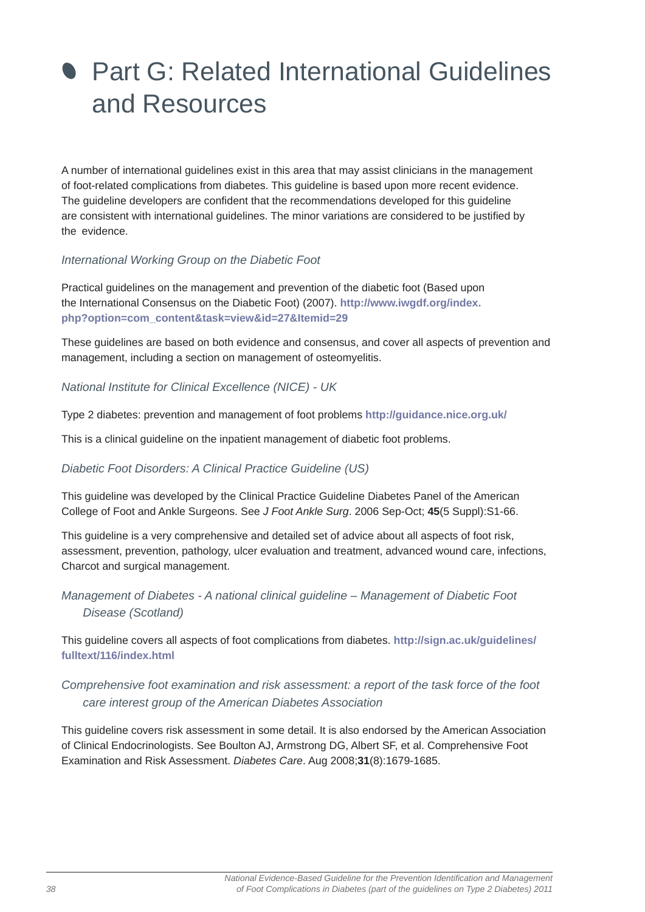# Part G: Related International Guidelines and Resources

A number of international guidelines exist in this area that may assist clinicians in the management of foot-related complications from diabetes. This guideline is based upon more recent evidence. The guideline developers are confident that the recommendations developed for this guideline are consistent with international guidelines. The minor variations are considered to be justified by the evidence.

*International Working Group on the Diabetic Foot*

Practical guidelines on the management and prevention of the diabetic foot (Based upon the International Consensus on the Diabetic Foot) (2007). **http://www.iwgdf.org/index.php?option=com_content&task=view&id=27&Itemid=29**

These guidelines are based on both evidence and consensus, and cover all aspects of prevention and management, including a section on management of osteomyelitis.

*National Institute for Clinical Excellence (NICE) - UK*

Type 2 diabetes: prevention and management of foot problems **http://guidance.nice.org.uk/**

This is a clinical guideline on the inpatient management of diabetic foot problems.

*Diabetic Foot Disorders: A Clinical Practice Guideline (US)*

This guideline was developed by the Clinical Practice Guideline Diabetes Panel of the American College of Foot and Ankle Surgeons. See *J Foot Ankle Surg*. 2006 Sep-Oct; **45**(5 Suppl):S1-66.

This guideline is a very comprehensive and detailed set of advice about all aspects of foot risk, assessment, prevention, pathology, ulcer evaluation and treatment, advanced wound care, infections, Charcot and surgical management.

*Management of Diabetes - A national clinical guideline – Management of Diabetic Foot Disease (Scotland)*

This guideline covers all aspects of foot complications from diabetes. **http://sign.ac.uk/guidelines/fulltext/116/index.html**

*Comprehensive foot examination and risk assessment: a report of the task force of the foot care interest group of the American Diabetes Association*

This guideline covers risk assessment in some detail. It is also endorsed by the American Association of Clinical Endocrinologists. See Boulton AJ, Armstrong DG, Albert SF, et al. Comprehensive Foot Examination and Risk Assessment. *Diabetes Care*. Aug 2008;**31**(8):1679-1685.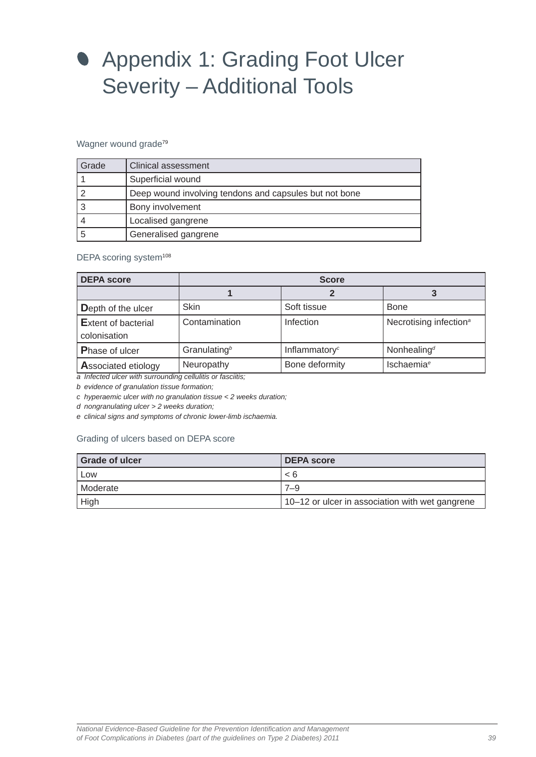# Appendix 1: Grading Foot Ulcer Severity – Additional Tools

Wagner wound grade[79]

| Grade | Clinical assessment |
|---|---|
| 1 | Superficial wound |
| 2 | Deep wound involving tendons and capsules but not bone |
| 3 | Bony involvement |
| 4 | Localised gangrene |
| 5 | Generalised gangrene |

DEPA scoring system[108]

| DEPA score | Score | | |
|---|---|---|---|
| | 1 | 2 | 3 |
| **D**epth of the ulcer | Skin | Soft tissue | Bone |
| **E**xtent of bacterial colonisation | Contamination | Infection | Necrotising infection[a] |
| **P**hase of ulcer | Granulating[b] | Inflammatory[c] | Nonhealing[d] |
| **A**ssociated etiology | Neuropathy | Bone deformity | Ischaemia[e] |

*a Infected ulcer with surrounding cellulitis or fasciitis;*

*b evidence of granulation tissue formation;*

*c hyperaemic ulcer with no granulation tissue < 2 weeks duration;*

*d nongranulating ulcer > 2 weeks duration;*

*e clinical signs and symptoms of chronic lower-limb ischaemia.*

Grading of ulcers based on DEPA score

| Grade of ulcer | DEPA score |
|---|---|
| Low | < 6 |
| Moderate | 7–9 |
| High | 10–12 or ulcer in association with wet gangrene |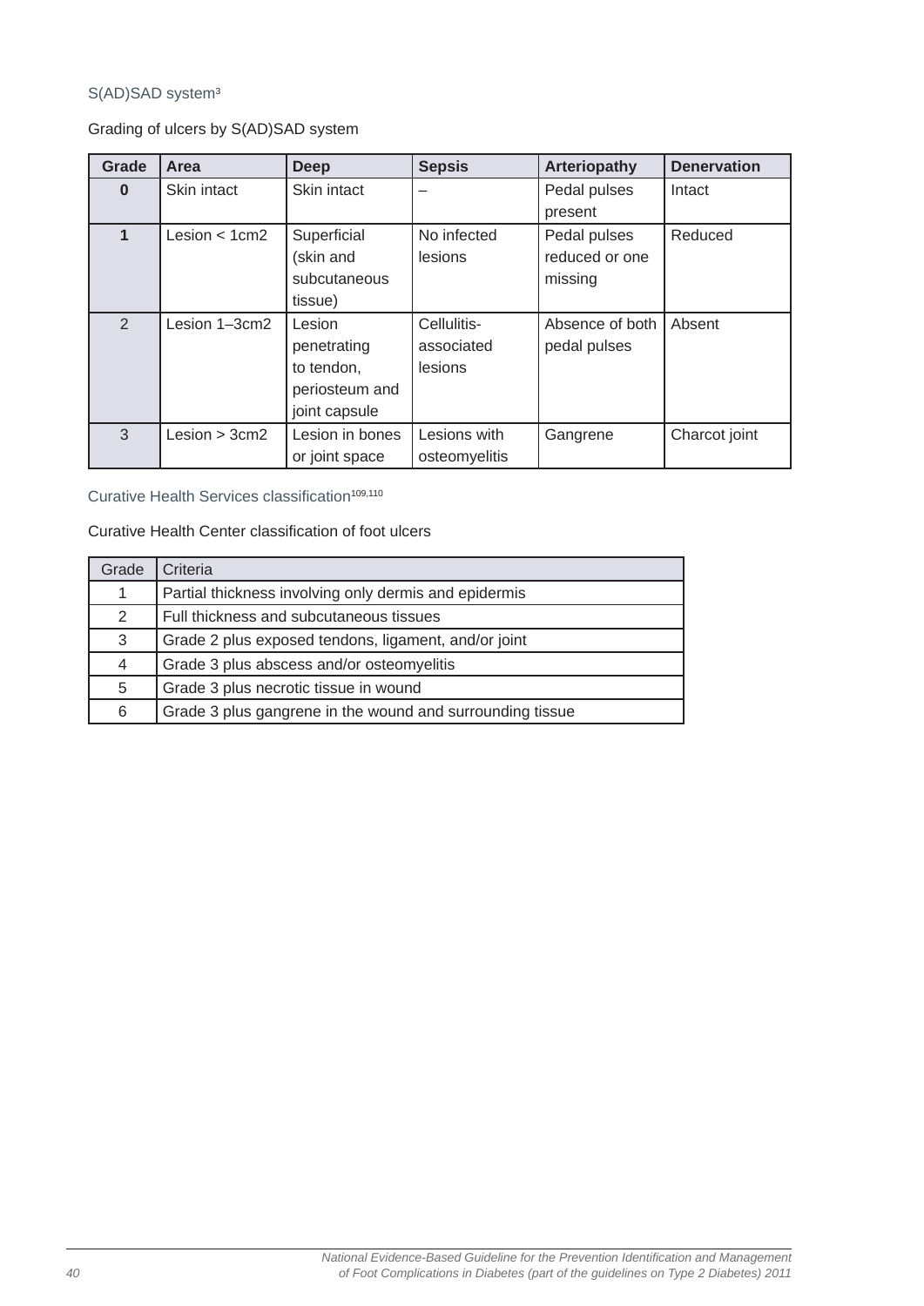### S(AD)SAD system[3]

Grading of ulcers by S(AD)SAD system

| Grade | Area | Deep | Sepsis | Arteriopathy | Denervation |
|---|---|---|---|---|---|
| **0** | Skin intact | Skin intact | – | Pedal pulses present | Intact |
| **1** | Lesion < 1cm2 | Superficial (skin and subcutaneous tissue) | No infected lesions | Pedal pulses reduced or one missing | Reduced |
| 2 | Lesion 1–3cm2 | Lesion penetrating to tendon, periosteum and joint capsule | Cellulitis-associated lesions | Absence of both pedal pulses | Absent |
| 3 | Lesion > 3cm2 | Lesion in bones or joint space | Lesions with osteomyelitis | Gangrene | Charcot joint |

### Curative Health Services classification[109,110]

Curative Health Center classification of foot ulcers

| Grade | Criteria |
|---|---|
| 1 | Partial thickness involving only dermis and epidermis |
| 2 | Full thickness and subcutaneous tissues |
| 3 | Grade 2 plus exposed tendons, ligament, and/or joint |
| 4 | Grade 3 plus abscess and/or osteomyelitis |
| 5 | Grade 3 plus necrotic tissue in wound |
| 6 | Grade 3 plus gangrene in the wound and surrounding tissue |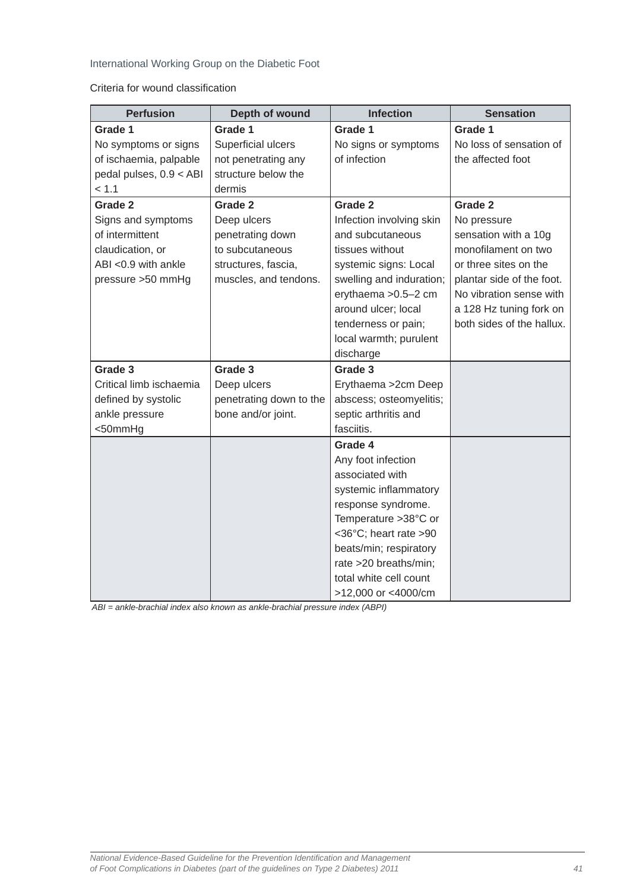International Working Group on the Diabetic Foot

Criteria for wound classification

| Perfusion | Depth of wound | Infection | Sensation |
|---|---|---|---|
| **Grade 1**<br>No symptoms or signs of ischaemia, palpable pedal pulses, 0.9 < ABI < 1.1 | **Grade 1**<br>Superficial ulcers not penetrating any structure below the dermis | **Grade 1**<br>No signs or symptoms of infection | **Grade 1**<br>No loss of sensation of the affected foot |
| **Grade 2**<br>Signs and symptoms of intermittent claudication, or ABI <0.9 with ankle pressure >50 mmHg | **Grade 2**<br>Deep ulcers penetrating down to subcutaneous structures, fascia, muscles, and tendons. | **Grade 2**<br>Infection involving skin and subcutaneous tissues without systemic signs: Local swelling and induration; erythaema >0.5–2 cm around ulcer; local tenderness or pain; local warmth; purulent discharge | **Grade 2**<br>No pressure sensation with a 10g monofilament on two or three sites on the plantar side of the foot. No vibration sense with a 128 Hz tuning fork on both sides of the hallux. |
| **Grade 3**<br>Critical limb ischaemia defined by systolic ankle pressure <50mmHg | **Grade 3**<br>Deep ulcers penetrating down to the bone and/or joint. | **Grade 3**<br>Erythaema >2cm Deep abscess; osteomyelitis; septic arthritis and fasciitis. | |
| | | **Grade 4**<br>Any foot infection associated with systemic inflammatory response syndrome. Temperature >38°C or <36°C; heart rate >90 beats/min; respiratory rate >20 breaths/min; total white cell count >12,000 or <4000/cm | |

*ABI = ankle-brachial index also known as ankle-brachial pressure index (ABPI)*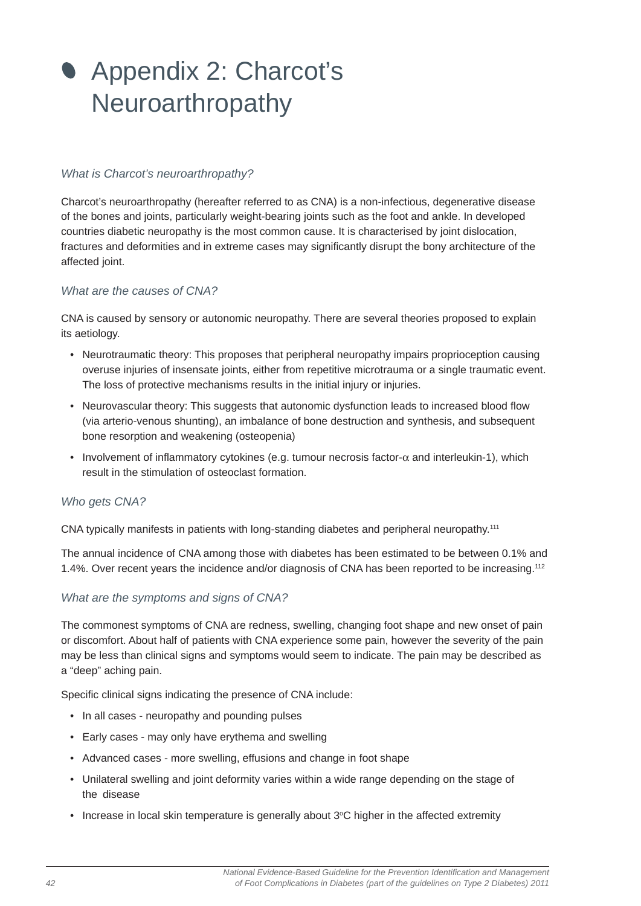# Appendix 2: Charcot's Neuroarthropathy

*What is Charcot's neuroarthropathy?*

Charcot's neuroarthropathy (hereafter referred to as CNA) is a non-infectious, degenerative disease of the bones and joints, particularly weight-bearing joints such as the foot and ankle. In developed countries diabetic neuropathy is the most common cause. It is characterised by joint dislocation, fractures and deformities and in extreme cases may significantly disrupt the bony architecture of the affected joint.

*What are the causes of CNA?*

CNA is caused by sensory or autonomic neuropathy. There are several theories proposed to explain its aetiology.

- Neurotraumatic theory: This proposes that peripheral neuropathy impairs proprioception causing overuse injuries of insensate joints, either from repetitive microtrauma or a single traumatic event. The loss of protective mechanisms results in the initial injury or injuries.
- Neurovascular theory: This suggests that autonomic dysfunction leads to increased blood flow (via arterio-venous shunting), an imbalance of bone destruction and synthesis, and subsequent bone resorption and weakening (osteopenia)
- Involvement of inflammatory cytokines (e.g. tumour necrosis factor-$\alpha$ and interleukin-1), which result in the stimulation of osteoclast formation.

*Who gets CNA?*

CNA typically manifests in patients with long-standing diabetes and peripheral neuropathy.[111]

The annual incidence of CNA among those with diabetes has been estimated to be between 0.1% and 1.4%. Over recent years the incidence and/or diagnosis of CNA has been reported to be increasing.[112]

*What are the symptoms and signs of CNA?*

The commonest symptoms of CNA are redness, swelling, changing foot shape and new onset of pain or discomfort. About half of patients with CNA experience some pain, however the severity of the pain may be less than clinical signs and symptoms would seem to indicate. The pain may be described as a "deep" aching pain.

Specific clinical signs indicating the presence of CNA include:

- In all cases - neuropathy and pounding pulses
- Early cases - may only have erythema and swelling
- Advanced cases - more swelling, effusions and change in foot shape
- Unilateral swelling and joint deformity varies within a wide range depending on the stage of the disease
- Increase in local skin temperature is generally about 3°C higher in the affected extremity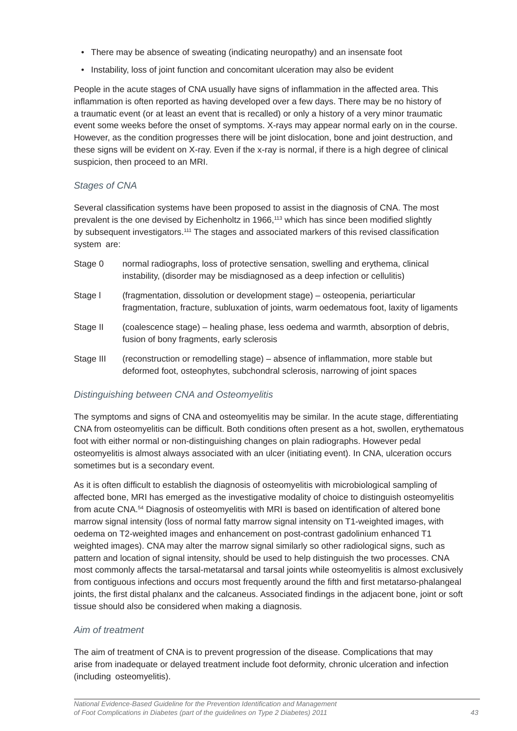- There may be absence of sweating (indicating neuropathy) and an insensate foot
- Instability, loss of joint function and concomitant ulceration may also be evident

People in the acute stages of CNA usually have signs of inflammation in the affected area. This inflammation is often reported as having developed over a few days. There may be no history of a traumatic event (or at least an event that is recalled) or only a history of a very minor traumatic event some weeks before the onset of symptoms. X-rays may appear normal early on in the course. However, as the condition progresses there will be joint dislocation, bone and joint destruction, and these signs will be evident on X-ray. Even if the x-ray is normal, if there is a high degree of clinical suspicion, then proceed to an MRI.

### *Stages of CNA*

Several classification systems have been proposed to assist in the diagnosis of CNA. The most prevalent is the one devised by Eichenholtz in 1966,[113] which has since been modified slightly by subsequent investigators.[111] The stages and associated markers of this revised classification system are:

| | |
|---|---|
| Stage 0 | normal radiographs, loss of protective sensation, swelling and erythema, clinical instability, (disorder may be misdiagnosed as a deep infection or cellulitis) |
| Stage I | (fragmentation, dissolution or development stage) – osteopenia, periarticular fragmentation, fracture, subluxation of joints, warm oedematous foot, laxity of ligaments |
| Stage II | (coalescence stage) – healing phase, less oedema and warmth, absorption of debris, fusion of bony fragments, early sclerosis |
| Stage III | (reconstruction or remodelling stage) – absence of inflammation, more stable but deformed foot, osteophytes, subchondral sclerosis, narrowing of joint spaces |

### *Distinguishing between CNA and Osteomyelitis*

The symptoms and signs of CNA and osteomyelitis may be similar. In the acute stage, differentiating CNA from osteomyelitis can be difficult. Both conditions often present as a hot, swollen, erythematous foot with either normal or non-distinguishing changes on plain radiographs. However pedal osteomyelitis is almost always associated with an ulcer (initiating event). In CNA, ulceration occurs sometimes but is a secondary event.

As it is often difficult to establish the diagnosis of osteomyelitis with microbiological sampling of affected bone, MRI has emerged as the investigative modality of choice to distinguish osteomyelitis from acute CNA.[54] Diagnosis of osteomyelitis with MRI is based on identification of altered bone marrow signal intensity (loss of normal fatty marrow signal intensity on T1-weighted images, with oedema on T2-weighted images and enhancement on post-contrast gadolinium enhanced T1 weighted images). CNA may alter the marrow signal similarly so other radiological signs, such as pattern and location of signal intensity, should be used to help distinguish the two processes. CNA most commonly affects the tarsal-metatarsal and tarsal joints while osteomyelitis is almost exclusively from contiguous infections and occurs most frequently around the fifth and first metatarso-phalangeal joints, the first distal phalanx and the calcaneus. Associated findings in the adjacent bone, joint or soft tissue should also be considered when making a diagnosis.

### *Aim of treatment*

The aim of treatment of CNA is to prevent progression of the disease. Complications that may arise from inadequate or delayed treatment include foot deformity, chronic ulceration and infection (including osteomyelitis).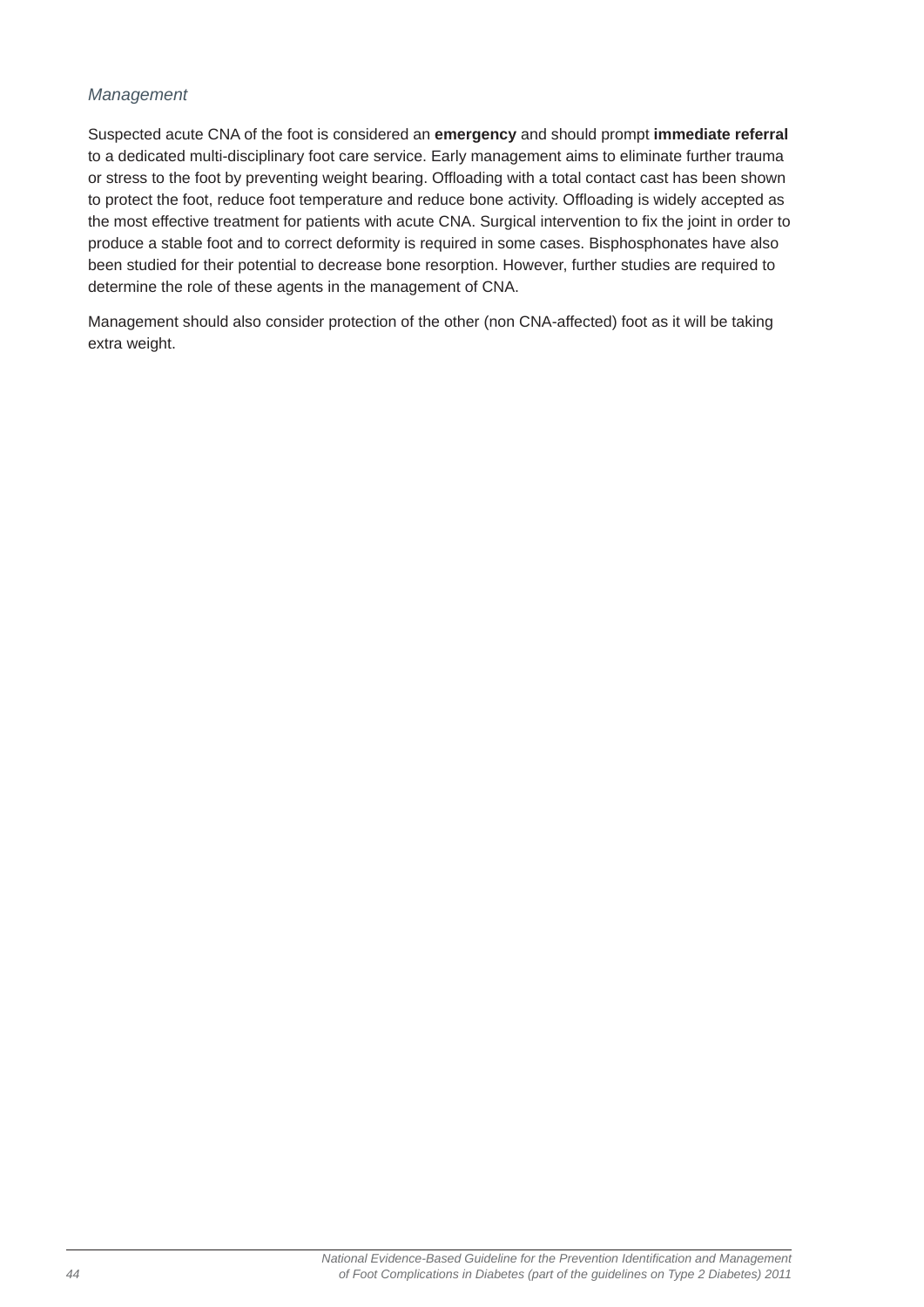*Management*

Suspected acute CNA of the foot is considered an **emergency** and should prompt **immediate referral** to a dedicated multi-disciplinary foot care service. Early management aims to eliminate further trauma or stress to the foot by preventing weight bearing. Offloading with a total contact cast has been shown to protect the foot, reduce foot temperature and reduce bone activity. Offloading is widely accepted as the most effective treatment for patients with acute CNA. Surgical intervention to fix the joint in order to produce a stable foot and to correct deformity is required in some cases. Bisphosphonates have also been studied for their potential to decrease bone resorption. However, further studies are required to determine the role of these agents in the management of CNA.

Management should also consider protection of the other (non CNA-affected) foot as it will be taking extra weight.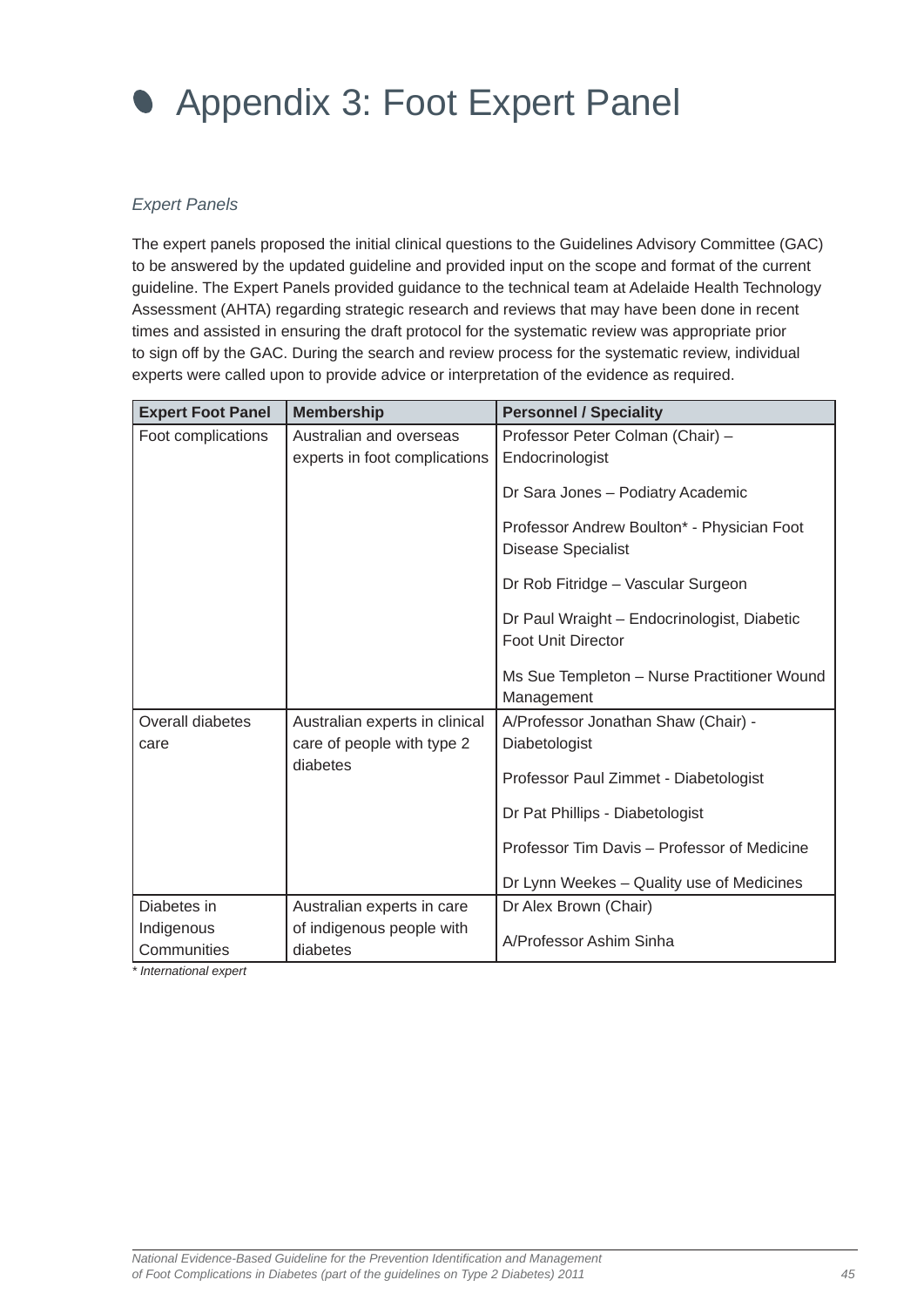# Appendix 3: Foot Expert Panel

*Expert Panels*

The expert panels proposed the initial clinical questions to the Guidelines Advisory Committee (GAC) to be answered by the updated guideline and provided input on the scope and format of the current guideline. The Expert Panels provided guidance to the technical team at Adelaide Health Technology Assessment (AHTA) regarding strategic research and reviews that may have been done in recent times and assisted in ensuring the draft protocol for the systematic review was appropriate prior to sign off by the GAC. During the search and review process for the systematic review, individual experts were called upon to provide advice or interpretation of the evidence as required.

| Expert Foot Panel | Membership | Personnel / Speciality |
|---|---|---|
| Foot complications | Australian and overseas experts in foot complications | Professor Peter Colman (Chair) – Endocrinologist |
| | | Dr Sara Jones – Podiatry Academic |
| | | Professor Andrew Boulton* - Physician Foot Disease Specialist |
| | | Dr Rob Fitridge – Vascular Surgeon |
| | | Dr Paul Wraight – Endocrinologist, Diabetic Foot Unit Director |
| | | Ms Sue Templeton – Nurse Practitioner Wound Management |
| Overall diabetes care | Australian experts in clinical care of people with type 2 diabetes | A/Professor Jonathan Shaw (Chair) - Diabetologist |
| | | Professor Paul Zimmet - Diabetologist |
| | | Dr Pat Phillips - Diabetologist |
| | | Professor Tim Davis – Professor of Medicine |
| | | Dr Lynn Weekes – Quality use of Medicines |
| Diabetes in Indigenous Communities | Australian experts in care of indigenous people with diabetes | Dr Alex Brown (Chair) |
| | | A/Professor Ashim Sinha |

*\* International expert*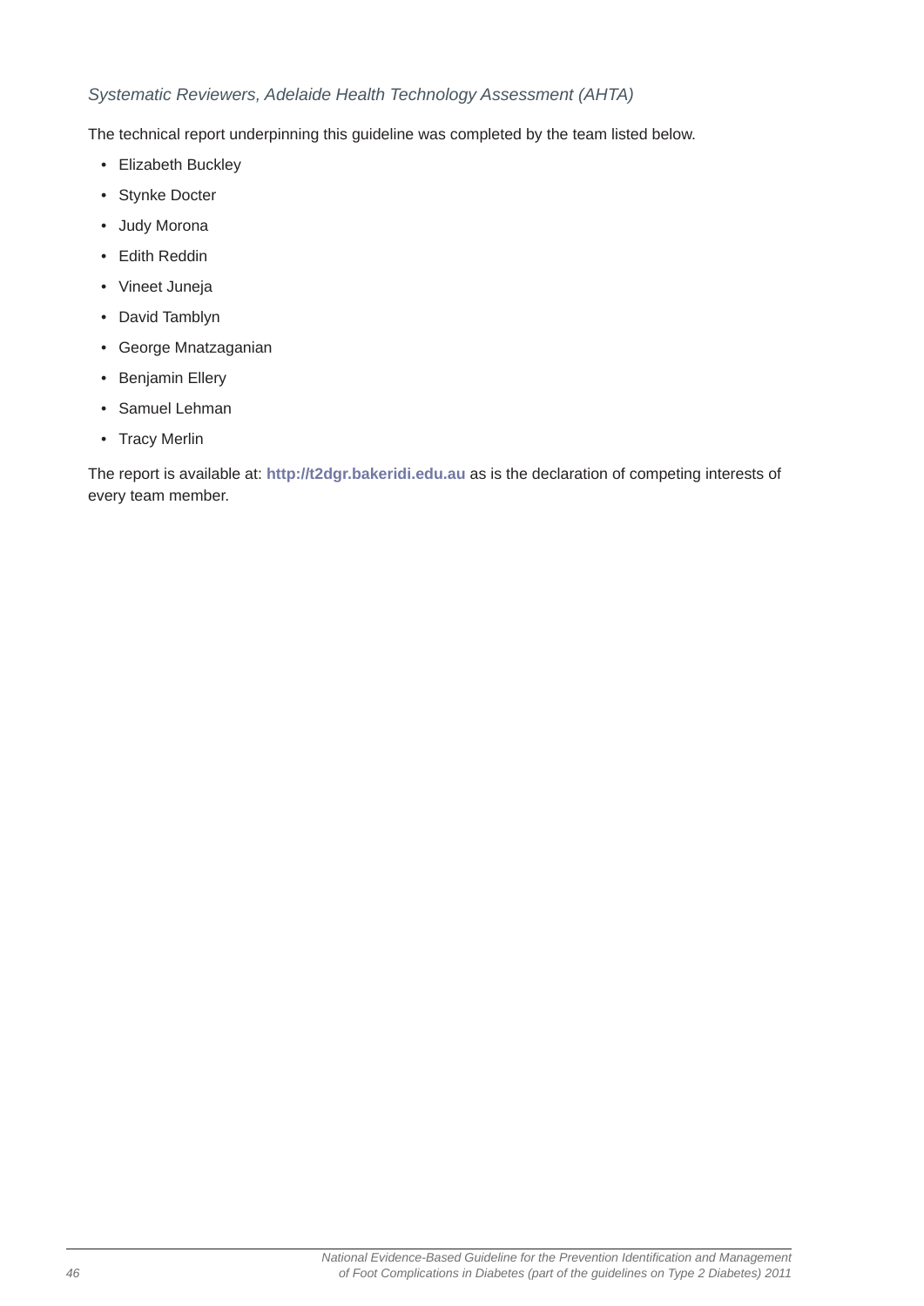*Systematic Reviewers, Adelaide Health Technology Assessment (AHTA)*

The technical report underpinning this guideline was completed by the team listed below.

- Elizabeth Buckley
- Stynke Docter
- Judy Morona
- Edith Reddin
- Vineet Juneja
- David Tamblyn
- George Mnatzaganian
- Benjamin Ellery
- Samuel Lehman
- Tracy Merlin

The report is available at: **http://t2dgr.bakeridi.edu.au** as is the declaration of competing interests of every team member.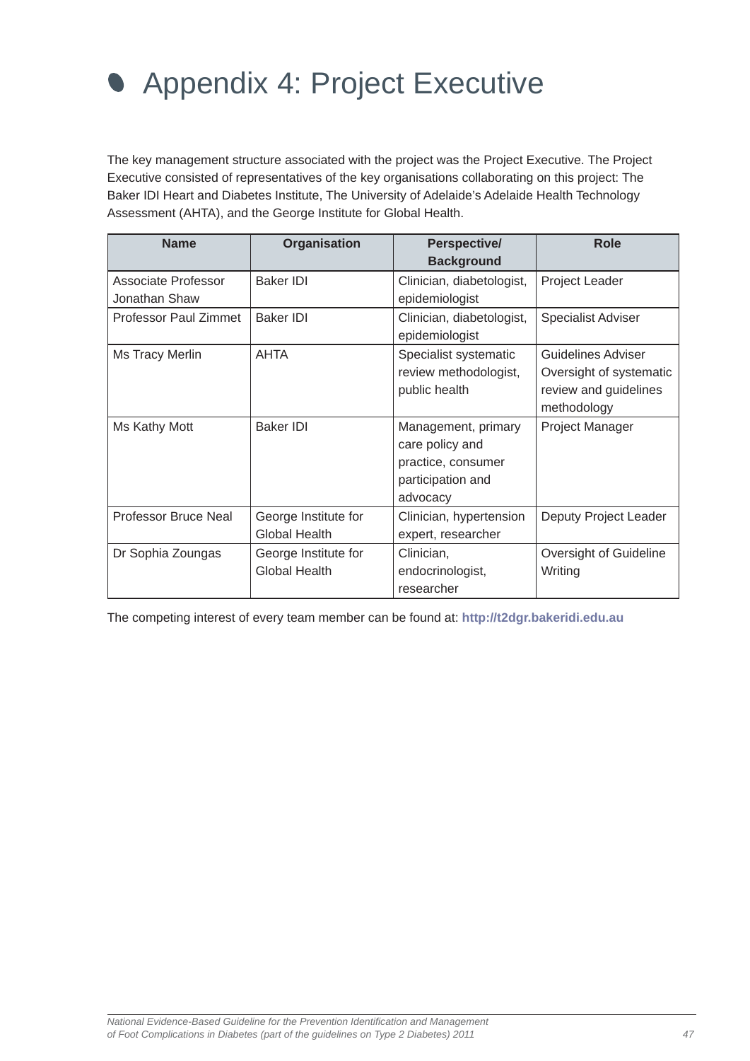# Appendix 4: Project Executive

The key management structure associated with the project was the Project Executive. The Project Executive consisted of representatives of the key organisations collaborating on this project: The Baker IDI Heart and Diabetes Institute, The University of Adelaide's Adelaide Health Technology Assessment (AHTA), and the George Institute for Global Health.

| Name | Organisation | Perspective/ Background | Role |
|---|---|---|---|
| Associate Professor Jonathan Shaw | Baker IDI | Clinician, diabetologist, epidemiologist | Project Leader |
| Professor Paul Zimmet | Baker IDI | Clinician, diabetologist, epidemiologist | Specialist Adviser |
| Ms Tracy Merlin | AHTA | Specialist systematic review methodologist, public health | Guidelines Adviser Oversight of systematic review and guidelines methodology |
| Ms Kathy Mott | Baker IDI | Management, primary care policy and practice, consumer participation and advocacy | Project Manager |
| Professor Bruce Neal | George Institute for Global Health | Clinician, hypertension expert, researcher | Deputy Project Leader |
| Dr Sophia Zoungas | George Institute for Global Health | Clinician, endocrinologist, researcher | Oversight of Guideline Writing |

The competing interest of every team member can be found at: **http://t2dgr.bakeridi.edu.au**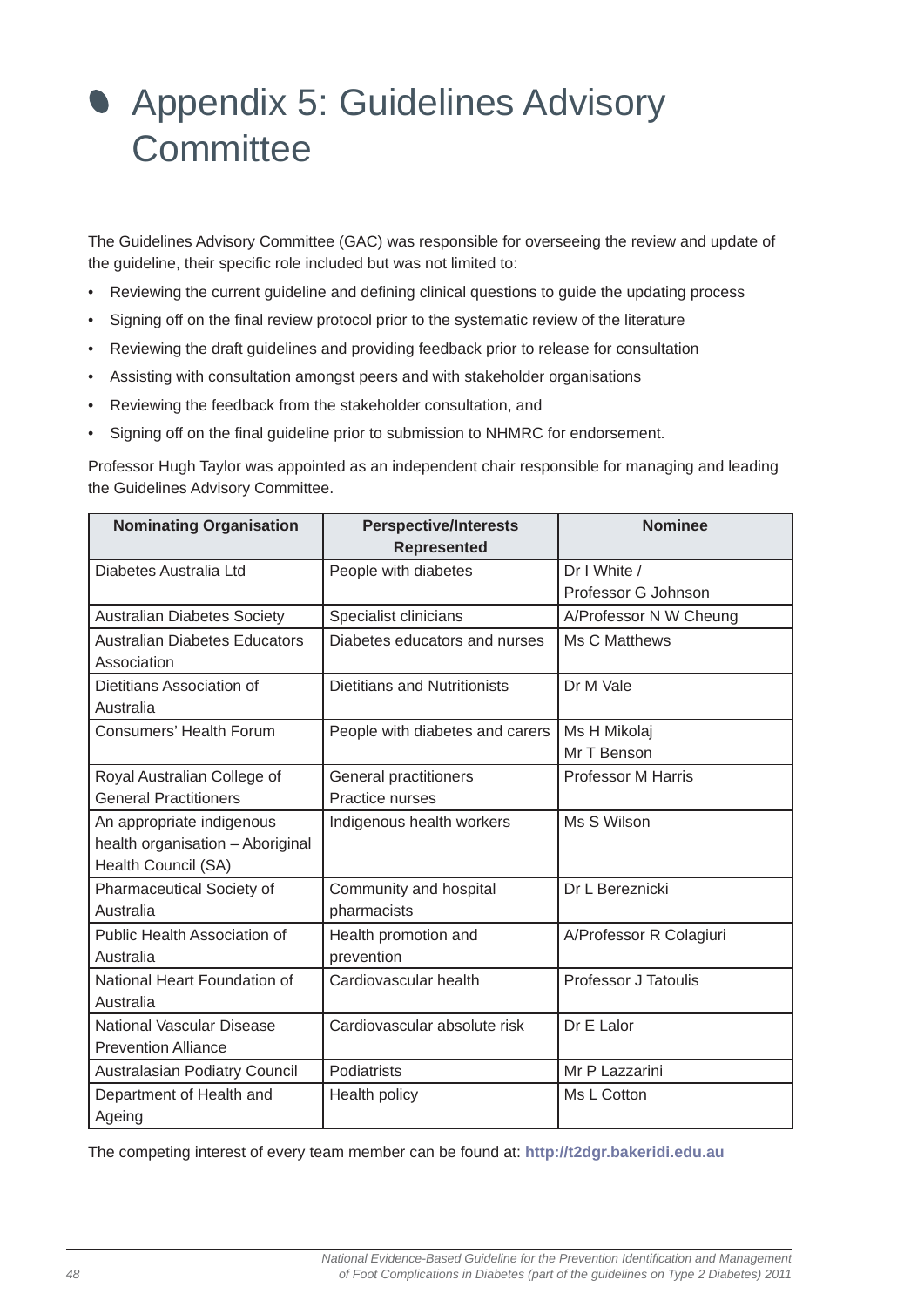# Appendix 5: Guidelines Advisory Committee

The Guidelines Advisory Committee (GAC) was responsible for overseeing the review and update of the guideline, their specific role included but was not limited to:

- Reviewing the current guideline and defining clinical questions to guide the updating process
- Signing off on the final review protocol prior to the systematic review of the literature
- Reviewing the draft guidelines and providing feedback prior to release for consultation
- Assisting with consultation amongst peers and with stakeholder organisations
- Reviewing the feedback from the stakeholder consultation, and
- Signing off on the final guideline prior to submission to NHMRC for endorsement.

Professor Hugh Taylor was appointed as an independent chair responsible for managing and leading the Guidelines Advisory Committee.

| Nominating Organisation | Perspective/Interests Represented | Nominee |
|---|---|---|
| Diabetes Australia Ltd | People with diabetes | Dr I White / Professor G Johnson |
| Australian Diabetes Society | Specialist clinicians | A/Professor N W Cheung |
| Australian Diabetes Educators Association | Diabetes educators and nurses | Ms C Matthews |
| Dietitians Association of Australia | Dietitians and Nutritionists | Dr M Vale |
| Consumers' Health Forum | People with diabetes and carers | Ms H Mikolaj<br>Mr T Benson |
| Royal Australian College of General Practitioners | General practitioners<br>Practice nurses | Professor M Harris |
| An appropriate indigenous health organisation – Aboriginal Health Council (SA) | Indigenous health workers | Ms S Wilson |
| Pharmaceutical Society of Australia | Community and hospital pharmacists | Dr L Bereznicki |
| Public Health Association of Australia | Health promotion and prevention | A/Professor R Colagiuri |
| National Heart Foundation of Australia | Cardiovascular health | Professor J Tatoulis |
| National Vascular Disease Prevention Alliance | Cardiovascular absolute risk | Dr E Lalor |
| Australasian Podiatry Council | Podiatrists | Mr P Lazzarini |
| Department of Health and Ageing | Health policy | Ms L Cotton |

The competing interest of every team member can be found at: **http://t2dgr.bakeridi.edu.au**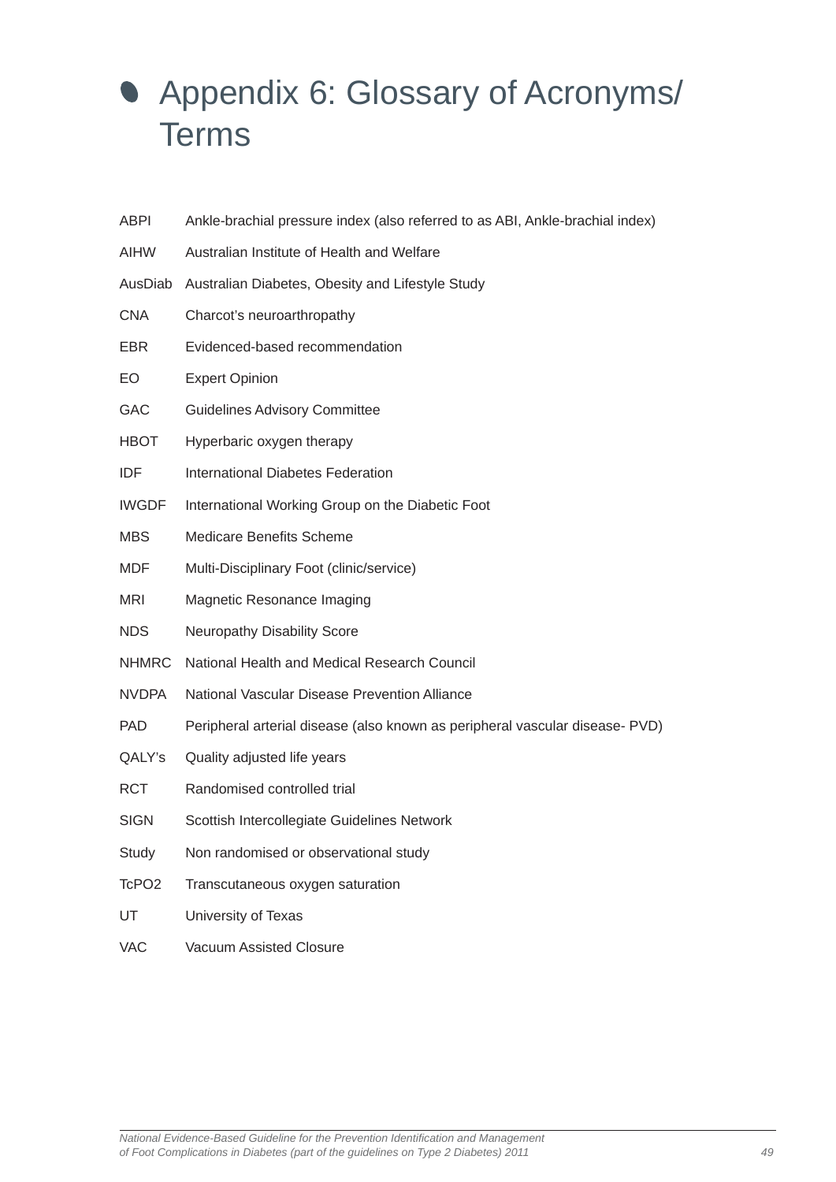# Appendix 6: Glossary of Acronyms/ Terms

| | |
|---|---|
| ABPI | Ankle-brachial pressure index (also referred to as ABI, Ankle-brachial index) |
| AIHW | Australian Institute of Health and Welfare |
| AusDiab | Australian Diabetes, Obesity and Lifestyle Study |
| CNA | Charcot's neuroarthropathy |
| EBR | Evidenced-based recommendation |
| EO | Expert Opinion |
| GAC | Guidelines Advisory Committee |
| HBOT | Hyperbaric oxygen therapy |
| IDF | International Diabetes Federation |
| IWGDF | International Working Group on the Diabetic Foot |
| MBS | Medicare Benefits Scheme |
| MDF | Multi-Disciplinary Foot (clinic/service) |
| MRI | Magnetic Resonance Imaging |
| NDS | Neuropathy Disability Score |
| NHMRC | National Health and Medical Research Council |
| NVDPA | National Vascular Disease Prevention Alliance |
| PAD | Peripheral arterial disease (also known as peripheral vascular disease- PVD) |
| QALY's | Quality adjusted life years |
| RCT | Randomised controlled trial |
| SIGN | Scottish Intercollegiate Guidelines Network |
| Study | Non randomised or observational study |
| TcPO2 | Transcutaneous oxygen saturation |
| UT | University of Texas |
| VAC | Vacuum Assisted Closure |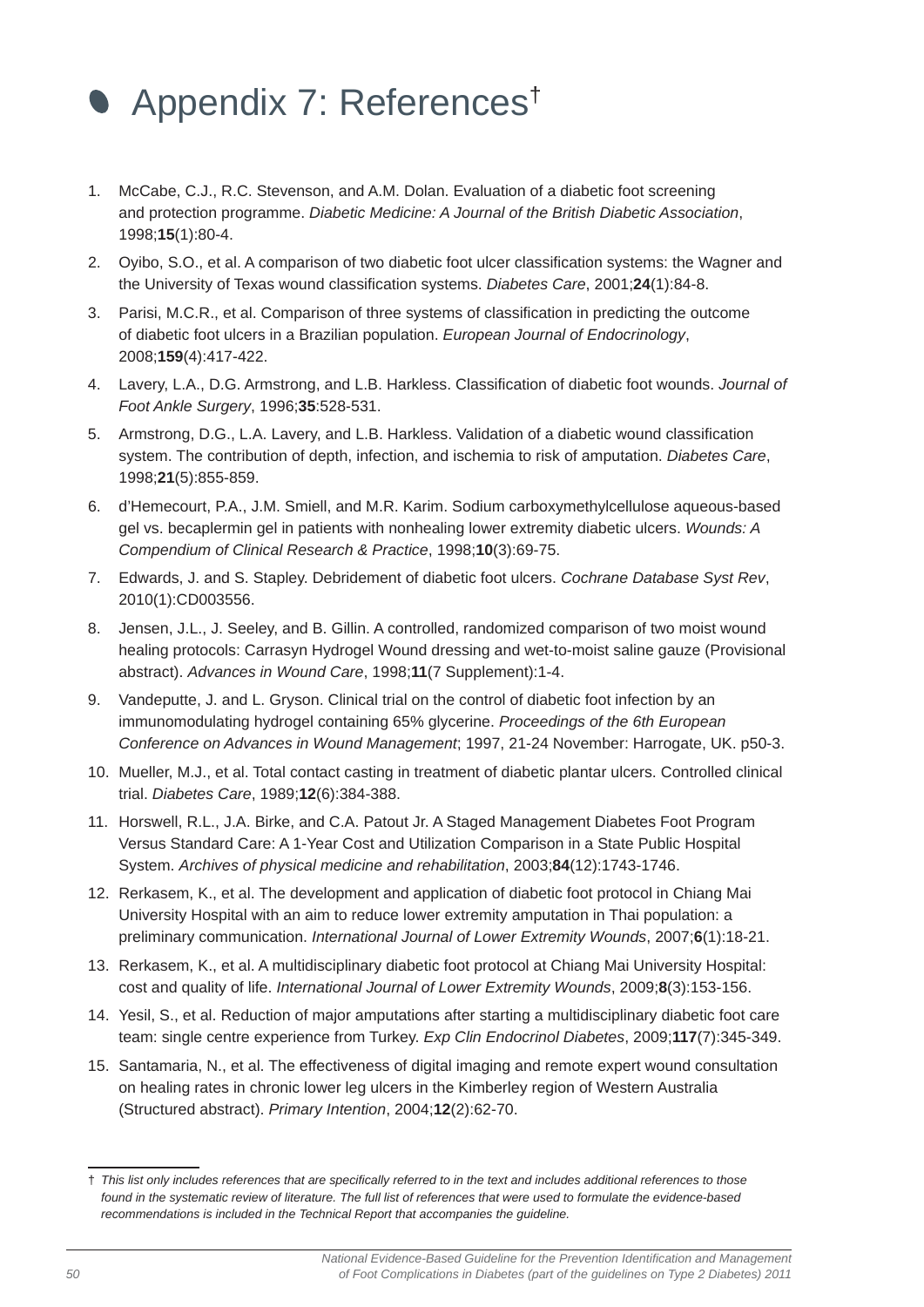# Appendix 7: References†

1. McCabe, C.J., R.C. Stevenson, and A.M. Dolan. Evaluation of a diabetic foot screening and protection programme. *Diabetic Medicine: A Journal of the British Diabetic Association*, 1998;**15**(1):80-4.
2. Oyibo, S.O., et al. A comparison of two diabetic foot ulcer classification systems: the Wagner and the University of Texas wound classification systems. *Diabetes Care*, 2001;**24**(1):84-8.
3. Parisi, M.C.R., et al. Comparison of three systems of classification in predicting the outcome of diabetic foot ulcers in a Brazilian population. *European Journal of Endocrinology*, 2008;**159**(4):417-422.
4. Lavery, L.A., D.G. Armstrong, and L.B. Harkless. Classification of diabetic foot wounds. *Journal of Foot Ankle Surgery*, 1996;**35**:528-531.
5. Armstrong, D.G., L.A. Lavery, and L.B. Harkless. Validation of a diabetic wound classification system. The contribution of depth, infection, and ischemia to risk of amputation. *Diabetes Care*, 1998;**21**(5):855-859.
6. d'Hemecourt, P.A., J.M. Smiell, and M.R. Karim. Sodium carboxymethylcellulose aqueous-based gel vs. becaplermin gel in patients with nonhealing lower extremity diabetic ulcers. *Wounds: A Compendium of Clinical Research & Practice*, 1998;**10**(3):69-75.
7. Edwards, J. and S. Stapley. Debridement of diabetic foot ulcers. *Cochrane Database Syst Rev*, 2010(1):CD003556.
8. Jensen, J.L., J. Seeley, and B. Gillin. A controlled, randomized comparison of two moist wound healing protocols: Carrasyn Hydrogel Wound dressing and wet-to-moist saline gauze (Provisional abstract). *Advances in Wound Care*, 1998;**11**(7 Supplement):1-4.
9. Vandeputte, J. and L. Gryson. Clinical trial on the control of diabetic foot infection by an immunomodulating hydrogel containing 65% glycerine. *Proceedings of the 6th European Conference on Advances in Wound Management*; 1997, 21-24 November: Harrogate, UK. p50-3.
10. Mueller, M.J., et al. Total contact casting in treatment of diabetic plantar ulcers. Controlled clinical trial. *Diabetes Care*, 1989;**12**(6):384-388.
11. Horswell, R.L., J.A. Birke, and C.A. Patout Jr. A Staged Management Diabetes Foot Program Versus Standard Care: A 1-Year Cost and Utilization Comparison in a State Public Hospital System. *Archives of physical medicine and rehabilitation*, 2003;**84**(12):1743-1746.
12. Rerkasem, K., et al. The development and application of diabetic foot protocol in Chiang Mai University Hospital with an aim to reduce lower extremity amputation in Thai population: a preliminary communication. *International Journal of Lower Extremity Wounds*, 2007;**6**(1):18-21.
13. Rerkasem, K., et al. A multidisciplinary diabetic foot protocol at Chiang Mai University Hospital: cost and quality of life. *International Journal of Lower Extremity Wounds*, 2009;**8**(3):153-156.
14. Yesil, S., et al. Reduction of major amputations after starting a multidisciplinary diabetic foot care team: single centre experience from Turkey. *Exp Clin Endocrinol Diabetes*, 2009;**117**(7):345-349.
15. Santamaria, N., et al. The effectiveness of digital imaging and remote expert wound consultation on healing rates in chronic lower leg ulcers in the Kimberley region of Western Australia (Structured abstract). *Primary Intention*, 2004;**12**(2):62-70.

---

† *This list only includes references that are specifically referred to in the text and includes additional references to those found in the systematic review of literature. The full list of references that were used to formulate the evidence-based recommendations is included in the Technical Report that accompanies the guideline.*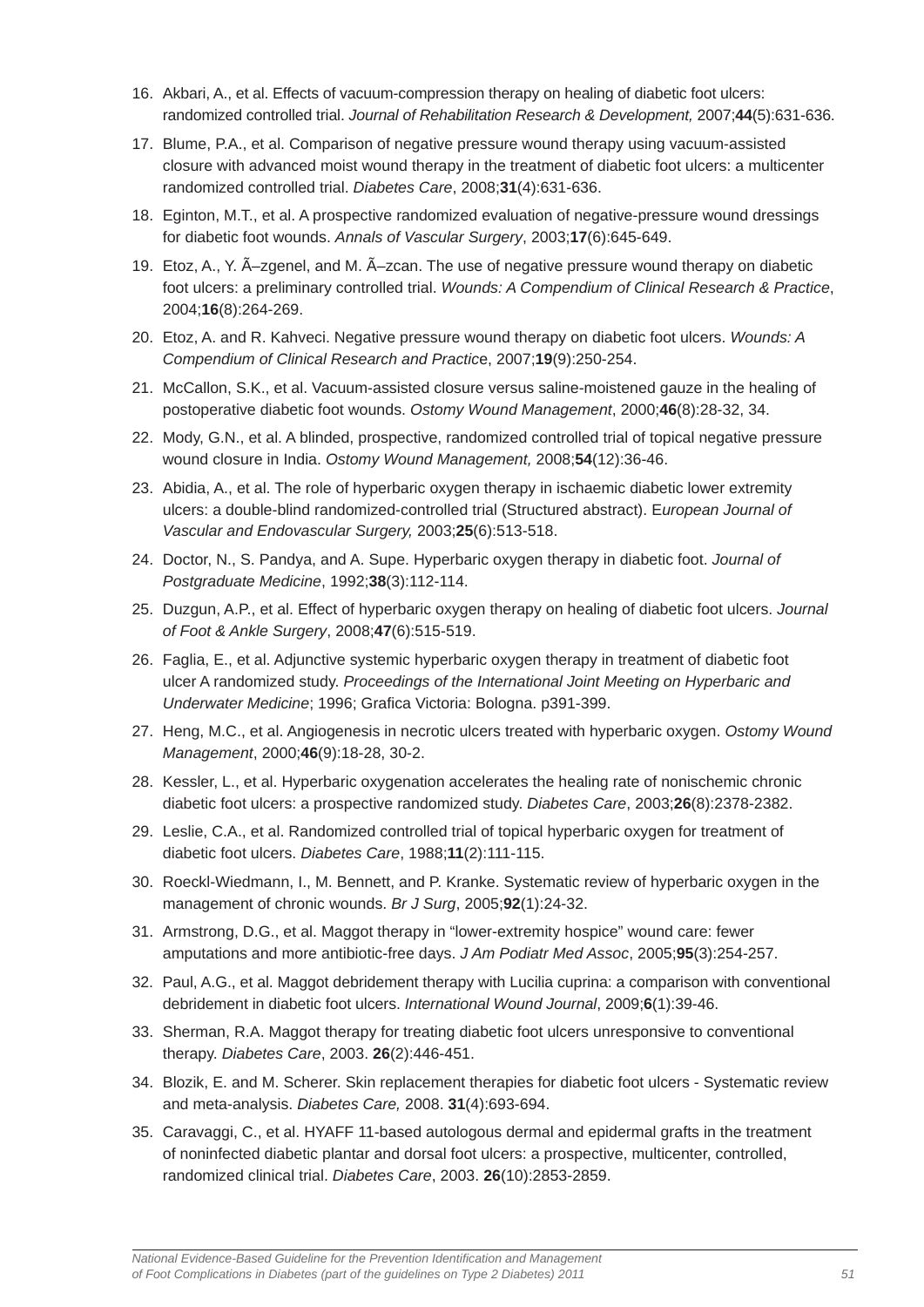16. Akbari, A., et al. Effects of vacuum-compression therapy on healing of diabetic foot ulcers: randomized controlled trial. *Journal of Rehabilitation Research & Development,* 2007;**44**(5):631-636.
17. Blume, P.A., et al. Comparison of negative pressure wound therapy using vacuum-assisted closure with advanced moist wound therapy in the treatment of diabetic foot ulcers: a multicenter randomized controlled trial. *Diabetes Care*, 2008;**31**(4):631-636.
18. Eginton, M.T., et al. A prospective randomized evaluation of negative-pressure wound dressings for diabetic foot wounds. *Annals of Vascular Surgery*, 2003;**17**(6):645-649.
19. Etoz, A., Y. Ã–zgenel, and M. Ã–zcan. The use of negative pressure wound therapy on diabetic foot ulcers: a preliminary controlled trial. *Wounds: A Compendium of Clinical Research & Practice*, 2004;**16**(8):264-269.
20. Etoz, A. and R. Kahveci. Negative pressure wound therapy on diabetic foot ulcers. *Wounds: A Compendium of Clinical Research and Practic*e, 2007;**19**(9):250-254.
21. McCallon, S.K., et al. Vacuum-assisted closure versus saline-moistened gauze in the healing of postoperative diabetic foot wounds. *Ostomy Wound Management*, 2000;**46**(8):28-32, 34.
22. Mody, G.N., et al. A blinded, prospective, randomized controlled trial of topical negative pressure wound closure in India. *Ostomy Wound Management,* 2008;**54**(12):36-46.
23. Abidia, A., et al. The role of hyperbaric oxygen therapy in ischaemic diabetic lower extremity ulcers: a double-blind randomized-controlled trial (Structured abstract). E*uropean Journal of Vascular and Endovascular Surgery,* 2003;**25**(6):513-518.
24. Doctor, N., S. Pandya, and A. Supe. Hyperbaric oxygen therapy in diabetic foot. *Journal of Postgraduate Medicine*, 1992;**38**(3):112-114.
25. Duzgun, A.P., et al. Effect of hyperbaric oxygen therapy on healing of diabetic foot ulcers. *Journal of Foot & Ankle Surgery*, 2008;**47**(6):515-519.
26. Faglia, E., et al. Adjunctive systemic hyperbaric oxygen therapy in treatment of diabetic foot ulcer A randomized study. *Proceedings of the International Joint Meeting on Hyperbaric and Underwater Medicine*; 1996; Grafica Victoria: Bologna. p391-399.
27. Heng, M.C., et al. Angiogenesis in necrotic ulcers treated with hyperbaric oxygen. *Ostomy Wound Management*, 2000;**46**(9):18-28, 30-2.
28. Kessler, L., et al. Hyperbaric oxygenation accelerates the healing rate of nonischemic chronic diabetic foot ulcers: a prospective randomized study. *Diabetes Care*, 2003;**26**(8):2378-2382.
29. Leslie, C.A., et al. Randomized controlled trial of topical hyperbaric oxygen for treatment of diabetic foot ulcers. *Diabetes Care*, 1988;**11**(2):111-115.
30. Roeckl-Wiedmann, I., M. Bennett, and P. Kranke. Systematic review of hyperbaric oxygen in the management of chronic wounds. *Br J Surg*, 2005;**92**(1):24-32.
31. Armstrong, D.G., et al. Maggot therapy in "lower-extremity hospice" wound care: fewer amputations and more antibiotic-free days. *J Am Podiatr Med Assoc*, 2005;**95**(3):254-257.
32. Paul, A.G., et al. Maggot debridement therapy with Lucilia cuprina: a comparison with conventional debridement in diabetic foot ulcers. *International Wound Journal*, 2009;**6**(1):39-46.
33. Sherman, R.A. Maggot therapy for treating diabetic foot ulcers unresponsive to conventional therapy. *Diabetes Care*, 2003. **26**(2):446-451.
34. Blozik, E. and M. Scherer. Skin replacement therapies for diabetic foot ulcers - Systematic review and meta-analysis. *Diabetes Care,* 2008. **31**(4):693-694.
35. Caravaggi, C., et al. HYAFF 11-based autologous dermal and epidermal grafts in the treatment of noninfected diabetic plantar and dorsal foot ulcers: a prospective, multicenter, controlled, randomized clinical trial. *Diabetes Care*, 2003. **26**(10):2853-2859.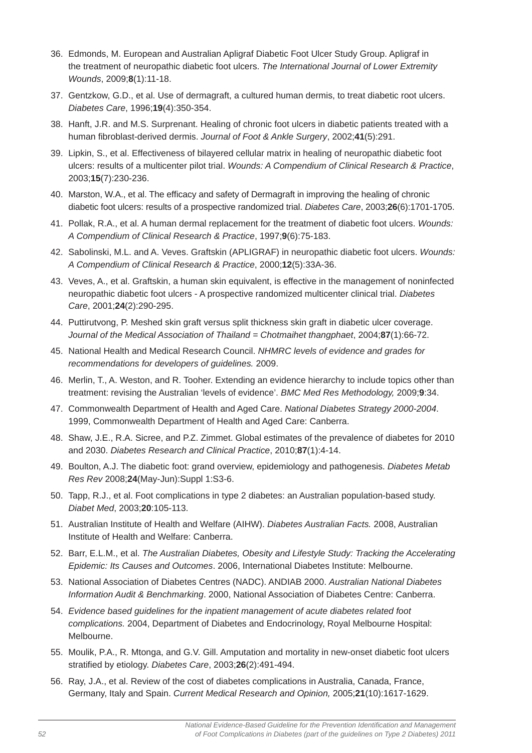36. Edmonds, M. European and Australian Apligraf Diabetic Foot Ulcer Study Group. Apligraf in the treatment of neuropathic diabetic foot ulcers. *The International Journal of Lower Extremity Wounds*, 2009;**8**(1):11-18.
37. Gentzkow, G.D., et al. Use of dermagraft, a cultured human dermis, to treat diabetic root ulcers. *Diabetes Care*, 1996;**19**(4):350-354.
38. Hanft, J.R. and M.S. Surprenant. Healing of chronic foot ulcers in diabetic patients treated with a human fibroblast-derived dermis. *Journal of Foot & Ankle Surgery*, 2002;**41**(5):291.
39. Lipkin, S., et al. Effectiveness of bilayered cellular matrix in healing of neuropathic diabetic foot ulcers: results of a multicenter pilot trial. *Wounds: A Compendium of Clinical Research & Practice*, 2003;**15**(7):230-236.
40. Marston, W.A., et al. The efficacy and safety of Dermagraft in improving the healing of chronic diabetic foot ulcers: results of a prospective randomized trial. *Diabetes Care*, 2003;**26**(6):1701-1705.
41. Pollak, R.A., et al. A human dermal replacement for the treatment of diabetic foot ulcers. *Wounds: A Compendium of Clinical Research & Practice*, 1997;**9**(6):75-183.
42. Sabolinski, M.L. and A. Veves. Graftskin (APLIGRAF) in neuropathic diabetic foot ulcers. *Wounds: A Compendium of Clinical Research & Practice*, 2000;**12**(5):33A-36.
43. Veves, A., et al. Graftskin, a human skin equivalent, is effective in the management of noninfected neuropathic diabetic foot ulcers - A prospective randomized multicenter clinical trial. *Diabetes Care*, 2001;**24**(2):290-295.
44. Puttirutvong, P. Meshed skin graft versus split thickness skin graft in diabetic ulcer coverage. *Journal of the Medical Association of Thailand = Chotmaihet thangphaet*, 2004;**87**(1):66-72.
45. National Health and Medical Research Council. *NHMRC levels of evidence and grades for recommendations for developers of guidelines.* 2009.
46. Merlin, T., A. Weston, and R. Tooher. Extending an evidence hierarchy to include topics other than treatment: revising the Australian 'levels of evidence'. *BMC Med Res Methodology,* 2009;**9**:34.
47. Commonwealth Department of Health and Aged Care. *National Diabetes Strategy 2000-2004*. 1999, Commonwealth Department of Health and Aged Care: Canberra.
48. Shaw, J.E., R.A. Sicree, and P.Z. Zimmet. Global estimates of the prevalence of diabetes for 2010 and 2030. *Diabetes Research and Clinical Practice*, 2010;**87**(1):4-14.
49. Boulton, A.J. The diabetic foot: grand overview, epidemiology and pathogenesis. *Diabetes Metab Res Rev* 2008;**24**(May-Jun):Suppl 1:S3-6.
50. Tapp, R.J., et al. Foot complications in type 2 diabetes: an Australian population-based study. *Diabet Med*, 2003;**20**:105-113.
51. Australian Institute of Health and Welfare (AIHW). *Diabetes Australian Facts.* 2008, Australian Institute of Health and Welfare: Canberra.
52. Barr, E.L.M., et al. *The Australian Diabetes, Obesity and Lifestyle Study: Tracking the Accelerating Epidemic: Its Causes and Outcomes*. 2006, International Diabetes Institute: Melbourne.
53. National Association of Diabetes Centres (NADC). ANDIAB 2000. *Australian National Diabetes Information Audit & Benchmarking*. 2000, National Association of Diabetes Centre: Canberra.
54. *Evidence based guidelines for the inpatient management of acute diabetes related foot complications.* 2004, Department of Diabetes and Endocrinology, Royal Melbourne Hospital: Melbourne.
55. Moulik, P.A., R. Mtonga, and G.V. Gill. Amputation and mortality in new-onset diabetic foot ulcers stratified by etiology. *Diabetes Care*, 2003;**26**(2):491-494.
56. Ray, J.A., et al. Review of the cost of diabetes complications in Australia, Canada, France, Germany, Italy and Spain. *Current Medical Research and Opinion,* 2005;**21**(10):1617-1629.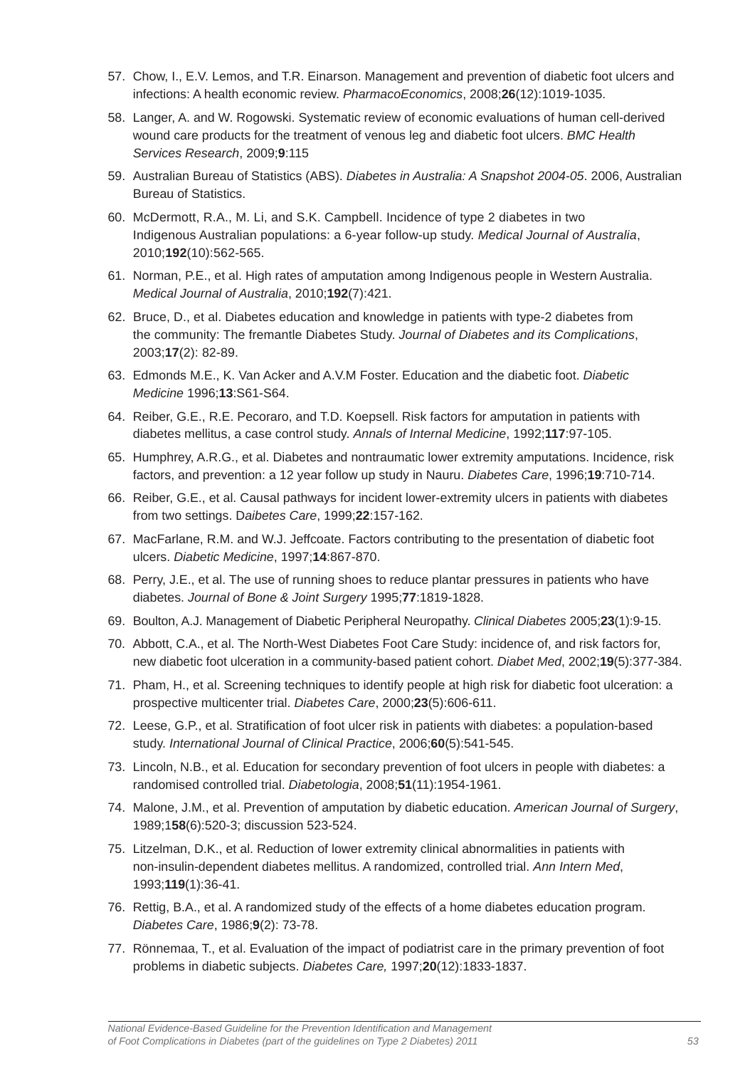57. Chow, I., E.V. Lemos, and T.R. Einarson. Management and prevention of diabetic foot ulcers and infections: A health economic review. *PharmacoEconomics*, 2008;**26**(12):1019-1035.
58. Langer, A. and W. Rogowski. Systematic review of economic evaluations of human cell-derived wound care products for the treatment of venous leg and diabetic foot ulcers. *BMC Health Services Research*, 2009;**9**:115
59. Australian Bureau of Statistics (ABS). *Diabetes in Australia: A Snapshot 2004-05*. 2006, Australian Bureau of Statistics.
60. McDermott, R.A., M. Li, and S.K. Campbell. Incidence of type 2 diabetes in two Indigenous Australian populations: a 6-year follow-up study. *Medical Journal of Australia*, 2010;**192**(10):562-565.
61. Norman, P.E., et al. High rates of amputation among Indigenous people in Western Australia. *Medical Journal of Australia*, 2010;**192**(7):421.
62. Bruce, D., et al. Diabetes education and knowledge in patients with type-2 diabetes from the community: The fremantle Diabetes Study. *Journal of Diabetes and its Complications*, 2003;**17**(2): 82-89.
63. Edmonds M.E., K. Van Acker and A.V.M Foster. Education and the diabetic foot. *Diabetic Medicine* 1996;**13**:S61-S64.
64. Reiber, G.E., R.E. Pecoraro, and T.D. Koepsell. Risk factors for amputation in patients with diabetes mellitus, a case control study. *Annals of Internal Medicine*, 1992;**117**:97-105.
65. Humphrey, A.R.G., et al. Diabetes and nontraumatic lower extremity amputations. Incidence, risk factors, and prevention: a 12 year follow up study in Nauru. *Diabetes Care*, 1996;**19**:710-714.
66. Reiber, G.E., et al. Causal pathways for incident lower-extremity ulcers in patients with diabetes from two settings. D*aibetes Care*, 1999;**22**:157-162.
67. MacFarlane, R.M. and W.J. Jeffcoate. Factors contributing to the presentation of diabetic foot ulcers. *Diabetic Medicine*, 1997;**14**:867-870.
68. Perry, J.E., et al. The use of running shoes to reduce plantar pressures in patients who have diabetes. *Journal of Bone & Joint Surgery* 1995;**77**:1819-1828.
69. Boulton, A.J. Management of Diabetic Peripheral Neuropathy. *Clinical Diabetes* 2005;**23**(1):9-15.
70. Abbott, C.A., et al. The North-West Diabetes Foot Care Study: incidence of, and risk factors for, new diabetic foot ulceration in a community-based patient cohort. *Diabet Med*, 2002;**19**(5):377-384.
71. Pham, H., et al. Screening techniques to identify people at high risk for diabetic foot ulceration: a prospective multicenter trial. *Diabetes Care*, 2000;**23**(5):606-611.
72. Leese, G.P., et al. Stratification of foot ulcer risk in patients with diabetes: a population-based study. *International Journal of Clinical Practice*, 2006;**60**(5):541-545.
73. Lincoln, N.B., et al. Education for secondary prevention of foot ulcers in people with diabetes: a randomised controlled trial. *Diabetologia*, 2008;**51**(11):1954-1961.
74. Malone, J.M., et al. Prevention of amputation by diabetic education. *American Journal of Surgery*, 1989;1**58**(6):520-3; discussion 523-524.
75. Litzelman, D.K., et al. Reduction of lower extremity clinical abnormalities in patients with non-insulin-dependent diabetes mellitus. A randomized, controlled trial. *Ann Intern Med*, 1993;**119**(1):36-41.
76. Rettig, B.A., et al. A randomized study of the effects of a home diabetes education program. *Diabetes Care*, 1986;**9**(2): 73-78.
77. Rönnemaa, T., et al. Evaluation of the impact of podiatrist care in the primary prevention of foot problems in diabetic subjects. *Diabetes Care,* 1997;**20**(12):1833-1837.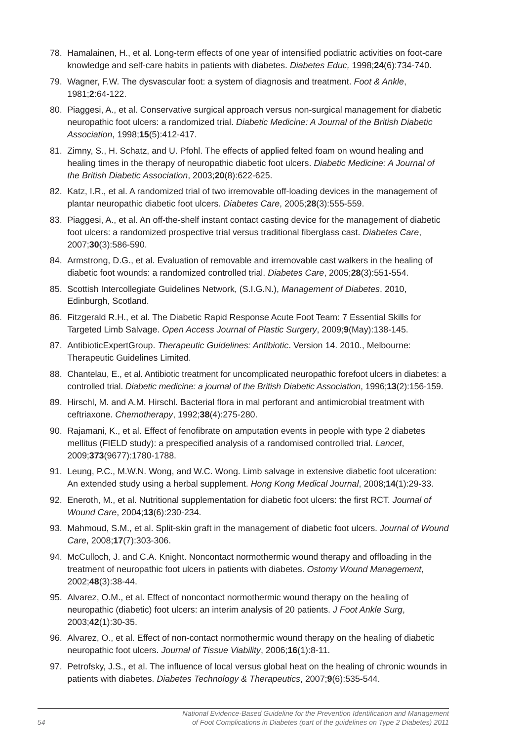78. Hamalainen, H., et al. Long-term effects of one year of intensified podiatric activities on foot-care knowledge and self-care habits in patients with diabetes. *Diabetes Educ,* 1998;**24**(6):734-740.
79. Wagner, F.W. The dysvascular foot: a system of diagnosis and treatment. *Foot & Ankle*, 1981;**2**:64-122.
80. Piaggesi, A., et al. Conservative surgical approach versus non-surgical management for diabetic neuropathic foot ulcers: a randomized trial. *Diabetic Medicine: A Journal of the British Diabetic Association*, 1998;**15**(5):412-417.
81. Zimny, S., H. Schatz, and U. Pfohl. The effects of applied felted foam on wound healing and healing times in the therapy of neuropathic diabetic foot ulcers. *Diabetic Medicine: A Journal of the British Diabetic Association*, 2003;**20**(8):622-625.
82. Katz, I.R., et al. A randomized trial of two irremovable off-loading devices in the management of plantar neuropathic diabetic foot ulcers. *Diabetes Care*, 2005;**28**(3):555-559.
83. Piaggesi, A., et al. An off-the-shelf instant contact casting device for the management of diabetic foot ulcers: a randomized prospective trial versus traditional fiberglass cast. *Diabetes Care*, 2007;**30**(3):586-590.
84. Armstrong, D.G., et al. Evaluation of removable and irremovable cast walkers in the healing of diabetic foot wounds: a randomized controlled trial. *Diabetes Care*, 2005;**28**(3):551-554.
85. Scottish Intercollegiate Guidelines Network, (S.I.G.N.), *Management of Diabetes*. 2010, Edinburgh, Scotland.
86. Fitzgerald R.H., et al. The Diabetic Rapid Response Acute Foot Team: 7 Essential Skills for Targeted Limb Salvage. *Open Access Journal of Plastic Surgery*, 2009;**9**(May):138-145.
87. AntibioticExpertGroup. *Therapeutic Guidelines: Antibiotic*. Version 14. 2010., Melbourne: Therapeutic Guidelines Limited.
88. Chantelau, E., et al. Antibiotic treatment for uncomplicated neuropathic forefoot ulcers in diabetes: a controlled trial. *Diabetic medicine: a journal of the British Diabetic Association*, 1996;**13**(2):156-159.
89. Hirschl, M. and A.M. Hirschl. Bacterial flora in mal perforant and antimicrobial treatment with ceftriaxone. *Chemotherapy*, 1992;**38**(4):275-280.
90. Rajamani, K., et al. Effect of fenofibrate on amputation events in people with type 2 diabetes mellitus (FIELD study): a prespecified analysis of a randomised controlled trial. *Lancet*, 2009;**373**(9677):1780-1788.
91. Leung, P.C., M.W.N. Wong, and W.C. Wong. Limb salvage in extensive diabetic foot ulceration: An extended study using a herbal supplement. *Hong Kong Medical Journal*, 2008;**14**(1):29-33.
92. Eneroth, M., et al. Nutritional supplementation for diabetic foot ulcers: the first RCT. *Journal of Wound Care*, 2004;**13**(6):230-234.
93. Mahmoud, S.M., et al. Split-skin graft in the management of diabetic foot ulcers. *Journal of Wound Care*, 2008;**17**(7):303-306.
94. McCulloch, J. and C.A. Knight. Noncontact normothermic wound therapy and offloading in the treatment of neuropathic foot ulcers in patients with diabetes. *Ostomy Wound Management*, 2002;**48**(3):38-44.
95. Alvarez, O.M., et al. Effect of noncontact normothermic wound therapy on the healing of neuropathic (diabetic) foot ulcers: an interim analysis of 20 patients. *J Foot Ankle Surg*, 2003;**42**(1):30-35.
96. Alvarez, O., et al. Effect of non-contact normothermic wound therapy on the healing of diabetic neuropathic foot ulcers. *Journal of Tissue Viability*, 2006;**16**(1):8-11.
97. Petrofsky, J.S., et al. The influence of local versus global heat on the healing of chronic wounds in patients with diabetes. *Diabetes Technology & Therapeutics*, 2007;**9**(6):535-544.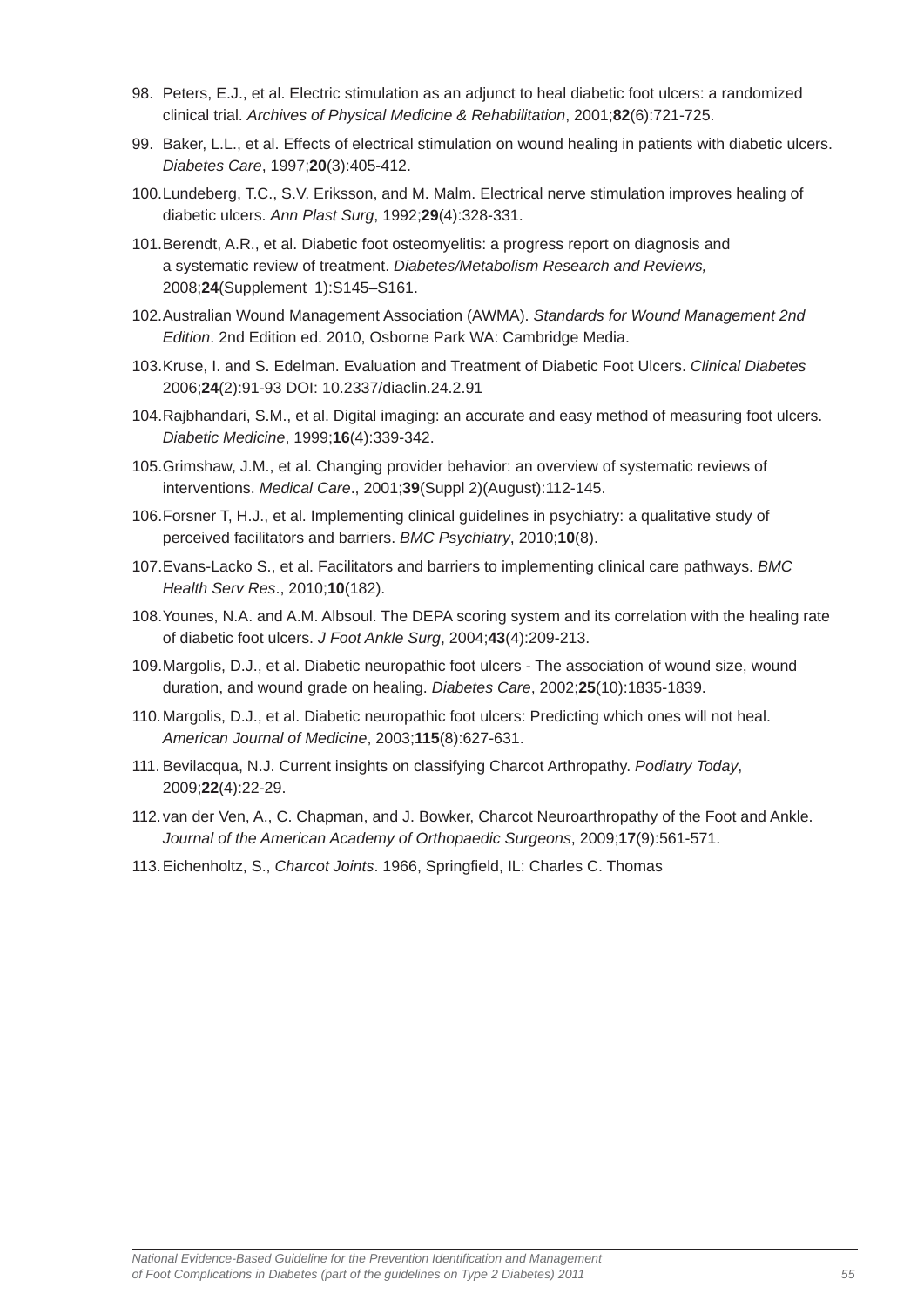98. Peters, E.J., et al. Electric stimulation as an adjunct to heal diabetic foot ulcers: a randomized clinical trial. *Archives of Physical Medicine & Rehabilitation*, 2001;**82**(6):721-725.

99. Baker, L.L., et al. Effects of electrical stimulation on wound healing in patients with diabetic ulcers. *Diabetes Care*, 1997;**20**(3):405-412.

100. Lundeberg, T.C., S.V. Eriksson, and M. Malm. Electrical nerve stimulation improves healing of diabetic ulcers. *Ann Plast Surg*, 1992;**29**(4):328-331.

101. Berendt, A.R., et al. Diabetic foot osteomyelitis: a progress report on diagnosis and a systematic review of treatment. *Diabetes/Metabolism Research and Reviews,* 2008;**24**(Supplement 1):S145–S161.

102. Australian Wound Management Association (AWMA). *Standards for Wound Management 2nd Edition*. 2nd Edition ed. 2010, Osborne Park WA: Cambridge Media.

103. Kruse, I. and S. Edelman. Evaluation and Treatment of Diabetic Foot Ulcers. *Clinical Diabetes* 2006;**24**(2):91-93 DOI: 10.2337/diaclin.24.2.91

104. Rajbhandari, S.M., et al. Digital imaging: an accurate and easy method of measuring foot ulcers. *Diabetic Medicine*, 1999;**16**(4):339-342.

105. Grimshaw, J.M., et al. Changing provider behavior: an overview of systematic reviews of interventions. *Medical Care*., 2001;**39**(Suppl 2)(August):112-145.

106. Forsner T, H.J., et al. Implementing clinical guidelines in psychiatry: a qualitative study of perceived facilitators and barriers. *BMC Psychiatry*, 2010;**10**(8).

107. Evans-Lacko S., et al. Facilitators and barriers to implementing clinical care pathways. *BMC Health Serv Res*., 2010;**10**(182).

108. Younes, N.A. and A.M. Albsoul. The DEPA scoring system and its correlation with the healing rate of diabetic foot ulcers. *J Foot Ankle Surg*, 2004;**43**(4):209-213.

109. Margolis, D.J., et al. Diabetic neuropathic foot ulcers - The association of wound size, wound duration, and wound grade on healing. *Diabetes Care*, 2002;**25**(10):1835-1839.

110. Margolis, D.J., et al. Diabetic neuropathic foot ulcers: Predicting which ones will not heal. *American Journal of Medicine*, 2003;**115**(8):627-631.

111. Bevilacqua, N.J. Current insights on classifying Charcot Arthropathy. *Podiatry Today*, 2009;**22**(4):22-29.

112. van der Ven, A., C. Chapman, and J. Bowker, Charcot Neuroarthropathy of the Foot and Ankle. *Journal of the American Academy of Orthopaedic Surgeons*, 2009;**17**(9):561-571.

113. Eichenholtz, S., *Charcot Joints*. 1966, Springfield, IL: Charles C. Thomas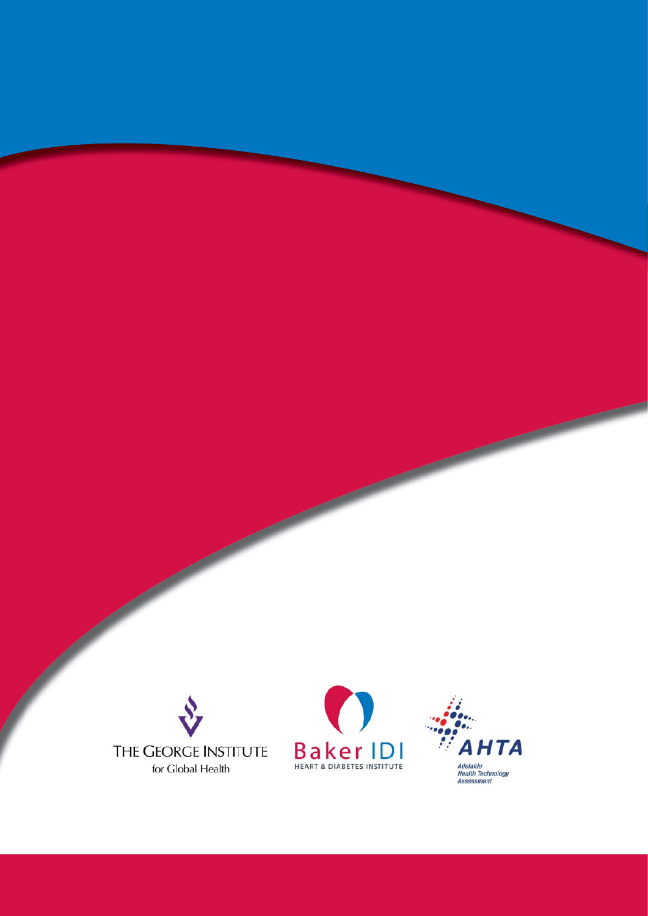THE GEORGE INSTITUTE for Global Health

Baker IDI HEART & DIABETES INSTITUTE

AHTA Adelaide Health Technology Assessment